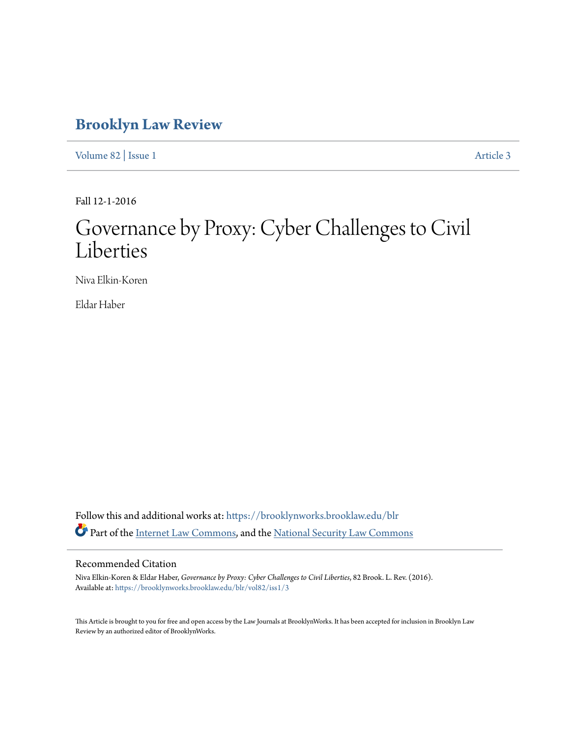# Brooklyn Law Review

Volume 82 | Issue 1 Article 3

Fall 12-1-2016

# Governance by Proxy: Cyber Challenges to Civil Liberties

Niva Elkin-Koren

Eldar Haber

Follow this and additional works at: https://brooklynworks.brooklaw.edu/blr

Part of the Internet Law Commons, and the National Security Law Commons

## Recommended Citation

Niva Elkin-Koren & Eldar Haber, *Governance by Proxy: Cyber Challenges to Civil Liberties*, 82 Brook. L. Rev. (2016).
Available at: https://brooklynworks.brooklaw.edu/blr/vol82/iss1/3

This Article is brought to you for free and open access by the Law Journals at BrooklynWorks. It has been accepted for inclusion in Brooklyn Law Review by an authorized editor of BrooklynWorks.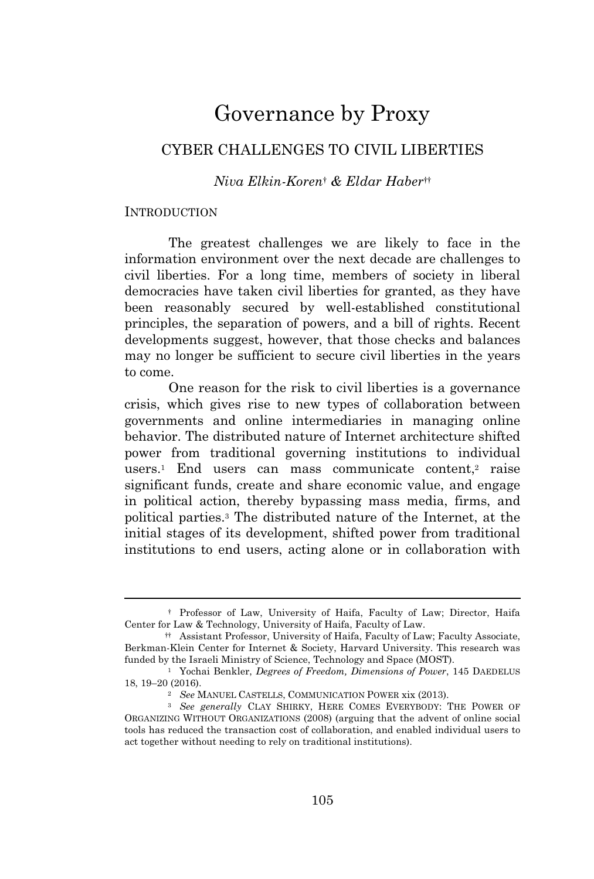# Governance by Proxy

## CYBER CHALLENGES TO CIVIL LIBERTIES

*Niva Elkin-Koren*[†] *& Eldar Haber*[††]

INTRODUCTION

The greatest challenges we are likely to face in the information environment over the next decade are challenges to civil liberties. For a long time, members of society in liberal democracies have taken civil liberties for granted, as they have been reasonably secured by well-established constitutional principles, the separation of powers, and a bill of rights. Recent developments suggest, however, that those checks and balances may no longer be sufficient to secure civil liberties in the years to come.

One reason for the risk to civil liberties is a governance crisis, which gives rise to new types of collaboration between governments and online intermediaries in managing online behavior. The distributed nature of Internet architecture shifted power from traditional governing institutions to individual users.[1] End users can mass communicate content,[2] raise significant funds, create and share economic value, and engage in political action, thereby bypassing mass media, firms, and political parties.[3] The distributed nature of the Internet, at the initial stages of its development, shifted power from traditional institutions to end users, acting alone or in collaboration with

---

[†] Professor of Law, University of Haifa, Faculty of Law; Director, Haifa Center for Law & Technology, University of Haifa, Faculty of Law.

[††] Assistant Professor, University of Haifa, Faculty of Law; Faculty Associate, Berkman-Klein Center for Internet & Society, Harvard University. This research was funded by the Israeli Ministry of Science, Technology and Space (MOST).

[1] Yochai Benkler, *Degrees of Freedom, Dimensions of Power*, 145 DAEDELUS 18, 19–20 (2016).

[2] *See* MANUEL CASTELLS, COMMUNICATION POWER xix (2013).

[3] *See generally* CLAY SHIRKY, HERE COMES EVERYBODY: THE POWER OF ORGANIZING WITHOUT ORGANIZATIONS (2008) (arguing that the advent of online social tools has reduced the transaction cost of collaboration, and enabled individual users to act together without needing to rely on traditional institutions).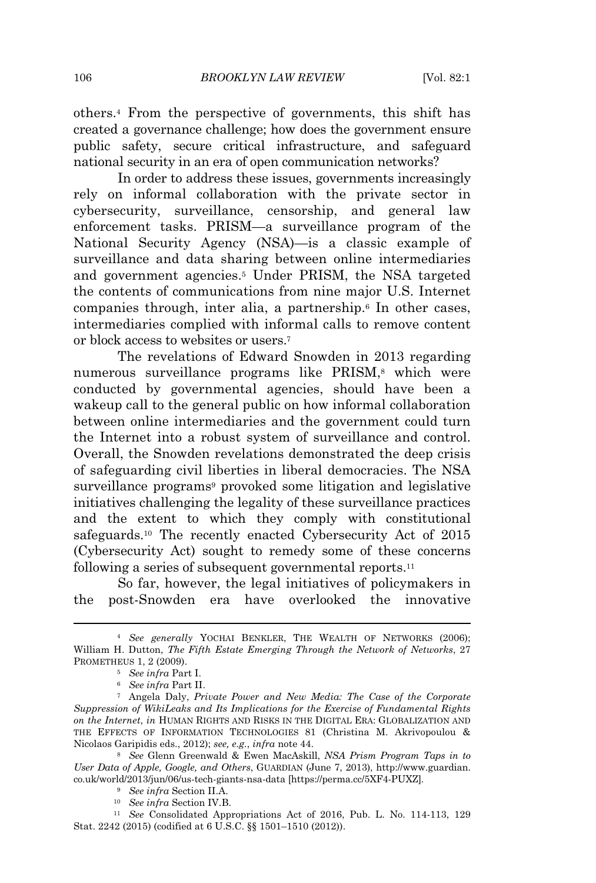others.[4] From the perspective of governments, this shift has created a governance challenge; how does the government ensure public safety, secure critical infrastructure, and safeguard national security in an era of open communication networks?

In order to address these issues, governments increasingly rely on informal collaboration with the private sector in cybersecurity, surveillance, censorship, and general law enforcement tasks. PRISM—a surveillance program of the National Security Agency (NSA)—is a classic example of surveillance and data sharing between online intermediaries and government agencies.[5] Under PRISM, the NSA targeted the contents of communications from nine major U.S. Internet companies through, inter alia, a partnership.[6] In other cases, intermediaries complied with informal calls to remove content or block access to websites or users.[7]

The revelations of Edward Snowden in 2013 regarding numerous surveillance programs like PRISM,[8] which were conducted by governmental agencies, should have been a wakeup call to the general public on how informal collaboration between online intermediaries and the government could turn the Internet into a robust system of surveillance and control. Overall, the Snowden revelations demonstrated the deep crisis of safeguarding civil liberties in liberal democracies. The NSA surveillance programs[9] provoked some litigation and legislative initiatives challenging the legality of these surveillance practices and the extent to which they comply with constitutional safeguards.[10] The recently enacted Cybersecurity Act of 2015 (Cybersecurity Act) sought to remedy some of these concerns following a series of subsequent governmental reports.[11]

So far, however, the legal initiatives of policymakers in the post-Snowden era have overlooked the innovative

---

[4] *See generally* YOCHAI BENKLER, THE WEALTH OF NETWORKS (2006); William H. Dutton, *The Fifth Estate Emerging Through the Network of Networks*, 27 PROMETHEUS 1, 2 (2009).

[5] *See infra* Part I.

[6] *See infra* Part II.

[7] Angela Daly, *Private Power and New Media: The Case of the Corporate Suppression of WikiLeaks and Its Implications for the Exercise of Fundamental Rights on the Internet*, *in* HUMAN RIGHTS AND RISKS IN THE DIGITAL ERA: GLOBALIZATION AND THE EFFECTS OF INFORMATION TECHNOLOGIES 81 (Christina M. Akrivopoulou & Nicolaos Garipidis eds., 2012); *see, e.g.*, *infra* note 44.

[8] *See* Glenn Greenwald & Ewen MacAskill, *NSA Prism Program Taps in to User Data of Apple, Google, and Others*, GUARDIAN (June 7, 2013), http://www.guardian.co.uk/world/2013/jun/06/us-tech-giants-nsa-data [https://perma.cc/5XF4-PUXZ].

[9] *See infra* Section II.A.

[10] *See infra* Section IV.B.

[11] *See* Consolidated Appropriations Act of 2016, Pub. L. No. 114-113, 129 Stat. 2242 (2015) (codified at 6 U.S.C. §§ 1501–1510 (2012)).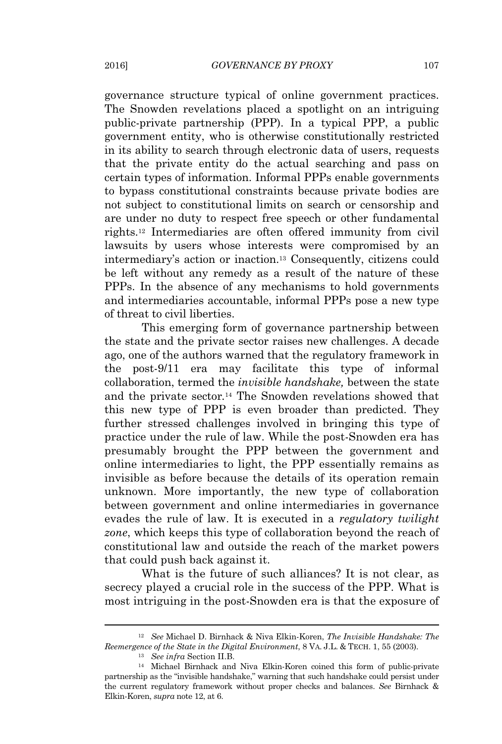governance structure typical of online government practices. The Snowden revelations placed a spotlight on an intriguing public-private partnership (PPP). In a typical PPP, a public government entity, who is otherwise constitutionally restricted in its ability to search through electronic data of users, requests that the private entity do the actual searching and pass on certain types of information. Informal PPPs enable governments to bypass constitutional constraints because private bodies are not subject to constitutional limits on search or censorship and are under no duty to respect free speech or other fundamental rights.[12] Intermediaries are often offered immunity from civil lawsuits by users whose interests were compromised by an intermediary's action or inaction.[13] Consequently, citizens could be left without any remedy as a result of the nature of these PPPs. In the absence of any mechanisms to hold governments and intermediaries accountable, informal PPPs pose a new type of threat to civil liberties.

This emerging form of governance partnership between the state and the private sector raises new challenges. A decade ago, one of the authors warned that the regulatory framework in the post-9/11 era may facilitate this type of informal collaboration, termed the *invisible handshake,* between the state and the private sector.[14] The Snowden revelations showed that this new type of PPP is even broader than predicted. They further stressed challenges involved in bringing this type of practice under the rule of law. While the post-Snowden era has presumably brought the PPP between the government and online intermediaries to light, the PPP essentially remains as invisible as before because the details of its operation remain unknown. More importantly, the new type of collaboration between government and online intermediaries in governance evades the rule of law. It is executed in a *regulatory twilight zone*, which keeps this type of collaboration beyond the reach of constitutional law and outside the reach of the market powers that could push back against it.

What is the future of such alliances? It is not clear, as secrecy played a crucial role in the success of the PPP. What is most intriguing in the post-Snowden era is that the exposure of

---

[12] *See* Michael D. Birnhack & Niva Elkin-Koren, *The Invisible Handshake: The Reemergence of the State in the Digital Environment*, 8 VA. J.L. & TECH. 1, 55 (2003).

[13] *See infra* Section II.B.

[14] Michael Birnhack and Niva Elkin-Koren coined this form of public-private partnership as the "invisible handshake," warning that such handshake could persist under the current regulatory framework without proper checks and balances. *See* Birnhack & Elkin-Koren, *supra* note 12, at 6.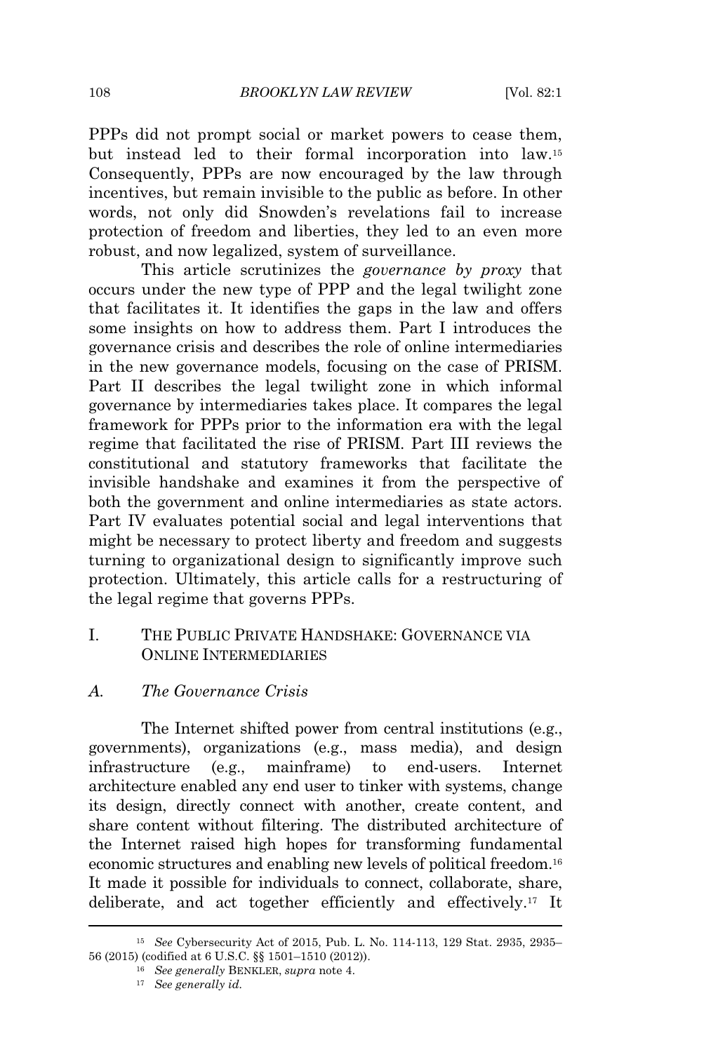PPPs did not prompt social or market powers to cease them, but instead led to their formal incorporation into law.[15] Consequently, PPPs are now encouraged by the law through incentives, but remain invisible to the public as before. In other words, not only did Snowden's revelations fail to increase protection of freedom and liberties, they led to an even more robust, and now legalized, system of surveillance.

This article scrutinizes the *governance by proxy* that occurs under the new type of PPP and the legal twilight zone that facilitates it. It identifies the gaps in the law and offers some insights on how to address them. Part I introduces the governance crisis and describes the role of online intermediaries in the new governance models, focusing on the case of PRISM. Part II describes the legal twilight zone in which informal governance by intermediaries takes place. It compares the legal framework for PPPs prior to the information era with the legal regime that facilitated the rise of PRISM. Part III reviews the constitutional and statutory frameworks that facilitate the invisible handshake and examines it from the perspective of both the government and online intermediaries as state actors. Part IV evaluates potential social and legal interventions that might be necessary to protect liberty and freedom and suggests turning to organizational design to significantly improve such protection. Ultimately, this article calls for a restructuring of the legal regime that governs PPPs.

## I. THE PUBLIC PRIVATE HANDSHAKE: GOVERNANCE VIA ONLINE INTERMEDIARIES

### A. *The Governance Crisis*

The Internet shifted power from central institutions (e.g., governments), organizations (e.g., mass media), and design infrastructure (e.g., mainframe) to end-users. Internet architecture enabled any end user to tinker with systems, change its design, directly connect with another, create content, and share content without filtering. The distributed architecture of the Internet raised high hopes for transforming fundamental economic structures and enabling new levels of political freedom.[16] It made it possible for individuals to connect, collaborate, share, deliberate, and act together efficiently and effectively.[17] It

---

[15] *See* Cybersecurity Act of 2015, Pub. L. No. 114-113, 129 Stat. 2935, 2935–56 (2015) (codified at 6 U.S.C. §§ 1501–1510 (2012)).

[16] *See generally* BENKLER, *supra* note 4.

[17] *See generally id.*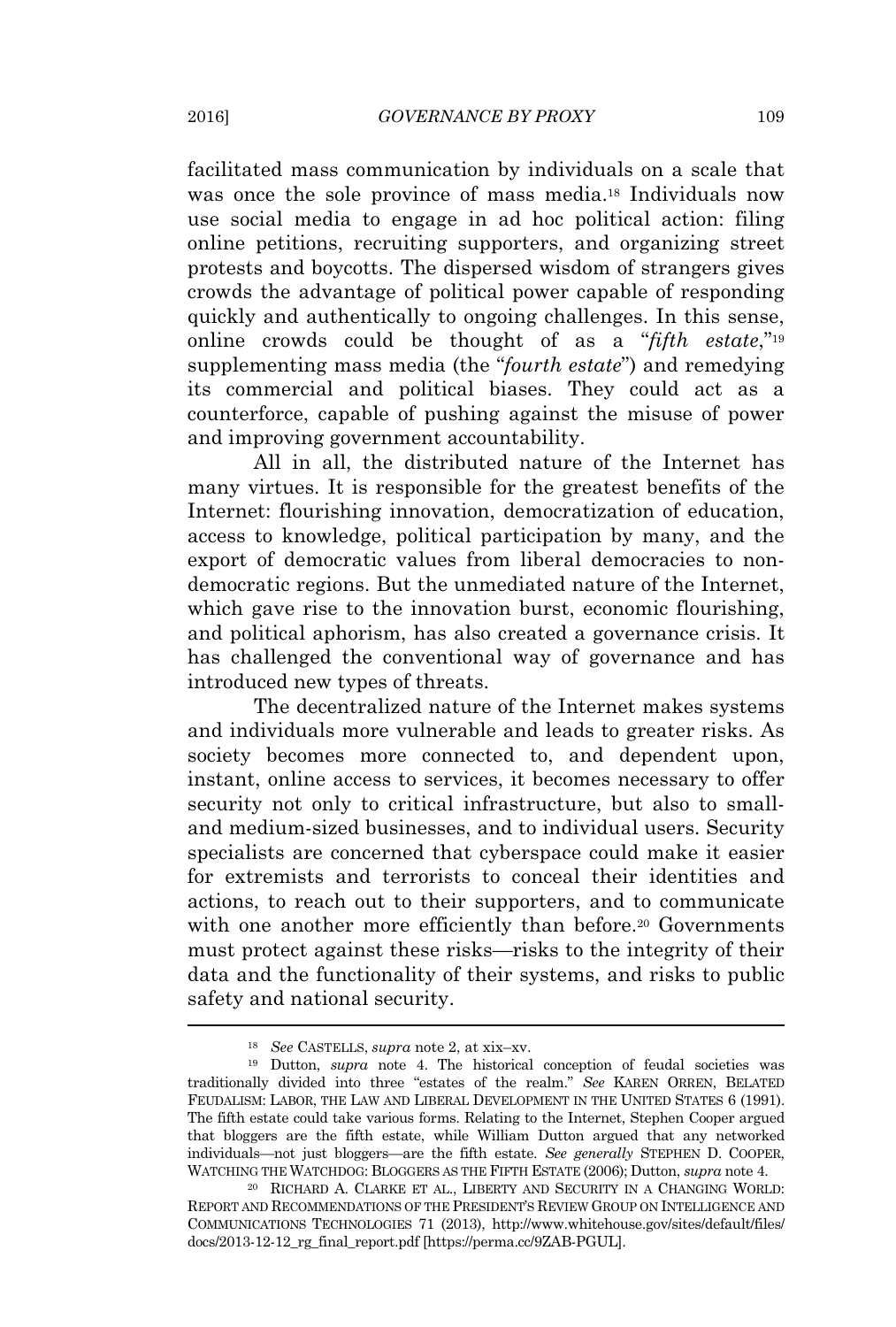facilitated mass communication by individuals on a scale that was once the sole province of mass media.[18] Individuals now use social media to engage in ad hoc political action: filing online petitions, recruiting supporters, and organizing street protests and boycotts. The dispersed wisdom of strangers gives crowds the advantage of political power capable of responding quickly and authentically to ongoing challenges. In this sense, online crowds could be thought of as a "*fifth estate*,"[19] supplementing mass media (the "*fourth estate*") and remedying its commercial and political biases. They could act as a counterforce, capable of pushing against the misuse of power and improving government accountability.

All in all, the distributed nature of the Internet has many virtues. It is responsible for the greatest benefits of the Internet: flourishing innovation, democratization of education, access to knowledge, political participation by many, and the export of democratic values from liberal democracies to non-democratic regions. But the unmediated nature of the Internet, which gave rise to the innovation burst, economic flourishing, and political aphorism, has also created a governance crisis. It has challenged the conventional way of governance and has introduced new types of threats.

The decentralized nature of the Internet makes systems and individuals more vulnerable and leads to greater risks. As society becomes more connected to, and dependent upon, instant, online access to services, it becomes necessary to offer security not only to critical infrastructure, but also to small- and medium-sized businesses, and to individual users. Security specialists are concerned that cyberspace could make it easier for extremists and terrorists to conceal their identities and actions, to reach out to their supporters, and to communicate with one another more efficiently than before.[20] Governments must protect against these risks—risks to the integrity of their data and the functionality of their systems, and risks to public safety and national security.

---

[18] *See* CASTELLS, *supra* note 2, at xix–xv.

[19] Dutton, *supra* note 4. The historical conception of feudal societies was traditionally divided into three "estates of the realm." *See* KAREN ORREN, BELATED FEUDALISM: LABOR, THE LAW AND LIBERAL DEVELOPMENT IN THE UNITED STATES 6 (1991). The fifth estate could take various forms. Relating to the Internet, Stephen Cooper argued that bloggers are the fifth estate, while William Dutton argued that any networked individuals—not just bloggers—are the fifth estate. *See generally* STEPHEN D. COOPER, WATCHING THE WATCHDOG: BLOGGERS AS THE FIFTH ESTATE (2006); Dutton, *supra* note 4.

[20] RICHARD A. CLARKE ET AL., LIBERTY AND SECURITY IN A CHANGING WORLD: REPORT AND RECOMMENDATIONS OF THE PRESIDENT'S REVIEW GROUP ON INTELLIGENCE AND COMMUNICATIONS TECHNOLOGIES 71 (2013), http://www.whitehouse.gov/sites/default/files/docs/2013-12-12_rg_final_report.pdf [https://perma.cc/9ZAB-PGUL].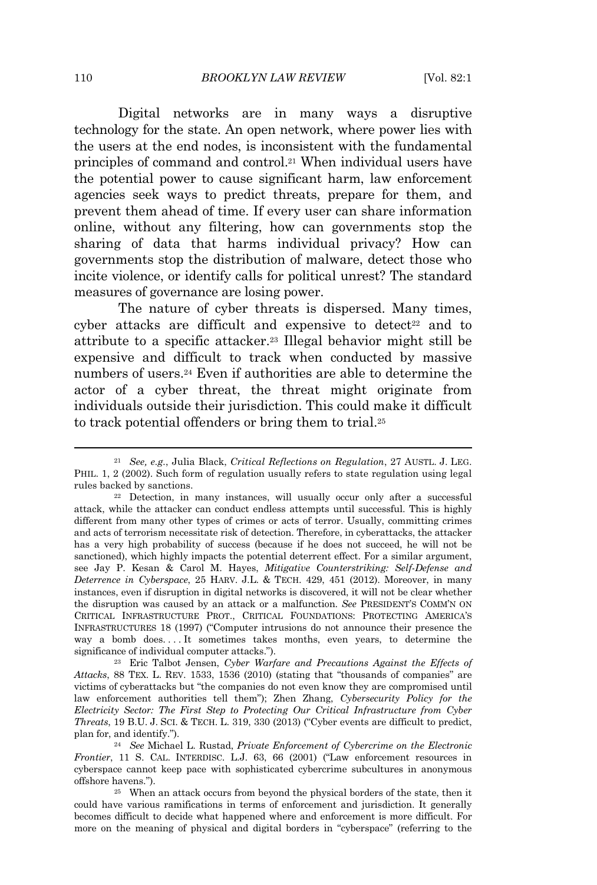Digital networks are in many ways a disruptive technology for the state. An open network, where power lies with the users at the end nodes, is inconsistent with the fundamental principles of command and control.[21] When individual users have the potential power to cause significant harm, law enforcement agencies seek ways to predict threats, prepare for them, and prevent them ahead of time. If every user can share information online, without any filtering, how can governments stop the sharing of data that harms individual privacy? How can governments stop the distribution of malware, detect those who incite violence, or identify calls for political unrest? The standard measures of governance are losing power.

The nature of cyber threats is dispersed. Many times, cyber attacks are difficult and expensive to detect[22] and to attribute to a specific attacker.[23] Illegal behavior might still be expensive and difficult to track when conducted by massive numbers of users.[24] Even if authorities are able to determine the actor of a cyber threat, the threat might originate from individuals outside their jurisdiction. This could make it difficult to track potential offenders or bring them to trial.[25]

---

[21] *See, e.g.*, Julia Black, *Critical Reflections on Regulation*, 27 AUSTL. J. LEG. PHIL. 1, 2 (2002). Such form of regulation usually refers to state regulation using legal rules backed by sanctions.

[22] Detection, in many instances, will usually occur only after a successful attack, while the attacker can conduct endless attempts until successful. This is highly different from many other types of crimes or acts of terror. Usually, committing crimes and acts of terrorism necessitate risk of detection. Therefore, in cyberattacks, the attacker has a very high probability of success (because if he does not succeed, he will not be sanctioned), which highly impacts the potential deterrent effect. For a similar argument, see Jay P. Kesan & Carol M. Hayes, *Mitigative Counterstriking: Self-Defense and Deterrence in Cyberspace*, 25 HARV. J.L. & TECH. 429, 451 (2012). Moreover, in many instances, even if disruption in digital networks is discovered, it will not be clear whether the disruption was caused by an attack or a malfunction. *See* PRESIDENT'S COMM'N ON CRITICAL INFRASTRUCTURE PROT., CRITICAL FOUNDATIONS: PROTECTING AMERICA'S INFRASTRUCTURES 18 (1997) ("Computer intrusions do not announce their presence the way a bomb does. . . . It sometimes takes months, even years, to determine the significance of individual computer attacks.").

[23] Eric Talbot Jensen, *Cyber Warfare and Precautions Against the Effects of Attacks*, 88 TEX. L. REV. 1533, 1536 (2010) (stating that "thousands of companies" are victims of cyberattacks but "the companies do not even know they are compromised until law enforcement authorities tell them"); Zhen Zhang, *Cybersecurity Policy for the Electricity Sector: The First Step to Protecting Our Critical Infrastructure from Cyber Threats*, 19 B.U. J. SCI. & TECH. L. 319, 330 (2013) ("Cyber events are difficult to predict, plan for, and identify.").

[24] *See* Michael L. Rustad, *Private Enforcement of Cybercrime on the Electronic Frontier*, 11 S. CAL. INTERDISC. L.J. 63, 66 (2001) ("Law enforcement resources in cyberspace cannot keep pace with sophisticated cybercrime subcultures in anonymous offshore havens.").

[25] When an attack occurs from beyond the physical borders of the state, then it could have various ramifications in terms of enforcement and jurisdiction. It generally becomes difficult to decide what happened where and enforcement is more difficult. For more on the meaning of physical and digital borders in "cyberspace" (referring to the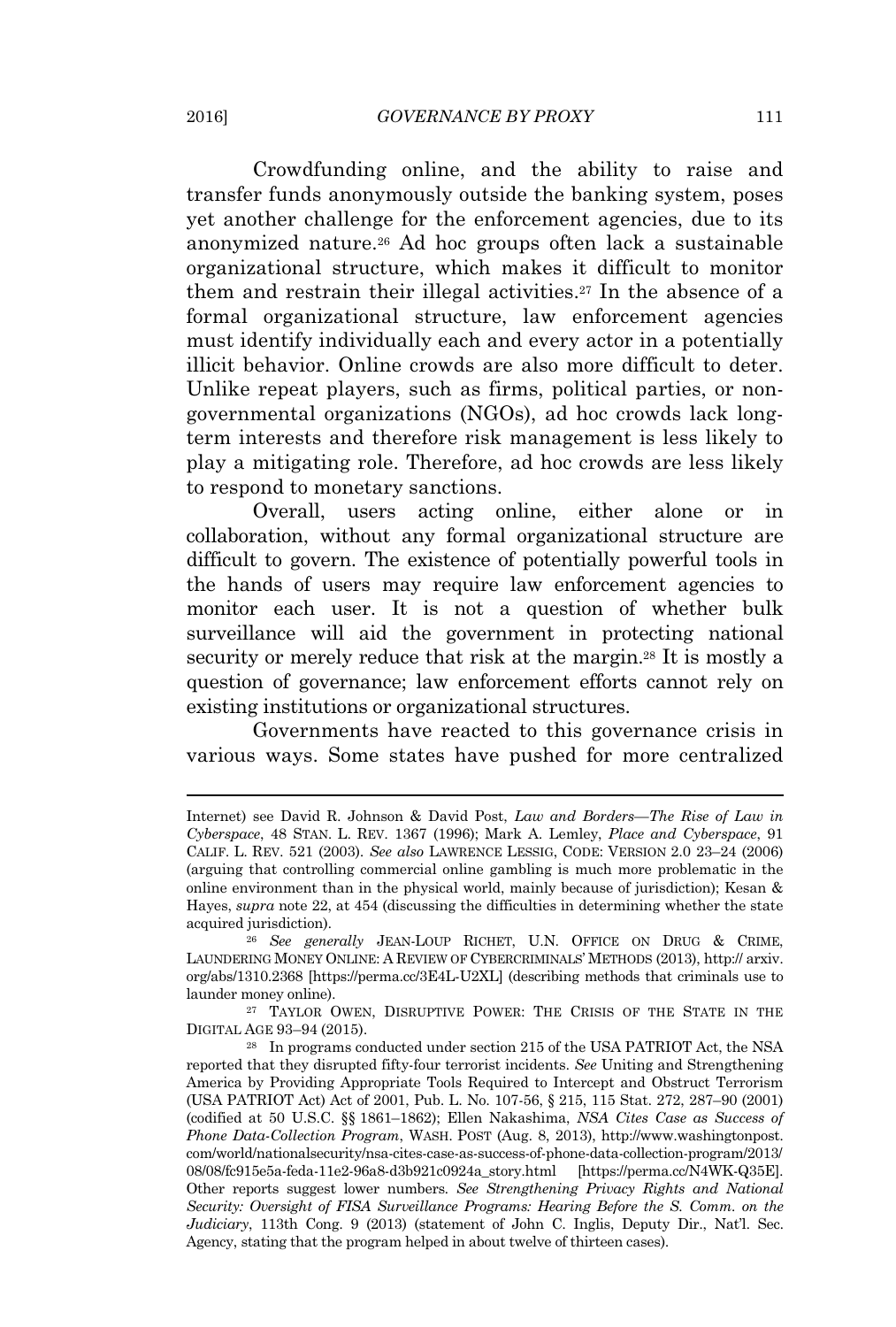Crowdfunding online, and the ability to raise and transfer funds anonymously outside the banking system, poses yet another challenge for the enforcement agencies, due to its anonymized nature.[26] Ad hoc groups often lack a sustainable organizational structure, which makes it difficult to monitor them and restrain their illegal activities.[27] In the absence of a formal organizational structure, law enforcement agencies must identify individually each and every actor in a potentially illicit behavior. Online crowds are also more difficult to deter. Unlike repeat players, such as firms, political parties, or non-governmental organizations (NGOs), ad hoc crowds lack long-term interests and therefore risk management is less likely to play a mitigating role. Therefore, ad hoc crowds are less likely to respond to monetary sanctions.

Overall, users acting online, either alone or in collaboration, without any formal organizational structure are difficult to govern. The existence of potentially powerful tools in the hands of users may require law enforcement agencies to monitor each user. It is not a question of whether bulk surveillance will aid the government in protecting national security or merely reduce that risk at the margin.[28] It is mostly a question of governance; law enforcement efforts cannot rely on existing institutions or organizational structures.

Governments have reacted to this governance crisis in various ways. Some states have pushed for more centralized

---

Internet) see David R. Johnson & David Post, *Law and Borders—The Rise of Law in Cyberspace*, 48 STAN. L. REV. 1367 (1996); Mark A. Lemley, *Place and Cyberspace*, 91 CALIF. L. REV. 521 (2003). *See also* LAWRENCE LESSIG, CODE: VERSION 2.0 23–24 (2006) (arguing that controlling commercial online gambling is much more problematic in the online environment than in the physical world, mainly because of jurisdiction); Kesan & Hayes, *supra* note 22, at 454 (discussing the difficulties in determining whether the state acquired jurisdiction).

[26] *See generally* JEAN-LOUP RICHET, U.N. OFFICE ON DRUG & CRIME, LAUNDERING MONEY ONLINE: A REVIEW OF CYBERCRIMINALS' METHODS (2013), http:// arxiv.org/abs/1310.2368 [https://perma.cc/3E4L-U2XL] (describing methods that criminals use to launder money online).

[27] TAYLOR OWEN, DISRUPTIVE POWER: THE CRISIS OF THE STATE IN THE DIGITAL AGE 93–94 (2015).

[28] In programs conducted under section 215 of the USA PATRIOT Act, the NSA reported that they disrupted fifty-four terrorist incidents. *See* Uniting and Strengthening America by Providing Appropriate Tools Required to Intercept and Obstruct Terrorism (USA PATRIOT Act) Act of 2001, Pub. L. No. 107-56, § 215, 115 Stat. 272, 287–90 (2001) (codified at 50 U.S.C. §§ 1861–1862); Ellen Nakashima, *NSA Cites Case as Success of Phone Data-Collection Program*, WASH. POST (Aug. 8, 2013), http://www.washingtonpost.com/world/nationalsecurity/nsa-cites-case-as-success-of-phone-data-collection-program/2013/08/08/fc915e5a-feda-11e2-96a8-d3b921c0924a_story.html [https://perma.cc/N4WK-Q35E]. Other reports suggest lower numbers. *See Strengthening Privacy Rights and National Security: Oversight of FISA Surveillance Programs: Hearing Before the S. Comm. on the Judiciary*, 113th Cong. 9 (2013) (statement of John C. Inglis, Deputy Dir., Nat'l. Sec. Agency, stating that the program helped in about twelve of thirteen cases).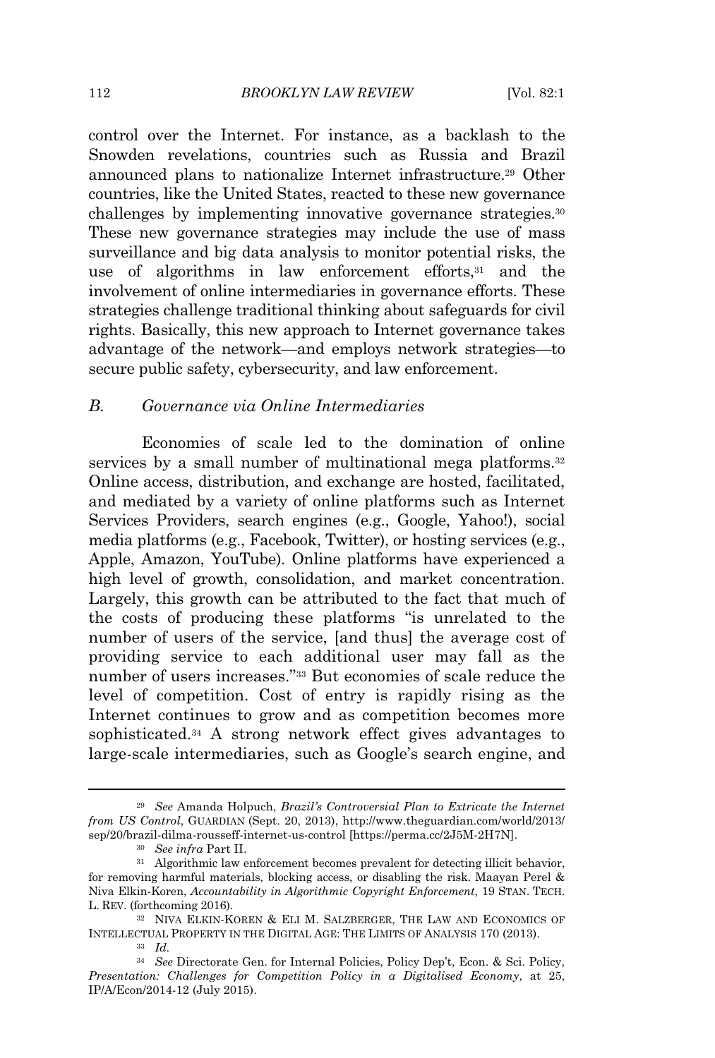control over the Internet. For instance, as a backlash to the Snowden revelations, countries such as Russia and Brazil announced plans to nationalize Internet infrastructure.[29] Other countries, like the United States, reacted to these new governance challenges by implementing innovative governance strategies.[30] These new governance strategies may include the use of mass surveillance and big data analysis to monitor potential risks, the use of algorithms in law enforcement efforts,[31] and the involvement of online intermediaries in governance efforts. These strategies challenge traditional thinking about safeguards for civil rights. Basically, this new approach to Internet governance takes advantage of the network—and employs network strategies—to secure public safety, cybersecurity, and law enforcement.

### *B. Governance via Online Intermediaries*

Economies of scale led to the domination of online services by a small number of multinational mega platforms.[32] Online access, distribution, and exchange are hosted, facilitated, and mediated by a variety of online platforms such as Internet Services Providers, search engines (e.g., Google, Yahoo!), social media platforms (e.g., Facebook, Twitter), or hosting services (e.g., Apple, Amazon, YouTube). Online platforms have experienced a high level of growth, consolidation, and market concentration. Largely, this growth can be attributed to the fact that much of the costs of producing these platforms "is unrelated to the number of users of the service, [and thus] the average cost of providing service to each additional user may fall as the number of users increases."[33] But economies of scale reduce the level of competition. Cost of entry is rapidly rising as the Internet continues to grow and as competition becomes more sophisticated.[34] A strong network effect gives advantages to large-scale intermediaries, such as Google's search engine, and

---

[29] *See* Amanda Holpuch, *Brazil's Controversial Plan to Extricate the Internet from US Control*, GUARDIAN (Sept. 20, 2013), http://www.theguardian.com/world/2013/sep/20/brazil-dilma-rousseff-internet-us-control [https://perma.cc/2J5M-2H7N].

[30] *See infra* Part II.

[31] Algorithmic law enforcement becomes prevalent for detecting illicit behavior, for removing harmful materials, blocking access, or disabling the risk. Maayan Perel & Niva Elkin-Koren, *Accountability in Algorithmic Copyright Enforcement*, 19 STAN. TECH. L. REV. (forthcoming 2016).

[32] NIVA ELKIN-KOREN & ELI M. SALZBERGER, THE LAW AND ECONOMICS OF INTELLECTUAL PROPERTY IN THE DIGITAL AGE: THE LIMITS OF ANALYSIS 170 (2013).

[33] *Id.*

[34] *See* Directorate Gen. for Internal Policies, Policy Dep't, Econ. & Sci. Policy, *Presentation: Challenges for Competition Policy in a Digitalised Economy*, at 25, IP/A/Econ/2014-12 (July 2015).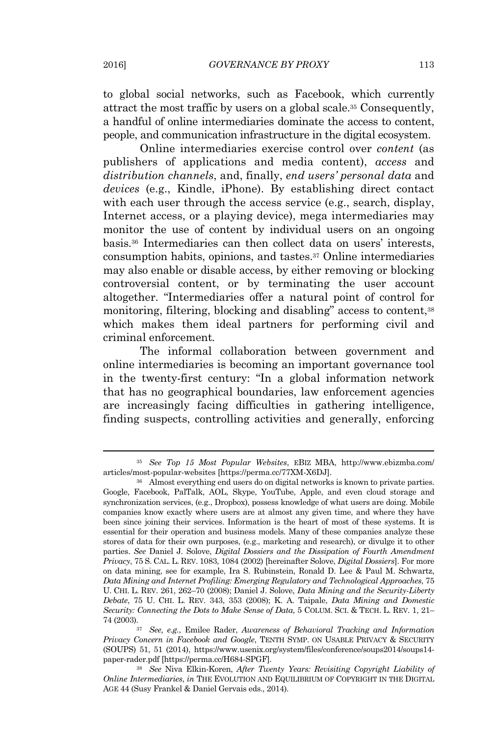to global social networks, such as Facebook, which currently attract the most traffic by users on a global scale.[35] Consequently, a handful of online intermediaries dominate the access to content, people, and communication infrastructure in the digital ecosystem.

Online intermediaries exercise control over *content* (as publishers of applications and media content), *access* and *distribution channels*, and, finally, *end users' personal data* and *devices* (e.g., Kindle, iPhone). By establishing direct contact with each user through the access service (e.g., search, display, Internet access, or a playing device), mega intermediaries may monitor the use of content by individual users on an ongoing basis.[36] Intermediaries can then collect data on users' interests, consumption habits, opinions, and tastes.[37] Online intermediaries may also enable or disable access, by either removing or blocking controversial content, or by terminating the user account altogether. "Intermediaries offer a natural point of control for monitoring, filtering, blocking and disabling" access to content,[38] which makes them ideal partners for performing civil and criminal enforcement.

The informal collaboration between government and online intermediaries is becoming an important governance tool in the twenty-first century: "In a global information network that has no geographical boundaries, law enforcement agencies are increasingly facing difficulties in gathering intelligence, finding suspects, controlling activities and generally, enforcing

---

[35] *See Top 15 Most Popular Websites*, EBIZ MBA, http://www.ebizmba.com/articles/most-popular-websites [https://perma.cc/77XM-X6DJ].

[36] Almost everything end users do on digital networks is known to private parties. Google, Facebook, PalTalk, AOL, Skype, YouTube, Apple, and even cloud storage and synchronization services, (e.g., Dropbox), possess knowledge of what users are doing. Mobile companies know exactly where users are at almost any given time, and where they have been since joining their services. Information is the heart of most of these systems. It is essential for their operation and business models. Many of these companies analyze these stores of data for their own purposes, (e.g., marketing and research), or divulge it to other parties. *See* Daniel J. Solove, *Digital Dossiers and the Dissipation of Fourth Amendment Privacy*, 75 S. CAL. L. REV. 1083, 1084 (2002) [hereinafter Solove, *Digital Dossiers*]. For more on data mining, see for example, Ira S. Rubinstein, Ronald D. Lee & Paul M. Schwartz, *Data Mining and Internet Profiling: Emerging Regulatory and Technological Approaches*, 75 U. CHI. L. REV. 261, 262–70 (2008); Daniel J. Solove, *Data Mining and the Security-Liberty Debate*, 75 U. CHI. L. REV. 343, 353 (2008); K. A. Taipale, *Data Mining and Domestic Security: Connecting the Dots to Make Sense of Data*, 5 COLUM. SCI. & TECH. L. REV. 1, 21–74 (2003).

[37] *See, e.g.*, Emilee Rader, *Awareness of Behavioral Tracking and Information Privacy Concern in Facebook and Google*, TENTH SYMP. ON USABLE PRIVACY & SECURITY (SOUPS) 51, 51 (2014), https://www.usenix.org/system/files/conference/soups2014/soups14-paper-rader.pdf [https://perma.cc/H684-SPGF].

[38] *See* Niva Elkin-Koren, *After Twenty Years: Revisiting Copyright Liability of Online Intermediaries*, *in* THE EVOLUTION AND EQUILIBRIUM OF COPYRIGHT IN THE DIGITAL AGE 44 (Susy Frankel & Daniel Gervais eds., 2014).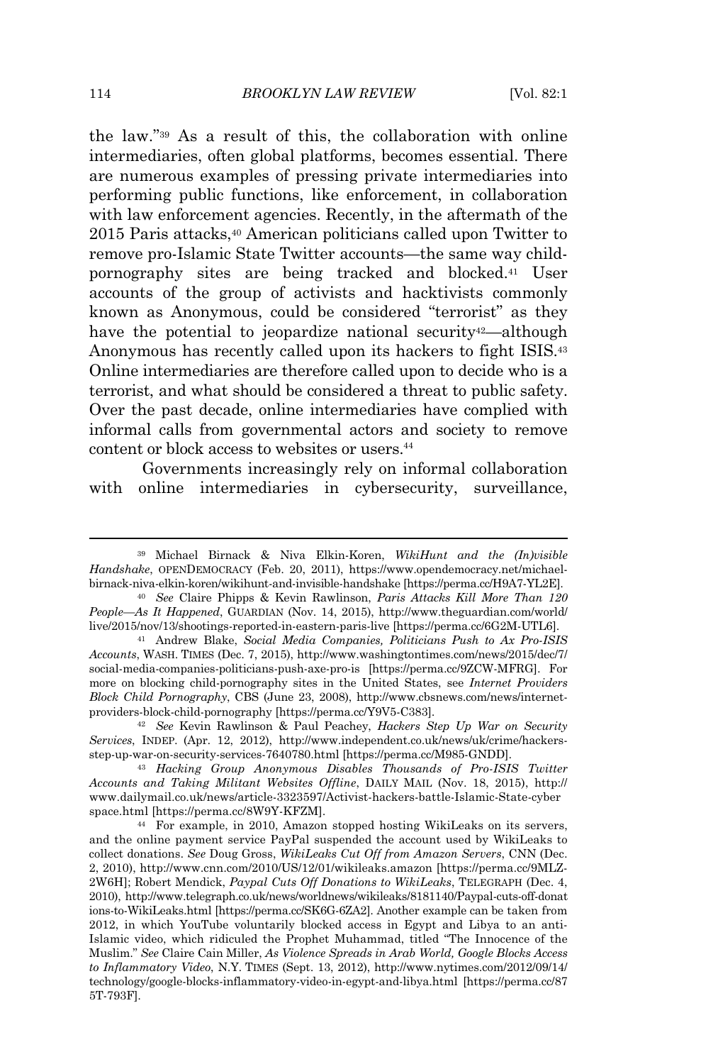the law."[39] As a result of this, the collaboration with online intermediaries, often global platforms, becomes essential. There are numerous examples of pressing private intermediaries into performing public functions, like enforcement, in collaboration with law enforcement agencies. Recently, in the aftermath of the 2015 Paris attacks,[40] American politicians called upon Twitter to remove pro-Islamic State Twitter accounts—the same way child-pornography sites are being tracked and blocked.[41] User accounts of the group of activists and hacktivists commonly known as Anonymous, could be considered "terrorist" as they have the potential to jeopardize national security[42]—although Anonymous has recently called upon its hackers to fight ISIS.[43] Online intermediaries are therefore called upon to decide who is a terrorist, and what should be considered a threat to public safety. Over the past decade, online intermediaries have complied with informal calls from governmental actors and society to remove content or block access to websites or users.[44]

Governments increasingly rely on informal collaboration with online intermediaries in cybersecurity, surveillance,

---

[39] Michael Birnack & Niva Elkin-Koren, *WikiHunt and the (In)visible Handshake*, OPENDEMOCRACY (Feb. 20, 2011), https://www.opendemocracy.net/michael-birnack-niva-elkin-koren/wikihunt-and-invisible-handshake [https://perma.cc/H9A7-YL2E].

[40] *See* Claire Phipps & Kevin Rawlinson, *Paris Attacks Kill More Than 120 People—As It Happened*, GUARDIAN (Nov. 14, 2015), http://www.theguardian.com/world/live/2015/nov/13/shootings-reported-in-eastern-paris-live [https://perma.cc/6G2M-UTL6].

[41] Andrew Blake, *Social Media Companies, Politicians Push to Ax Pro-ISIS Accounts*, WASH. TIMES (Dec. 7, 2015), http://www.washingtontimes.com/news/2015/dec/7/social-media-companies-politicians-push-axe-pro-is [https://perma.cc/9ZCW-MFRG]. For more on blocking child-pornography sites in the United States, see *Internet Providers Block Child Pornography*, CBS (June 23, 2008), http://www.cbsnews.com/news/internet-providers-block-child-pornography [https://perma.cc/Y9V5-C383].

[42] *See* Kevin Rawlinson & Paul Peachey, *Hackers Step Up War on Security Services*, INDEP. (Apr. 12, 2012), http://www.independent.co.uk/news/uk/crime/hackers-step-up-war-on-security-services-7640780.html [https://perma.cc/M985-GNDD].

[43] *Hacking Group Anonymous Disables Thousands of Pro-ISIS Twitter Accounts and Taking Militant Websites Offline*, DAILY MAIL (Nov. 18, 2015), http://www.dailymail.co.uk/news/article-3323597/Activist-hackers-battle-Islamic-State-cyberspace.html [https://perma.cc/8W9Y-KFZM].

[44] For example, in 2010, Amazon stopped hosting WikiLeaks on its servers, and the online payment service PayPal suspended the account used by WikiLeaks to collect donations. *See* Doug Gross, *WikiLeaks Cut Off from Amazon Servers*, CNN (Dec. 2, 2010), http://www.cnn.com/2010/US/12/01/wikileaks.amazon [https://perma.cc/9MLZ-2W6H]; Robert Mendick, *Paypal Cuts Off Donations to WikiLeaks*, TELEGRAPH (Dec. 4, 2010), http://www.telegraph.co.uk/news/worldnews/wikileaks/8181140/Paypal-cuts-off-donations-to-WikiLeaks.html [https://perma.cc/SK6G-6ZA2]. Another example can be taken from 2012, in which YouTube voluntarily blocked access in Egypt and Libya to an anti-Islamic video, which ridiculed the Prophet Muhammad, titled "The Innocence of the Muslim." *See* Claire Cain Miller, *As Violence Spreads in Arab World, Google Blocks Access to Inflammatory Video*, N.Y. TIMES (Sept. 13, 2012), http://www.nytimes.com/2012/09/14/technology/google-blocks-inflammatory-video-in-egypt-and-libya.html [https://perma.cc/875T-793F].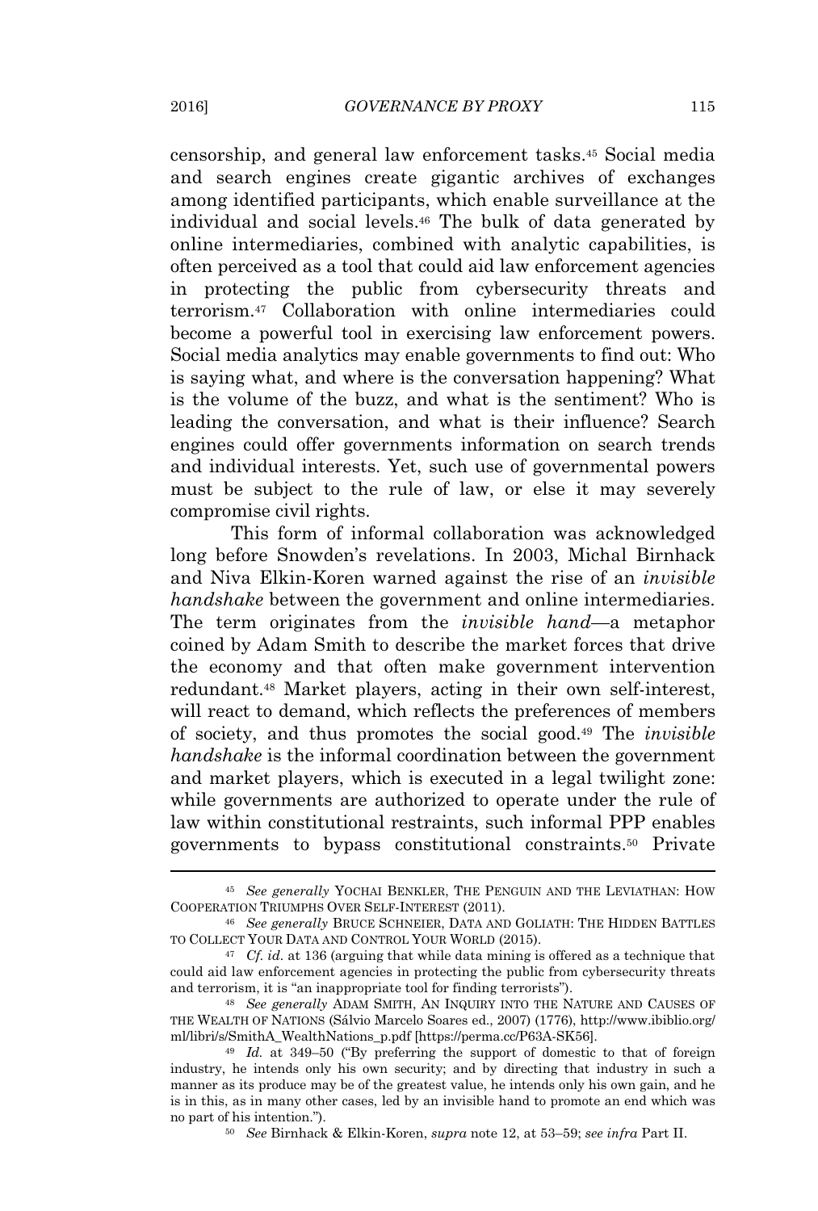censorship, and general law enforcement tasks.[45] Social media and search engines create gigantic archives of exchanges among identified participants, which enable surveillance at the individual and social levels.[46] The bulk of data generated by online intermediaries, combined with analytic capabilities, is often perceived as a tool that could aid law enforcement agencies in protecting the public from cybersecurity threats and terrorism.[47] Collaboration with online intermediaries could become a powerful tool in exercising law enforcement powers. Social media analytics may enable governments to find out: Who is saying what, and where is the conversation happening? What is the volume of the buzz, and what is the sentiment? Who is leading the conversation, and what is their influence? Search engines could offer governments information on search trends and individual interests. Yet, such use of governmental powers must be subject to the rule of law, or else it may severely compromise civil rights.

This form of informal collaboration was acknowledged long before Snowden's revelations. In 2003, Michal Birnhack and Niva Elkin-Koren warned against the rise of an *invisible handshake* between the government and online intermediaries. The term originates from the *invisible hand*—a metaphor coined by Adam Smith to describe the market forces that drive the economy and that often make government intervention redundant.[48] Market players, acting in their own self-interest, will react to demand, which reflects the preferences of members of society, and thus promotes the social good.[49] The *invisible handshake* is the informal coordination between the government and market players, which is executed in a legal twilight zone: while governments are authorized to operate under the rule of law within constitutional restraints, such informal PPP enables governments to bypass constitutional constraints.[50] Private

---

[45] *See generally* YOCHAI BENKLER, THE PENGUIN AND THE LEVIATHAN: HOW COOPERATION TRIUMPHS OVER SELF-INTEREST (2011).

[46] *See generally* BRUCE SCHNEIER, DATA AND GOLIATH: THE HIDDEN BATTLES TO COLLECT YOUR DATA AND CONTROL YOUR WORLD (2015).

[47] *Cf. id.* at 136 (arguing that while data mining is offered as a technique that could aid law enforcement agencies in protecting the public from cybersecurity threats and terrorism, it is "an inappropriate tool for finding terrorists").

[48] *See generally* ADAM SMITH, AN INQUIRY INTO THE NATURE AND CAUSES OF THE WEALTH OF NATIONS (Sálvio Marcelo Soares ed., 2007) (1776), http://www.ibiblio.org/ml/libri/s/SmithA_WealthNations_p.pdf [https://perma.cc/P63A-SK56].

[49] *Id.* at 349–50 ("By preferring the support of domestic to that of foreign industry, he intends only his own security; and by directing that industry in such a manner as its produce may be of the greatest value, he intends only his own gain, and he is in this, as in many other cases, led by an invisible hand to promote an end which was no part of his intention.").

[50] *See* Birnhack & Elkin-Koren, *supra* note 12, at 53–59; *see infra* Part II.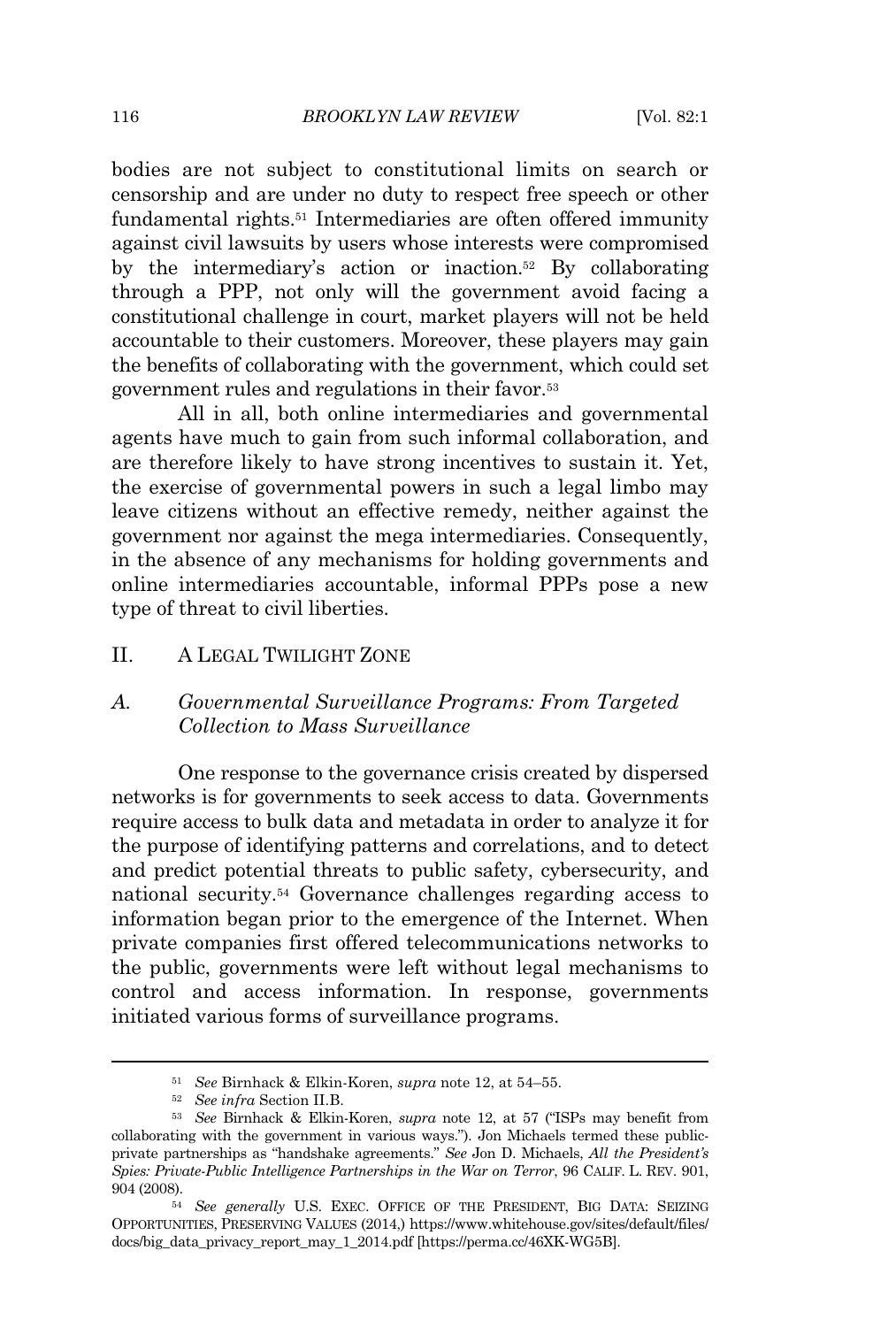bodies are not subject to constitutional limits on search or censorship and are under no duty to respect free speech or other fundamental rights.[51] Intermediaries are often offered immunity against civil lawsuits by users whose interests were compromised by the intermediary's action or inaction.[52] By collaborating through a PPP, not only will the government avoid facing a constitutional challenge in court, market players will not be held accountable to their customers. Moreover, these players may gain the benefits of collaborating with the government, which could set government rules and regulations in their favor.[53]

All in all, both online intermediaries and governmental agents have much to gain from such informal collaboration, and are therefore likely to have strong incentives to sustain it. Yet, the exercise of governmental powers in such a legal limbo may leave citizens without an effective remedy, neither against the government nor against the mega intermediaries. Consequently, in the absence of any mechanisms for holding governments and online intermediaries accountable, informal PPPs pose a new type of threat to civil liberties.

## II. A LEGAL TWILIGHT ZONE

### A. *Governmental Surveillance Programs: From Targeted Collection to Mass Surveillance*

One response to the governance crisis created by dispersed networks is for governments to seek access to data. Governments require access to bulk data and metadata in order to analyze it for the purpose of identifying patterns and correlations, and to detect and predict potential threats to public safety, cybersecurity, and national security.[54] Governance challenges regarding access to information began prior to the emergence of the Internet. When private companies first offered telecommunications networks to the public, governments were left without legal mechanisms to control and access information. In response, governments initiated various forms of surveillance programs.

---

[51] *See* Birnhack & Elkin-Koren, *supra* note 12, at 54–55.

[52] *See infra* Section II.B.

[53] *See* Birnhack & Elkin-Koren, *supra* note 12, at 57 ("ISPs may benefit from collaborating with the government in various ways."). Jon Michaels termed these public-private partnerships as "handshake agreements." *See* Jon D. Michaels, *All the President's Spies: Private-Public Intelligence Partnerships in the War on Terror*, 96 CALIF. L. REV. 901, 904 (2008).

[54] *See generally* U.S. EXEC. OFFICE OF THE PRESIDENT, BIG DATA: SEIZING OPPORTUNITIES, PRESERVING VALUES (2014,) https://www.whitehouse.gov/sites/default/files/docs/big_data_privacy_report_may_1_2014.pdf [https://perma.cc/46XK-WG5B].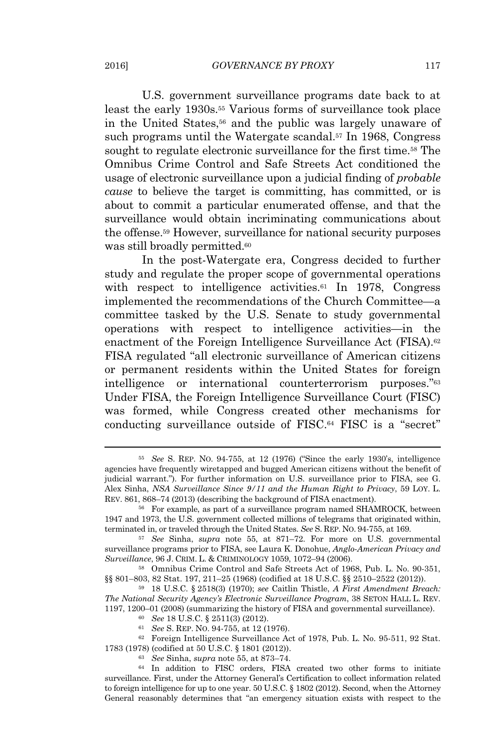U.S. government surveillance programs date back to at least the early 1930s.[55] Various forms of surveillance took place in the United States,[56] and the public was largely unaware of such programs until the Watergate scandal.[57] In 1968, Congress sought to regulate electronic surveillance for the first time.[58] The Omnibus Crime Control and Safe Streets Act conditioned the usage of electronic surveillance upon a judicial finding of *probable cause* to believe the target is committing, has committed, or is about to commit a particular enumerated offense, and that the surveillance would obtain incriminating communications about the offense.[59] However, surveillance for national security purposes was still broadly permitted.[60]

In the post-Watergate era, Congress decided to further study and regulate the proper scope of governmental operations with respect to intelligence activities.[61] In 1978, Congress implemented the recommendations of the Church Committee—a committee tasked by the U.S. Senate to study governmental operations with respect to intelligence activities—in the enactment of the Foreign Intelligence Surveillance Act (FISA).[62] FISA regulated "all electronic surveillance of American citizens or permanent residents within the United States for foreign intelligence or international counterterrorism purposes."[63] Under FISA, the Foreign Intelligence Surveillance Court (FISC) was formed, while Congress created other mechanisms for conducting surveillance outside of FISC.[64] FISC is a "secret"

---

[55] *See* S. REP. NO. 94-755, at 12 (1976) ("Since the early 1930's, intelligence agencies have frequently wiretapped and bugged American citizens without the benefit of judicial warrant."). For further information on U.S. surveillance prior to FISA, see G. Alex Sinha, *NSA Surveillance Since 9/11 and the Human Right to Privacy*, 59 LOY. L. REV. 861, 868–74 (2013) (describing the background of FISA enactment).

[56] For example, as part of a surveillance program named SHAMROCK, between 1947 and 1973, the U.S. government collected millions of telegrams that originated within, terminated in, or traveled through the United States. *See* S. REP. NO. 94-755, at 169.

[57] *See* Sinha, *supra* note 55, at 871–72. For more on U.S. governmental surveillance programs prior to FISA, see Laura K. Donohue, *Anglo-American Privacy and Surveillance*, 96 J. CRIM. L. & CRIMINOLOGY 1059, 1072–94 (2006).

[58] Omnibus Crime Control and Safe Streets Act of 1968, Pub. L. No. 90-351, §§ 801–803, 82 Stat. 197, 211–25 (1968) (codified at 18 U.S.C. §§ 2510–2522 (2012)).

[59] 18 U.S.C. § 2518(3) (1970); *see* Caitlin Thistle, *A First Amendment Breach: The National Security Agency's Electronic Surveillance Program*, 38 SETON HALL L. REV. 1197, 1200–01 (2008) (summarizing the history of FISA and governmental surveillance).

[60] *See* 18 U.S.C. § 2511(3) (2012).

[61] *See* S. REP. NO. 94-755, at 12 (1976).

[62] Foreign Intelligence Surveillance Act of 1978, Pub. L. No. 95-511, 92 Stat. 1783 (1978) (codified at 50 U.S.C. § 1801 (2012)).

[63] *See* Sinha, *supra* note 55, at 873–74.

[64] In addition to FISC orders, FISA created two other forms to initiate surveillance. First, under the Attorney General's Certification to collect information related to foreign intelligence for up to one year. 50 U.S.C. § 1802 (2012). Second, when the Attorney General reasonably determines that "an emergency situation exists with respect to the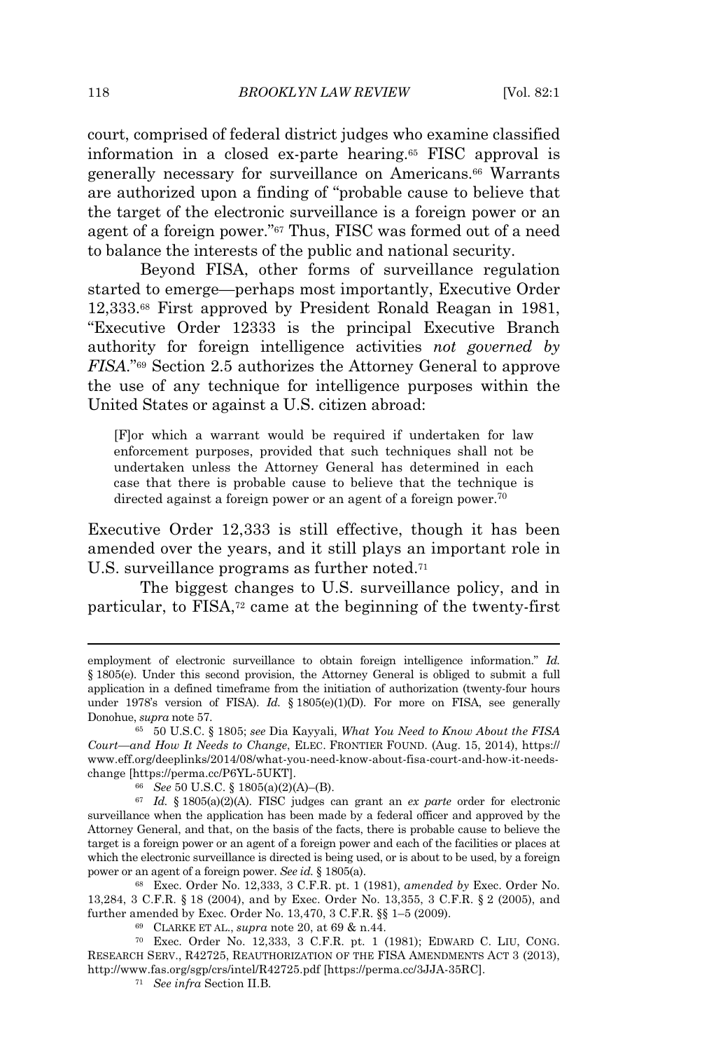court, comprised of federal district judges who examine classified information in a closed ex-parte hearing.[65] FISC approval is generally necessary for surveillance on Americans.[66] Warrants are authorized upon a finding of "probable cause to believe that the target of the electronic surveillance is a foreign power or an agent of a foreign power."[67] Thus, FISC was formed out of a need to balance the interests of the public and national security.

Beyond FISA, other forms of surveillance regulation started to emerge—perhaps most importantly, Executive Order 12,333.[68] First approved by President Ronald Reagan in 1981, "Executive Order 12333 is the principal Executive Branch authority for foreign intelligence activities *not governed by FISA*."[69] Section 2.5 authorizes the Attorney General to approve the use of any technique for intelligence purposes within the United States or against a U.S. citizen abroad:

> [F]or which a warrant would be required if undertaken for law enforcement purposes, provided that such techniques shall not be undertaken unless the Attorney General has determined in each case that there is probable cause to believe that the technique is directed against a foreign power or an agent of a foreign power.[70]

Executive Order 12,333 is still effective, though it has been amended over the years, and it still plays an important role in U.S. surveillance programs as further noted.[71]

The biggest changes to U.S. surveillance policy, and in particular, to FISA,[72] came at the beginning of the twenty-first

---

employment of electronic surveillance to obtain foreign intelligence information." *Id.* § 1805(e). Under this second provision, the Attorney General is obliged to submit a full application in a defined timeframe from the initiation of authorization (twenty-four hours under 1978's version of FISA). *Id.* § 1805(e)(1)(D). For more on FISA, see generally Donohue, *supra* note 57.

[65] 50 U.S.C. § 1805; *see* Dia Kayyali, *What You Need to Know About the FISA Court—and How It Needs to Change*, ELEC. FRONTIER FOUND. (Aug. 15, 2014), https://www.eff.org/deeplinks/2014/08/what-you-need-know-about-fisa-court-and-how-it-needs-change [https://perma.cc/P6YL-5UKT].

[66] *See* 50 U.S.C. § 1805(a)(2)(A)–(B).

[67] *Id.* § 1805(a)(2)(A). FISC judges can grant an *ex parte* order for electronic surveillance when the application has been made by a federal officer and approved by the Attorney General, and that, on the basis of the facts, there is probable cause to believe the target is a foreign power or an agent of a foreign power and each of the facilities or places at which the electronic surveillance is directed is being used, or is about to be used, by a foreign power or an agent of a foreign power. *See id.* § 1805(a).

[68] Exec. Order No. 12,333, 3 C.F.R. pt. 1 (1981), *amended by* Exec. Order No. 13,284, 3 C.F.R. § 18 (2004), and by Exec. Order No. 13,355, 3 C.F.R. § 2 (2005), and further amended by Exec. Order No. 13,470, 3 C.F.R. §§ 1–5 (2009).

[69] CLARKE ET AL., *supra* note 20, at 69 & n.44.

[70] Exec. Order No. 12,333, 3 C.F.R. pt. 1 (1981); EDWARD C. LIU, CONG. RESEARCH SERV., R42725, REAUTHORIZATION OF THE FISA AMENDMENTS ACT 3 (2013), http://www.fas.org/sgp/crs/intel/R42725.pdf [https://perma.cc/3JJA-35RC].

[71] *See infra* Section II.B.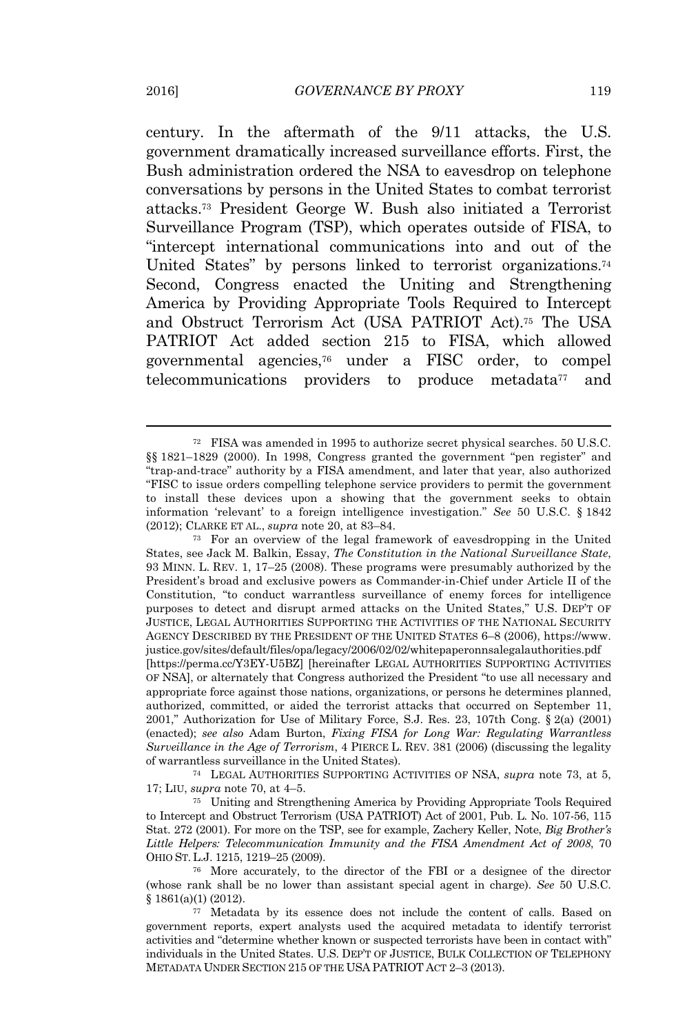century. In the aftermath of the 9/11 attacks, the U.S. government dramatically increased surveillance efforts. First, the Bush administration ordered the NSA to eavesdrop on telephone conversations by persons in the United States to combat terrorist attacks.[73] President George W. Bush also initiated a Terrorist Surveillance Program (TSP), which operates outside of FISA, to "intercept international communications into and out of the United States" by persons linked to terrorist organizations.[74] Second, Congress enacted the Uniting and Strengthening America by Providing Appropriate Tools Required to Intercept and Obstruct Terrorism Act (USA PATRIOT Act).[75] The USA PATRIOT Act added section 215 to FISA, which allowed governmental agencies,[76] under a FISC order, to compel telecommunications providers to produce metadata[77] and

---

[72] FISA was amended in 1995 to authorize secret physical searches. 50 U.S.C. §§ 1821–1829 (2000). In 1998, Congress granted the government "pen register" and "trap-and-trace" authority by a FISA amendment, and later that year, also authorized "FISC to issue orders compelling telephone service providers to permit the government to install these devices upon a showing that the government seeks to obtain information 'relevant' to a foreign intelligence investigation." *See* 50 U.S.C. § 1842 (2012); CLARKE ET AL., *supra* note 20, at 83–84.

[73] For an overview of the legal framework of eavesdropping in the United States, see Jack M. Balkin, Essay, *The Constitution in the National Surveillance State*, 93 MINN. L. REV. 1, 17–25 (2008). These programs were presumably authorized by the President's broad and exclusive powers as Commander-in-Chief under Article II of the Constitution, "to conduct warrantless surveillance of enemy forces for intelligence purposes to detect and disrupt armed attacks on the United States," U.S. DEP'T OF JUSTICE, LEGAL AUTHORITIES SUPPORTING THE ACTIVITIES OF THE NATIONAL SECURITY AGENCY DESCRIBED BY THE PRESIDENT OF THE UNITED STATES 6–8 (2006), https://www.justice.gov/sites/default/files/opa/legacy/2006/02/02/whitepaperonnsalegalauthorities.pdf [https://perma.cc/Y3EY-U5BZ] [hereinafter LEGAL AUTHORITIES SUPPORTING ACTIVITIES OF NSA], or alternately that Congress authorized the President "to use all necessary and appropriate force against those nations, organizations, or persons he determines planned, authorized, committed, or aided the terrorist attacks that occurred on September 11, 2001," Authorization for Use of Military Force, S.J. Res. 23, 107th Cong. § 2(a) (2001) (enacted); *see also* Adam Burton, *Fixing FISA for Long War: Regulating Warrantless Surveillance in the Age of Terrorism*, 4 PIERCE L. REV. 381 (2006) (discussing the legality of warrantless surveillance in the United States).

[74] LEGAL AUTHORITIES SUPPORTING ACTIVITIES OF NSA, *supra* note 73, at 5, 17; LIU, *supra* note 70, at 4–5.

[75] Uniting and Strengthening America by Providing Appropriate Tools Required to Intercept and Obstruct Terrorism (USA PATRIOT) Act of 2001, Pub. L. No. 107-56, 115 Stat. 272 (2001). For more on the TSP, see for example, Zachery Keller, Note, *Big Brother's Little Helpers: Telecommunication Immunity and the FISA Amendment Act of 2008*, 70 OHIO ST. L.J. 1215, 1219–25 (2009).

[76] More accurately, to the director of the FBI or a designee of the director (whose rank shall be no lower than assistant special agent in charge). *See* 50 U.S.C. § 1861(a)(1) (2012).

[77] Metadata by its essence does not include the content of calls. Based on government reports, expert analysts used the acquired metadata to identify terrorist activities and "determine whether known or suspected terrorists have been in contact with" individuals in the United States. U.S. DEP'T OF JUSTICE, BULK COLLECTION OF TELEPHONY METADATA UNDER SECTION 215 OF THE USA PATRIOT ACT 2–3 (2013).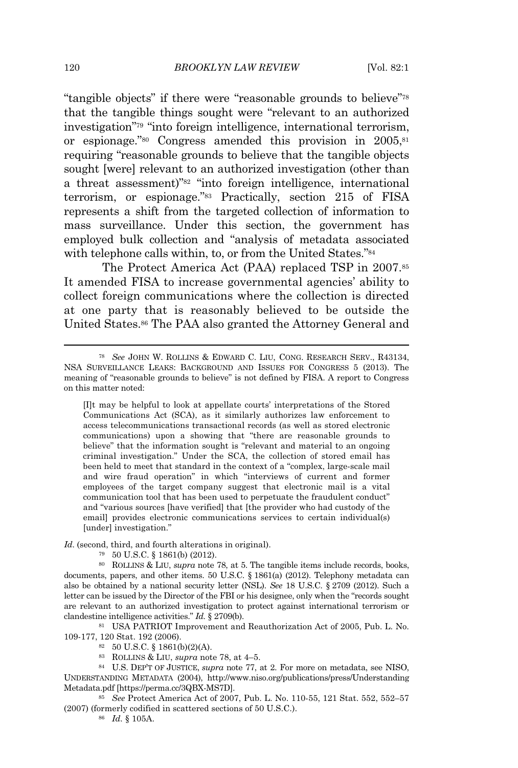"tangible objects" if there were "reasonable grounds to believe"[78] that the tangible things sought were "relevant to an authorized investigation"[79] "into foreign intelligence, international terrorism, or espionage."[80] Congress amended this provision in 2005,[81] requiring "reasonable grounds to believe that the tangible objects sought [were] relevant to an authorized investigation (other than a threat assessment)"[82] "into foreign intelligence, international terrorism, or espionage."[83] Practically, section 215 of FISA represents a shift from the targeted collection of information to mass surveillance. Under this section, the government has employed bulk collection and "analysis of metadata associated with telephone calls within, to, or from the United States."[84]

The Protect America Act (PAA) replaced TSP in 2007.[85] It amended FISA to increase governmental agencies' ability to collect foreign communications where the collection is directed at one party that is reasonably believed to be outside the United States.[86] The PAA also granted the Attorney General and

---

[78] *See* JOHN W. ROLLINS & EDWARD C. LIU, CONG. RESEARCH SERV., R43134, NSA SURVEILLANCE LEAKS: BACKGROUND AND ISSUES FOR CONGRESS 5 (2013). The meaning of "reasonable grounds to believe" is not defined by FISA. A report to Congress on this matter noted:

> [I]t may be helpful to look at appellate courts' interpretations of the Stored Communications Act (SCA), as it similarly authorizes law enforcement to access telecommunications transactional records (as well as stored electronic communications) upon a showing that "there are reasonable grounds to believe" that the information sought is "relevant and material to an ongoing criminal investigation." Under the SCA, the collection of stored email has been held to meet that standard in the context of a "complex, large-scale mail and wire fraud operation" in which "interviews of current and former employees of the target company suggest that electronic mail is a vital communication tool that has been used to perpetuate the fraudulent conduct" and "various sources [have verified] that [the provider who had custody of the email] provides electronic communications services to certain individual(s) [under] investigation."

*Id.* (second, third, and fourth alterations in original).

[79] 50 U.S.C. § 1861(b) (2012).

[80] ROLLINS & LIU, *supra* note 78, at 5. The tangible items include records, books, documents, papers, and other items. 50 U.S.C. § 1861(a) (2012). Telephony metadata can also be obtained by a national security letter (NSL). *See* 18 U.S.C. § 2709 (2012). Such a letter can be issued by the Director of the FBI or his designee, only when the "records sought are relevant to an authorized investigation to protect against international terrorism or clandestine intelligence activities." *Id.* § 2709(b).

[81] USA PATRIOT Improvement and Reauthorization Act of 2005, Pub. L. No. 109-177, 120 Stat. 192 (2006).

[82] 50 U.S.C. § 1861(b)(2)(A).

[83] ROLLINS & LIU, *supra* note 78, at 4–5.

[84] U.S. DEP'T OF JUSTICE, *supra* note 77, at 2. For more on metadata, see NISO, UNDERSTANDING METADATA (2004), http://www.niso.org/publications/press/UnderstandingMetadata.pdf [https://perma.cc/3QBX-MS7D].

[85] *See* Protect America Act of 2007, Pub. L. No. 110-55, 121 Stat. 552, 552–57 (2007) (formerly codified in scattered sections of 50 U.S.C.).

[86] *Id.* § 105A.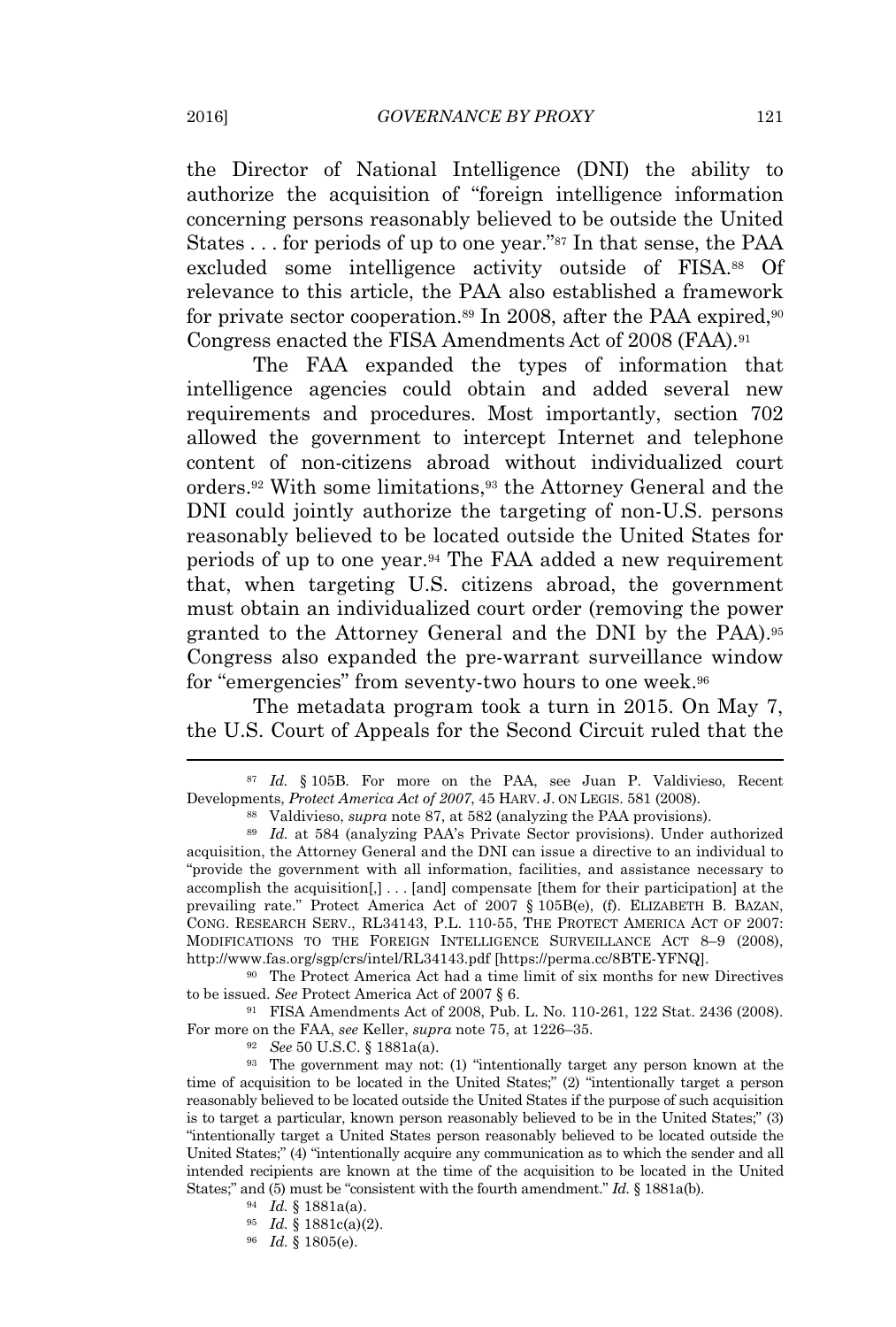the Director of National Intelligence (DNI) the ability to authorize the acquisition of "foreign intelligence information concerning persons reasonably believed to be outside the United States . . . for periods of up to one year."[87] In that sense, the PAA excluded some intelligence activity outside of FISA.[88] Of relevance to this article, the PAA also established a framework for private sector cooperation.[89] In 2008, after the PAA expired,[90] Congress enacted the FISA Amendments Act of 2008 (FAA).[91]

The FAA expanded the types of information that intelligence agencies could obtain and added several new requirements and procedures. Most importantly, section 702 allowed the government to intercept Internet and telephone content of non-citizens abroad without individualized court orders.[92] With some limitations,[93] the Attorney General and the DNI could jointly authorize the targeting of non-U.S. persons reasonably believed to be located outside the United States for periods of up to one year.[94] The FAA added a new requirement that, when targeting U.S. citizens abroad, the government must obtain an individualized court order (removing the power granted to the Attorney General and the DNI by the PAA).[95] Congress also expanded the pre-warrant surveillance window for "emergencies" from seventy-two hours to one week.[96]

The metadata program took a turn in 2015. On May 7, the U.S. Court of Appeals for the Second Circuit ruled that the

---

[87] *Id.* § 105B. For more on the PAA, see Juan P. Valdivieso, Recent Developments, *Protect America Act of 2007*, 45 HARV. J. ON LEGIS. 581 (2008).

[88] Valdivieso, *supra* note 87, at 582 (analyzing the PAA provisions).

[89] *Id.* at 584 (analyzing PAA's Private Sector provisions). Under authorized acquisition, the Attorney General and the DNI can issue a directive to an individual to "provide the government with all information, facilities, and assistance necessary to accomplish the acquisition[,] . . . [and] compensate [them for their participation] at the prevailing rate." Protect America Act of 2007 § 105B(e), (f). ELIZABETH B. BAZAN, CONG. RESEARCH SERV., RL34143, P.L. 110-55, THE PROTECT AMERICA ACT OF 2007: MODIFICATIONS TO THE FOREIGN INTELLIGENCE SURVEILLANCE ACT 8–9 (2008), http://www.fas.org/sgp/crs/intel/RL34143.pdf [https://perma.cc/8BTE-YFNQ].

[90] The Protect America Act had a time limit of six months for new Directives to be issued. *See* Protect America Act of 2007 § 6.

[91] FISA Amendments Act of 2008, Pub. L. No. 110-261, 122 Stat. 2436 (2008). For more on the FAA, *see* Keller, *supra* note 75, at 1226–35.

[92] *See* 50 U.S.C. § 1881a(a).

[93] The government may not: (1) "intentionally target any person known at the time of acquisition to be located in the United States;" (2) "intentionally target a person reasonably believed to be located outside the United States if the purpose of such acquisition is to target a particular, known person reasonably believed to be in the United States;" (3) "intentionally target a United States person reasonably believed to be located outside the United States;" (4) "intentionally acquire any communication as to which the sender and all intended recipients are known at the time of the acquisition to be located in the United States;" and (5) must be "consistent with the fourth amendment." *Id.* § 1881a(b).

[94] *Id.* § 1881a(a).

[95] *Id.* § 1881c(a)(2).

[96] *Id.* § 1805(e).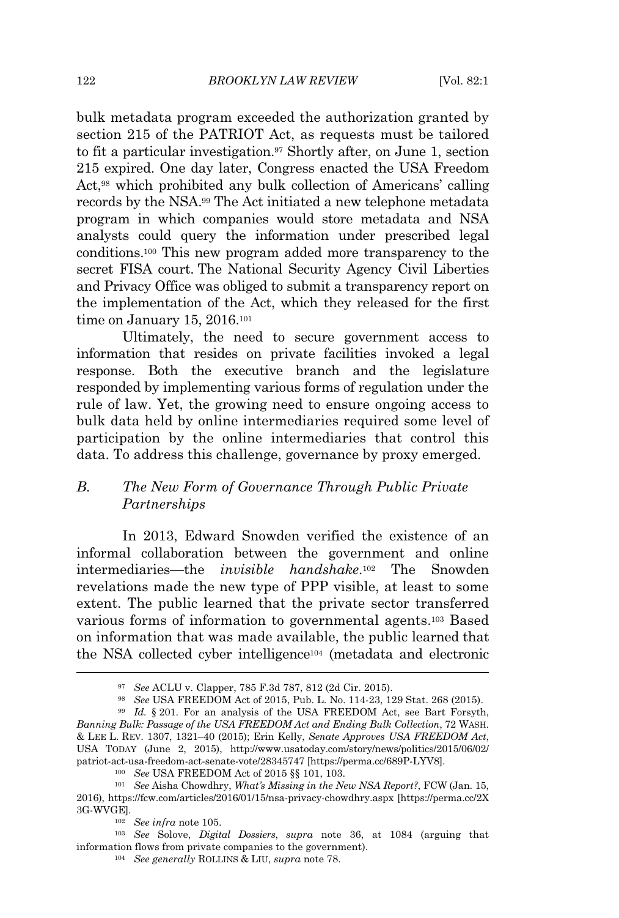bulk metadata program exceeded the authorization granted by section 215 of the PATRIOT Act, as requests must be tailored to fit a particular investigation.[97] Shortly after, on June 1, section 215 expired. One day later, Congress enacted the USA Freedom Act,[98] which prohibited any bulk collection of Americans' calling records by the NSA.[99] The Act initiated a new telephone metadata program in which companies would store metadata and NSA analysts could query the information under prescribed legal conditions.[100] This new program added more transparency to the secret FISA court. The National Security Agency Civil Liberties and Privacy Office was obliged to submit a transparency report on the implementation of the Act, which they released for the first time on January 15, 2016.[101]

Ultimately, the need to secure government access to information that resides on private facilities invoked a legal response. Both the executive branch and the legislature responded by implementing various forms of regulation under the rule of law. Yet, the growing need to ensure ongoing access to bulk data held by online intermediaries required some level of participation by the online intermediaries that control this data. To address this challenge, governance by proxy emerged.

### B. *The New Form of Governance Through Public Private Partnerships*

In 2013, Edward Snowden verified the existence of an informal collaboration between the government and online intermediaries—the *invisible handshake*.[102] The Snowden revelations made the new type of PPP visible, at least to some extent. The public learned that the private sector transferred various forms of information to governmental agents.[103] Based on information that was made available, the public learned that the NSA collected cyber intelligence[104] (metadata and electronic

---

[97] *See* ACLU v. Clapper, 785 F.3d 787, 812 (2d Cir. 2015).

[98] *See* USA FREEDOM Act of 2015, Pub. L. No. 114-23, 129 Stat. 268 (2015).

[99] *Id.* § 201. For an analysis of the USA FREEDOM Act, see Bart Forsyth, *Banning Bulk: Passage of the USA FREEDOM Act and Ending Bulk Collection*, 72 WASH. & LEE L. REV. 1307, 1321–40 (2015); Erin Kelly, *Senate Approves USA FREEDOM Act*, USA TODAY (June 2, 2015), http://www.usatoday.com/story/news/politics/2015/06/02/patriot-act-usa-freedom-act-senate-vote/28345747 [https://perma.cc/689P-LYV8].

[100] *See* USA FREEDOM Act of 2015 §§ 101, 103.

[101] *See* Aisha Chowdhry, *What's Missing in the New NSA Report?*, FCW (Jan. 15, 2016), https://fcw.com/articles/2016/01/15/nsa-privacy-chowdhry.aspx [https://perma.cc/2X3G-WVGE].

[102] *See infra* note 105.

[103] *See* Solove, *Digital Dossiers*, *supra* note 36, at 1084 (arguing that information flows from private companies to the government).

[104] *See generally* ROLLINS & LIU, *supra* note 78.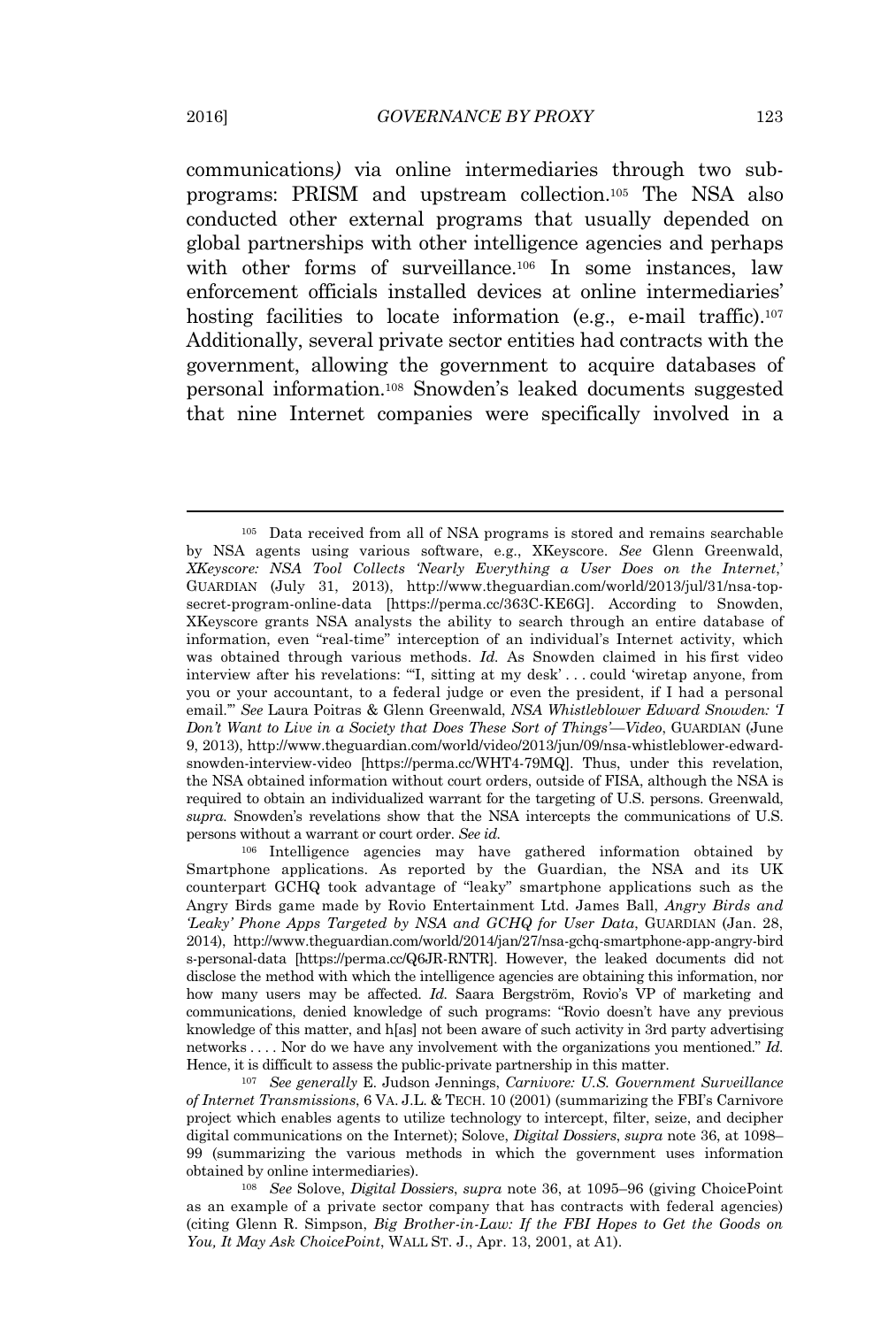communications*)* via online intermediaries through two sub-programs: PRISM and upstream collection.[105] The NSA also conducted other external programs that usually depended on global partnerships with other intelligence agencies and perhaps with other forms of surveillance.[106] In some instances, law enforcement officials installed devices at online intermediaries' hosting facilities to locate information (e.g., e-mail traffic).[107] Additionally, several private sector entities had contracts with the government, allowing the government to acquire databases of personal information.[108] Snowden's leaked documents suggested that nine Internet companies were specifically involved in a

---

[105] Data received from all of NSA programs is stored and remains searchable by NSA agents using various software, e.g., XKeyscore. *See* Glenn Greenwald, *XKeyscore: NSA Tool Collects 'Nearly Everything a User Does on the Internet*,' GUARDIAN (July 31, 2013), http://www.theguardian.com/world/2013/jul/31/nsa-top-secret-program-online-data [https://perma.cc/363C-KE6G]. According to Snowden, XKeyscore grants NSA analysts the ability to search through an entire database of information, even "real-time" interception of an individual's Internet activity, which was obtained through various methods. *Id.* As Snowden claimed in his first video interview after his revelations: "'I, sitting at my desk' . . . could 'wiretap anyone, from you or your accountant, to a federal judge or even the president, if I had a personal email.'" *See* Laura Poitras & Glenn Greenwald, *NSA Whistleblower Edward Snowden: 'I Don't Want to Live in a Society that Does These Sort of Things'—Video*, GUARDIAN (June 9, 2013), http://www.theguardian.com/world/video/2013/jun/09/nsa-whistleblower-edward-snowden-interview-video [https://perma.cc/WHT4-79MQ]. Thus, under this revelation, the NSA obtained information without court orders, outside of FISA, although the NSA is required to obtain an individualized warrant for the targeting of U.S. persons. Greenwald, *supra.* Snowden's revelations show that the NSA intercepts the communications of U.S. persons without a warrant or court order. *See id.*

[106] Intelligence agencies may have gathered information obtained by Smartphone applications. As reported by the Guardian, the NSA and its UK counterpart GCHQ took advantage of "leaky" smartphone applications such as the Angry Birds game made by Rovio Entertainment Ltd. James Ball, *Angry Birds and 'Leaky' Phone Apps Targeted by NSA and GCHQ for User Data*, GUARDIAN (Jan. 28, 2014), http://www.theguardian.com/world/2014/jan/27/nsa-gchq-smartphone-app-angry-birds-personal-data [https://perma.cc/Q6JR-RNTR]. However, the leaked documents did not disclose the method with which the intelligence agencies are obtaining this information, nor how many users may be affected. *Id.* Saara Bergström, Rovio's VP of marketing and communications, denied knowledge of such programs: "Rovio doesn't have any previous knowledge of this matter, and h[as] not been aware of such activity in 3rd party advertising networks . . . . Nor do we have any involvement with the organizations you mentioned." *Id.* Hence, it is difficult to assess the public-private partnership in this matter.

[107] *See generally* E. Judson Jennings, *Carnivore: U.S. Government Surveillance of Internet Transmissions*, 6 VA. J.L. & TECH. 10 (2001) (summarizing the FBI's Carnivore project which enables agents to utilize technology to intercept, filter, seize, and decipher digital communications on the Internet); Solove, *Digital Dossiers*, *supra* note 36, at 1098–99 (summarizing the various methods in which the government uses information obtained by online intermediaries).

[108] *See* Solove, *Digital Dossiers*, *supra* note 36, at 1095–96 (giving ChoicePoint as an example of a private sector company that has contracts with federal agencies) (citing Glenn R. Simpson, *Big Brother-in-Law: If the FBI Hopes to Get the Goods on You, It May Ask ChoicePoint*, WALL ST. J., Apr. 13, 2001, at A1).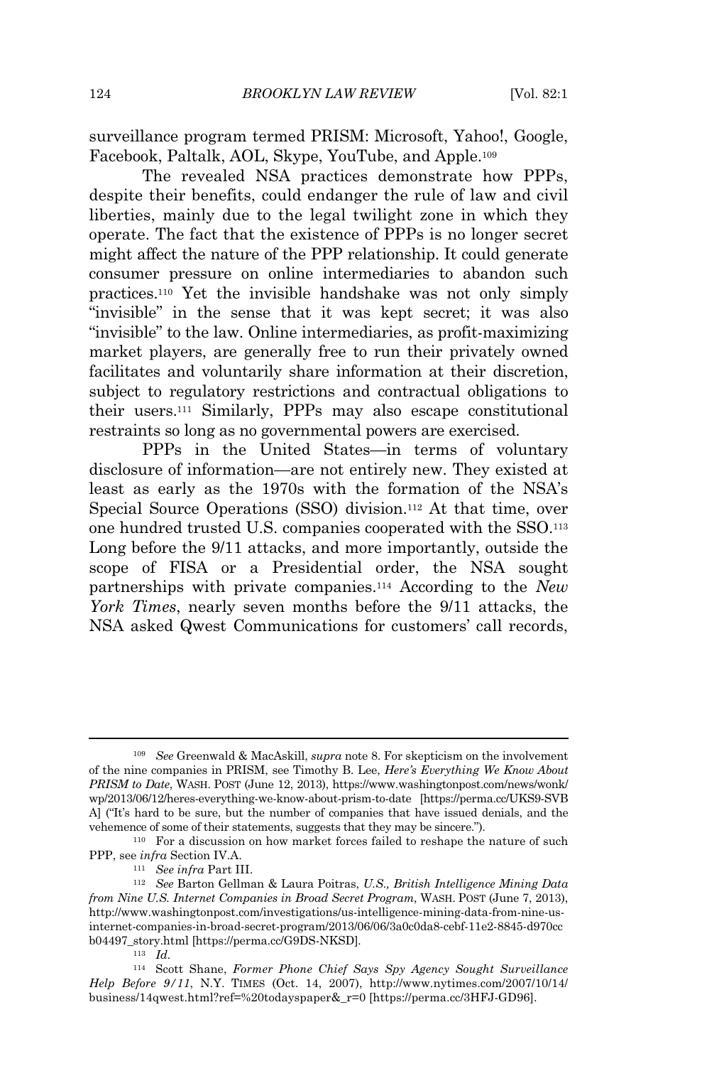surveillance program termed PRISM: Microsoft, Yahoo!, Google, Facebook, Paltalk, AOL, Skype, YouTube, and Apple.[109]

The revealed NSA practices demonstrate how PPPs, despite their benefits, could endanger the rule of law and civil liberties, mainly due to the legal twilight zone in which they operate. The fact that the existence of PPPs is no longer secret might affect the nature of the PPP relationship. It could generate consumer pressure on online intermediaries to abandon such practices.[110] Yet the invisible handshake was not only simply "invisible" in the sense that it was kept secret; it was also "invisible" to the law. Online intermediaries, as profit-maximizing market players, are generally free to run their privately owned facilitates and voluntarily share information at their discretion, subject to regulatory restrictions and contractual obligations to their users.[111] Similarly, PPPs may also escape constitutional restraints so long as no governmental powers are exercised.

PPPs in the United States—in terms of voluntary disclosure of information—are not entirely new. They existed at least as early as the 1970s with the formation of the NSA's Special Source Operations (SSO) division.[112] At that time, over one hundred trusted U.S. companies cooperated with the SSO.[113] Long before the 9/11 attacks, and more importantly, outside the scope of FISA or a Presidential order, the NSA sought partnerships with private companies.[114] According to the *New York Times*, nearly seven months before the 9/11 attacks, the NSA asked Qwest Communications for customers' call records,

---

[109] *See* Greenwald & MacAskill, *supra* note 8. For skepticism on the involvement of the nine companies in PRISM, see Timothy B. Lee, *Here's Everything We Know About PRISM to Date*, WASH. POST (June 12, 2013), https://www.washingtonpost.com/news/wonk/wp/2013/06/12/heres-everything-we-know-about-prism-to-date [https://perma.cc/UKS9-SVBA] ("It's hard to be sure, but the number of companies that have issued denials, and the vehemence of some of their statements, suggests that they may be sincere.").

[110] For a discussion on how market forces failed to reshape the nature of such PPP, see *infra* Section IV.A.

[111] *See infra* Part III.

[112] *See* Barton Gellman & Laura Poitras, *U.S., British Intelligence Mining Data from Nine U.S. Internet Companies in Broad Secret Program*, WASH. POST (June 7, 2013), http://www.washingtonpost.com/investigations/us-intelligence-mining-data-from-nine-us-internet-companies-in-broad-secret-program/2013/06/06/3a0c0da8-cebf-11e2-8845-d970ccb04497_story.html [https://perma.cc/G9DS-NKSD].

[113] *Id.*

[114] Scott Shane, *Former Phone Chief Says Spy Agency Sought Surveillance Help Before 9/11*, N.Y. TIMES (Oct. 14, 2007), http://www.nytimes.com/2007/10/14/business/14qwest.html?ref=%20todayspaper&_r=0 [https://perma.cc/3HFJ-GD96].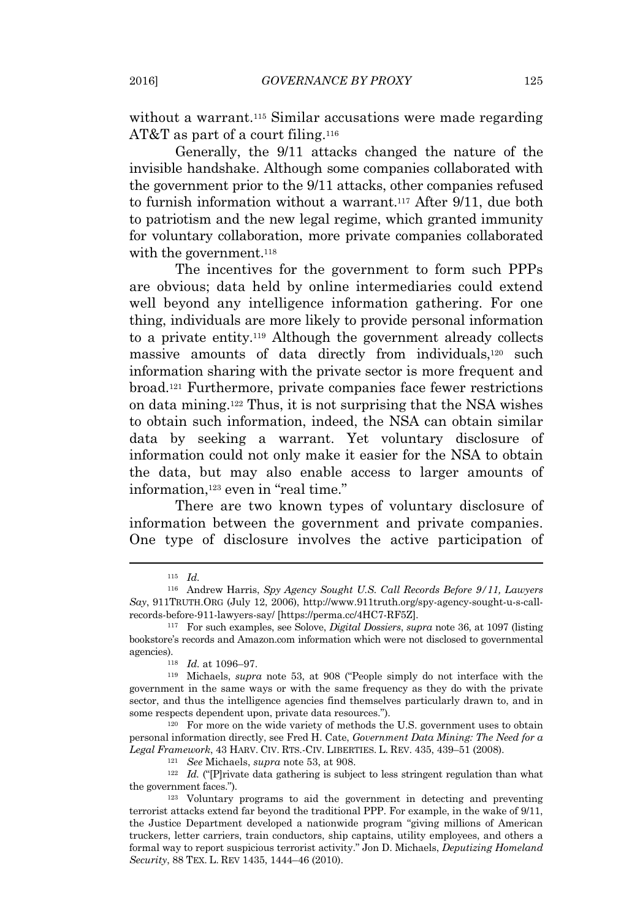without a warrant.[115] Similar accusations were made regarding AT&T as part of a court filing.[116]

Generally, the 9/11 attacks changed the nature of the invisible handshake. Although some companies collaborated with the government prior to the 9/11 attacks, other companies refused to furnish information without a warrant.[117] After 9/11, due both to patriotism and the new legal regime, which granted immunity for voluntary collaboration, more private companies collaborated with the government.[118]

The incentives for the government to form such PPPs are obvious; data held by online intermediaries could extend well beyond any intelligence information gathering. For one thing, individuals are more likely to provide personal information to a private entity.[119] Although the government already collects massive amounts of data directly from individuals,[120] such information sharing with the private sector is more frequent and broad.[121] Furthermore, private companies face fewer restrictions on data mining.[122] Thus, it is not surprising that the NSA wishes to obtain such information, indeed, the NSA can obtain similar data by seeking a warrant. Yet voluntary disclosure of information could not only make it easier for the NSA to obtain the data, but may also enable access to larger amounts of information,[123] even in "real time."

There are two known types of voluntary disclosure of information between the government and private companies. One type of disclosure involves the active participation of

---

[115] *Id.*

[116] Andrew Harris, *Spy Agency Sought U.S. Call Records Before 9/11, Lawyers Say*, 911TRUTH.ORG (July 12, 2006), http://www.911truth.org/spy-agency-sought-u-s-call-records-before-911-lawyers-say/ [https://perma.cc/4HC7-RF5Z].

[117] For such examples, see Solove, *Digital Dossiers*, *supra* note 36, at 1097 (listing bookstore's records and Amazon.com information which were not disclosed to governmental agencies).

[118] *Id.* at 1096–97.

[119] Michaels, *supra* note 53, at 908 ("People simply do not interface with the government in the same ways or with the same frequency as they do with the private sector, and thus the intelligence agencies find themselves particularly drawn to, and in some respects dependent upon, private data resources.").

[120] For more on the wide variety of methods the U.S. government uses to obtain personal information directly, see Fred H. Cate, *Government Data Mining: The Need for a Legal Framework*, 43 HARV. CIV. RTS.-CIV. LIBERTIES. L. REV. 435, 439–51 (2008).

[121] *See* Michaels, *supra* note 53, at 908.

[122] *Id.* ("[P]rivate data gathering is subject to less stringent regulation than what the government faces.").

[123] Voluntary programs to aid the government in detecting and preventing terrorist attacks extend far beyond the traditional PPP. For example, in the wake of 9/11, the Justice Department developed a nationwide program "giving millions of American truckers, letter carriers, train conductors, ship captains, utility employees, and others a formal way to report suspicious terrorist activity." Jon D. Michaels, *Deputizing Homeland Security*, 88 TEX. L. REV 1435, 1444–46 (2010).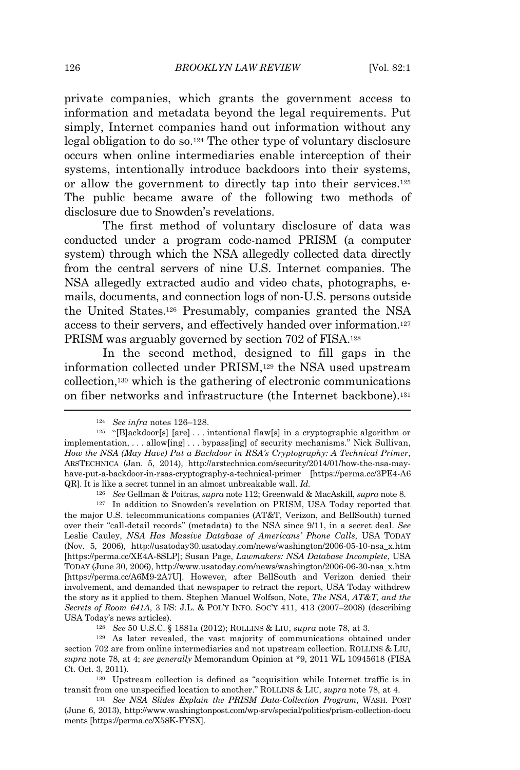private companies, which grants the government access to information and metadata beyond the legal requirements. Put simply, Internet companies hand out information without any legal obligation to do so.[124] The other type of voluntary disclosure occurs when online intermediaries enable interception of their systems, intentionally introduce backdoors into their systems, or allow the government to directly tap into their services.[125] The public became aware of the following two methods of disclosure due to Snowden's revelations.

The first method of voluntary disclosure of data was conducted under a program code-named PRISM (a computer system) through which the NSA allegedly collected data directly from the central servers of nine U.S. Internet companies. The NSA allegedly extracted audio and video chats, photographs, e-mails, documents, and connection logs of non-U.S. persons outside the United States.[126] Presumably, companies granted the NSA access to their servers, and effectively handed over information.[127] PRISM was arguably governed by section 702 of FISA.[128]

In the second method, designed to fill gaps in the information collected under PRISM,[129] the NSA used upstream collection,[130] which is the gathering of electronic communications on fiber networks and infrastructure (the Internet backbone).[131]

---

[124] *See infra* notes 126–128.

[125] "[B]ackdoor[s] [are] . . . intentional flaw[s] in a cryptographic algorithm or implementation, . . . allow[ing] . . . bypass[ing] of security mechanisms." Nick Sullivan, *How the NSA (May Have) Put a Backdoor in RSA's Cryptography: A Technical Primer*, ARSTECHNICA (Jan. 5, 2014), http://arstechnica.com/security/2014/01/how-the-nsa-may-have-put-a-backdoor-in-rsas-cryptography-a-technical-primer [https://perma.cc/3PE4-A6QR]. It is like a secret tunnel in an almost unbreakable wall. *Id.*

[126] *See* Gellman & Poitras, *supra* note 112; Greenwald & MacAskill, *supra* note 8.

[127] In addition to Snowden's revelation on PRISM, USA Today reported that the major U.S. telecommunications companies (AT&T, Verizon, and BellSouth) turned over their "call-detail records" (metadata) to the NSA since 9/11, in a secret deal. *See* Leslie Cauley, *NSA Has Massive Database of Americans' Phone Calls*, USA TODAY (Nov. 5, 2006), http://usatoday30.usatoday.com/news/washington/2006-05-10-nsa_x.htm [https://perma.cc/XE4A-8SLP]; Susan Page, *Lawmakers: NSA Database Incomplete*, USA TODAY (June 30, 2006), http://www.usatoday.com/news/washington/2006-06-30-nsa_x.htm [https://perma.cc/A6M9-2A7U]. However, after BellSouth and Verizon denied their involvement, and demanded that newspaper to retract the report, USA Today withdrew the story as it applied to them. Stephen Manuel Wolfson, Note, *The NSA, AT&T, and the Secrets of Room 641A*, 3 I/S: J.L. & POL'Y INFO. SOC'Y 411, 413 (2007–2008) (describing USA Today's news articles).

[128] *See* 50 U.S.C. § 1881a (2012); ROLLINS & LIU, *supra* note 78, at 3.

[129] As later revealed, the vast majority of communications obtained under section 702 are from online intermediaries and not upstream collection. ROLLINS & LIU, *supra* note 78, at 4; *see generally* Memorandum Opinion at *9, 2011 WL 10945618 (FISA Ct. Oct. 3, 2011).

[130] Upstream collection is defined as "acquisition while Internet traffic is in transit from one unspecified location to another." ROLLINS & LIU, *supra* note 78, at 4.

[131] *See NSA Slides Explain the PRISM Data-Collection Program*, WASH. POST (June 6, 2013), http://www.washingtonpost.com/wp-srv/special/politics/prism-collection-documents [https://perma.cc/X58K-FYSX].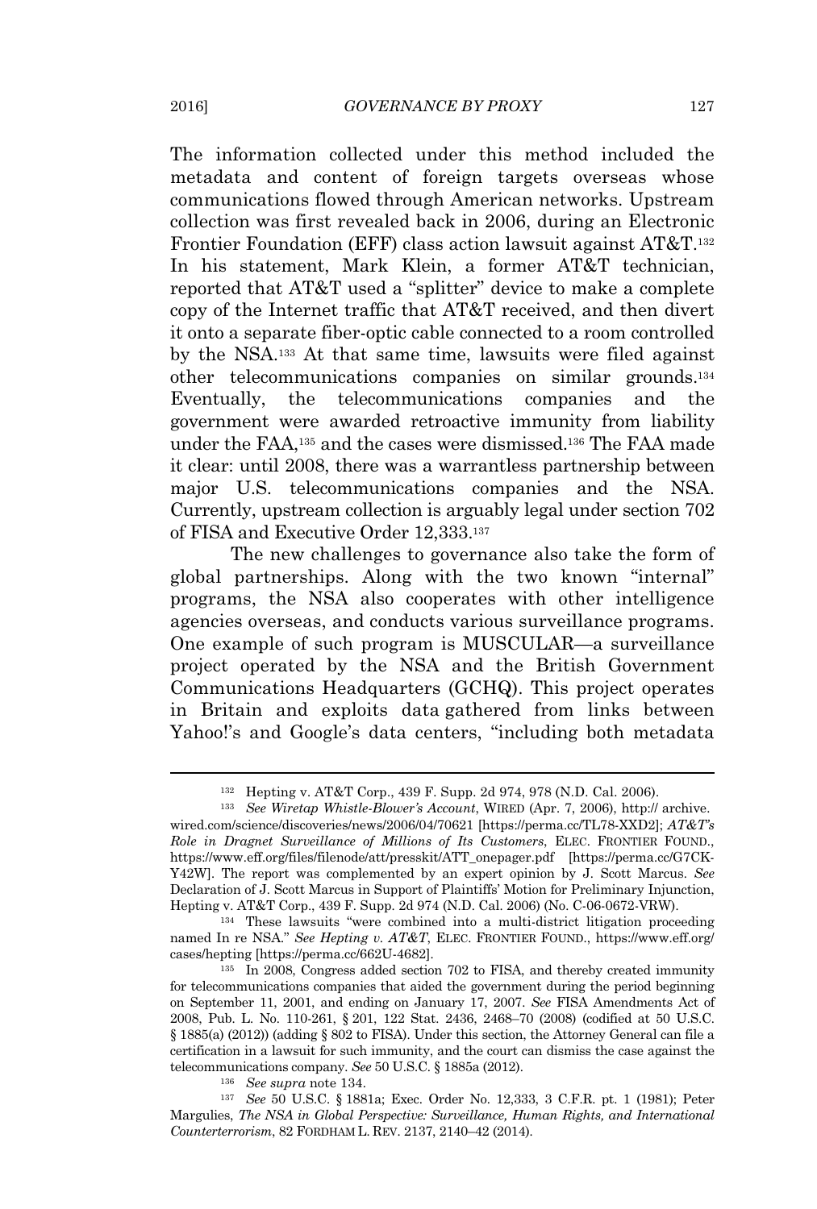The information collected under this method included the metadata and content of foreign targets overseas whose communications flowed through American networks. Upstream collection was first revealed back in 2006, during an Electronic Frontier Foundation (EFF) class action lawsuit against AT&T.[132] In his statement, Mark Klein, a former AT&T technician, reported that AT&T used a "splitter" device to make a complete copy of the Internet traffic that AT&T received, and then divert it onto a separate fiber-optic cable connected to a room controlled by the NSA.[133] At that same time, lawsuits were filed against other telecommunications companies on similar grounds.[134] Eventually, the telecommunications companies and the government were awarded retroactive immunity from liability under the FAA,[135] and the cases were dismissed.[136] The FAA made it clear: until 2008, there was a warrantless partnership between major U.S. telecommunications companies and the NSA. Currently, upstream collection is arguably legal under section 702 of FISA and Executive Order 12,333.[137]

The new challenges to governance also take the form of global partnerships. Along with the two known "internal" programs, the NSA also cooperates with other intelligence agencies overseas, and conducts various surveillance programs. One example of such program is MUSCULAR—a surveillance project operated by the NSA and the British Government Communications Headquarters (GCHQ). This project operates in Britain and exploits data gathered from links between Yahoo!'s and Google's data centers, "including both metadata

---

[132] Hepting v. AT&T Corp., 439 F. Supp. 2d 974, 978 (N.D. Cal. 2006).

[133] *See Wiretap Whistle-Blower's Account*, WIRED (Apr. 7, 2006), http:// archive. wired.com/science/discoveries/news/2006/04/70621 [https://perma.cc/TL78-XXD2]; *AT&T's Role in Dragnet Surveillance of Millions of Its Customers*, ELEC. FRONTIER FOUND., https://www.eff.org/files/filenode/att/presskit/ATT_onepager.pdf [https://perma.cc/G7CK-Y42W]. The report was complemented by an expert opinion by J. Scott Marcus. *See* Declaration of J. Scott Marcus in Support of Plaintiffs' Motion for Preliminary Injunction, Hepting v. AT&T Corp., 439 F. Supp. 2d 974 (N.D. Cal. 2006) (No. C-06-0672-VRW).

[134] These lawsuits "were combined into a multi-district litigation proceeding named In re NSA." *See Hepting v. AT&T*, ELEC. FRONTIER FOUND., https://www.eff.org/cases/hepting [https://perma.cc/662U-4682].

[135] In 2008, Congress added section 702 to FISA, and thereby created immunity for telecommunications companies that aided the government during the period beginning on September 11, 2001, and ending on January 17, 2007. *See* FISA Amendments Act of 2008, Pub. L. No. 110-261, § 201, 122 Stat. 2436, 2468–70 (2008) (codified at 50 U.S.C. § 1885(a) (2012)) (adding § 802 to FISA). Under this section, the Attorney General can file a certification in a lawsuit for such immunity, and the court can dismiss the case against the telecommunications company. *See* 50 U.S.C. § 1885a (2012).

[136] *See supra* note 134.

[137] *See* 50 U.S.C. § 1881a; Exec. Order No. 12,333, 3 C.F.R. pt. 1 (1981); Peter Margulies, *The NSA in Global Perspective: Surveillance, Human Rights, and International Counterterrorism*, 82 FORDHAM L. REV. 2137, 2140–42 (2014).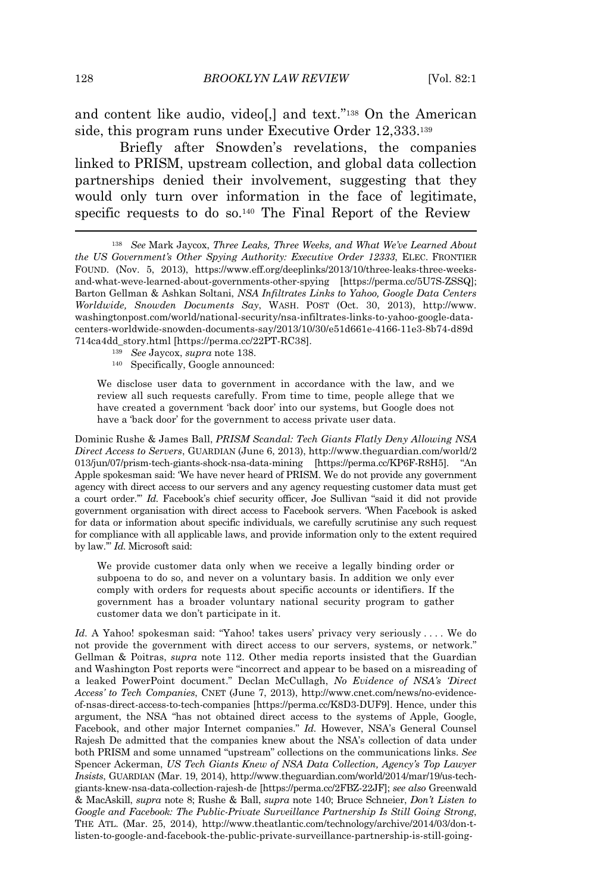and content like audio, video[,] and text."[138] On the American side, this program runs under Executive Order 12,333.[139]

Briefly after Snowden's revelations, the companies linked to PRISM, upstream collection, and global data collection partnerships denied their involvement, suggesting that they would only turn over information in the face of legitimate, specific requests to do so.[140] The Final Report of the Review

---

[138] *See* Mark Jaycox, *Three Leaks, Three Weeks, and What We've Learned About the US Government's Other Spying Authority: Executive Order 12333*, ELEC. FRONTIER FOUND. (Nov. 5, 2013), https://www.eff.org/deeplinks/2013/10/three-leaks-three-weeks-and-what-weve-learned-about-governments-other-spying [https://perma.cc/5U7S-ZSSQ]; Barton Gellman & Ashkan Soltani, *NSA Infiltrates Links to Yahoo, Google Data Centers Worldwide, Snowden Documents Say*, WASH. POST (Oct. 30, 2013), http://www.washingtonpost.com/world/national-security/nsa-infiltrates-links-to-yahoo-google-data-centers-worldwide-snowden-documents-say/2013/10/30/e51d661e-4166-11e3-8b74-d89d714ca4dd_story.html [https://perma.cc/22PT-RC38].

[139] *See* Jaycox, *supra* note 138.

[140] Specifically, Google announced:

> We disclose user data to government in accordance with the law, and we review all such requests carefully. From time to time, people allege that we have created a government 'back door' into our systems, but Google does not have a 'back door' for the government to access private user data.

Dominic Rushe & James Ball, *PRISM Scandal: Tech Giants Flatly Deny Allowing NSA Direct Access to Servers*, GUARDIAN (June 6, 2013), http://www.theguardian.com/world/2013/jun/07/prism-tech-giants-shock-nsa-data-mining [https://perma.cc/KP6F-R8H5]. "An Apple spokesman said: 'We have never heard of PRISM. We do not provide any government agency with direct access to our servers and any agency requesting customer data must get a court order.'" *Id.* Facebook's chief security officer, Joe Sullivan "said it did not provide government organisation with direct access to Facebook servers. 'When Facebook is asked for data or information about specific individuals, we carefully scrutinise any such request for compliance with all applicable laws, and provide information only to the extent required by law.'" *Id.* Microsoft said:

> We provide customer data only when we receive a legally binding order or subpoena to do so, and never on a voluntary basis. In addition we only ever comply with orders for requests about specific accounts or identifiers. If the government has a broader voluntary national security program to gather customer data we don't participate in it.

*Id.* A Yahoo! spokesman said: "Yahoo! takes users' privacy very seriously . . . . We do not provide the government with direct access to our servers, systems, or network." Gellman & Poitras, *supra* note 112. Other media reports insisted that the Guardian and Washington Post reports were "incorrect and appear to be based on a misreading of a leaked PowerPoint document." Declan McCullagh, *No Evidence of NSA's 'Direct Access' to Tech Companies*, CNET (June 7, 2013), http://www.cnet.com/news/no-evidence-of-nsas-direct-access-to-tech-companies [https://perma.cc/K8D3-DUF9]. Hence, under this argument, the NSA "has not obtained direct access to the systems of Apple, Google, Facebook, and other major Internet companies." *Id.* However, NSA's General Counsel Rajesh De admitted that the companies knew about the NSA's collection of data under both PRISM and some unnamed "upstream" collections on the communications links. *See* Spencer Ackerman, *US Tech Giants Knew of NSA Data Collection, Agency's Top Lawyer Insists*, GUARDIAN (Mar. 19, 2014), http://www.theguardian.com/world/2014/mar/19/us-tech-giants-knew-nsa-data-collection-rajesh-de [https://perma.cc/2FBZ-22JF]; *see also* Greenwald & MacAskill, *supra* note 8; Rushe & Ball, *supra* note 140; Bruce Schneier, *Don't Listen to Google and Facebook: The Public-Private Surveillance Partnership Is Still Going Strong*, THE ATL. (Mar. 25, 2014), http://www.theatlantic.com/technology/archive/2014/03/don-t-listen-to-google-and-facebook-the-public-private-surveillance-partnership-is-still-going-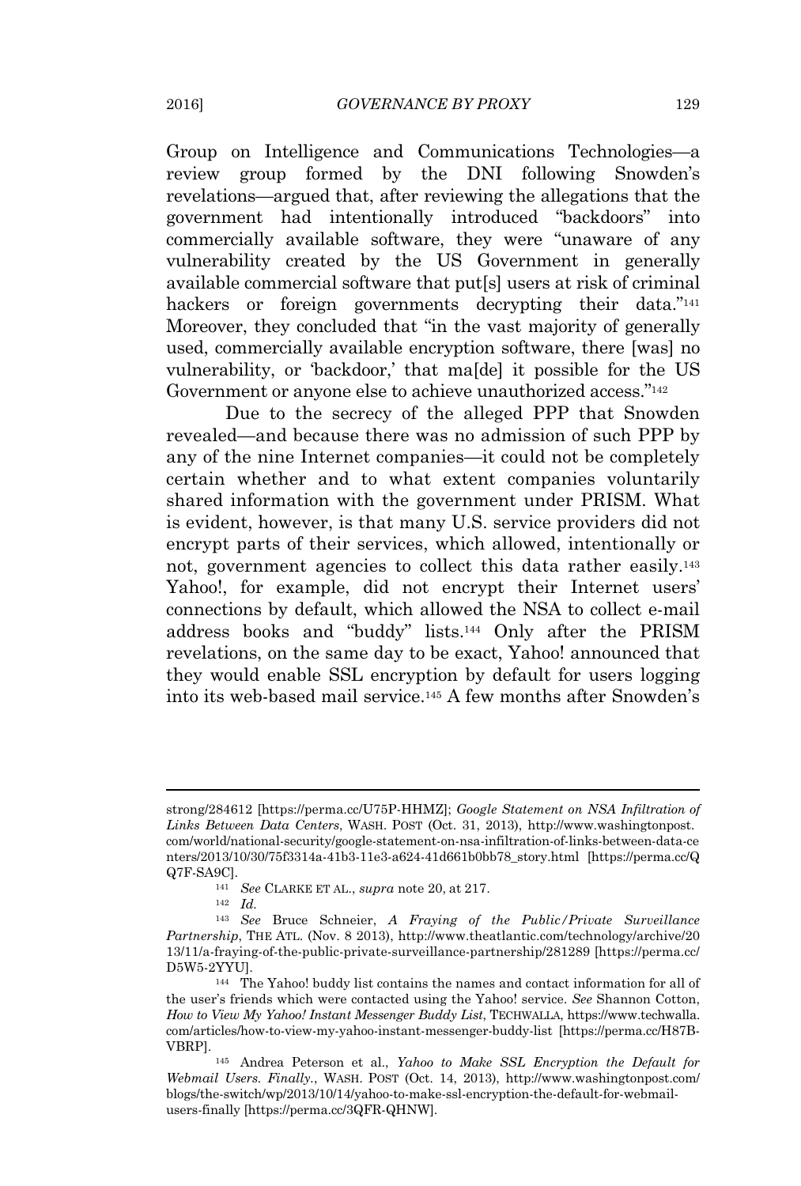Group on Intelligence and Communications Technologies—a review group formed by the DNI following Snowden's revelations—argued that, after reviewing the allegations that the government had intentionally introduced "backdoors" into commercially available software, they were "unaware of any vulnerability created by the US Government in generally available commercial software that put[s] users at risk of criminal hackers or foreign governments decrypting their data."[141] Moreover, they concluded that "in the vast majority of generally used, commercially available encryption software, there [was] no vulnerability, or 'backdoor,' that ma[de] it possible for the US Government or anyone else to achieve unauthorized access."[142]

Due to the secrecy of the alleged PPP that Snowden revealed—and because there was no admission of such PPP by any of the nine Internet companies—it could not be completely certain whether and to what extent companies voluntarily shared information with the government under PRISM. What is evident, however, is that many U.S. service providers did not encrypt parts of their services, which allowed, intentionally or not, government agencies to collect this data rather easily.[143] Yahoo!, for example, did not encrypt their Internet users' connections by default, which allowed the NSA to collect e-mail address books and "buddy" lists.[144] Only after the PRISM revelations, on the same day to be exact, Yahoo! announced that they would enable SSL encryption by default for users logging into its web-based mail service.[145] A few months after Snowden's

---

strong/284612 [https://perma.cc/U75P-HHMZ]; *Google Statement on NSA Infiltration of Links Between Data Centers*, WASH. POST (Oct. 31, 2013), http://www.washingtonpost.com/world/national-security/google-statement-on-nsa-infiltration-of-links-between-data-centers/2013/10/30/75f3314a-41b3-11e3-a624-41d661b0bb78_story.html [https://perma.cc/QQ7F-SA9C].

[141] *See* CLARKE ET AL., *supra* note 20, at 217.

[142] *Id.*

[143] *See* Bruce Schneier, *A Fraying of the Public/Private Surveillance Partnership*, THE ATL. (Nov. 8 2013), http://www.theatlantic.com/technology/archive/2013/11/a-fraying-of-the-public-private-surveillance-partnership/281289 [https://perma.cc/D5W5-2YYU].

[144] The Yahoo! buddy list contains the names and contact information for all of the user's friends which were contacted using the Yahoo! service. *See* Shannon Cotton, *How to View My Yahoo! Instant Messenger Buddy List*, TECHWALLA, https://www.techwalla.com/articles/how-to-view-my-yahoo-instant-messenger-buddy-list [https://perma.cc/H87B-VBRP].

[145] Andrea Peterson et al., *Yahoo to Make SSL Encryption the Default for Webmail Users. Finally.*, WASH. POST (Oct. 14, 2013), http://www.washingtonpost.com/blogs/the-switch/wp/2013/10/14/yahoo-to-make-ssl-encryption-the-default-for-webmail-users-finally [https://perma.cc/3QFR-QHNW].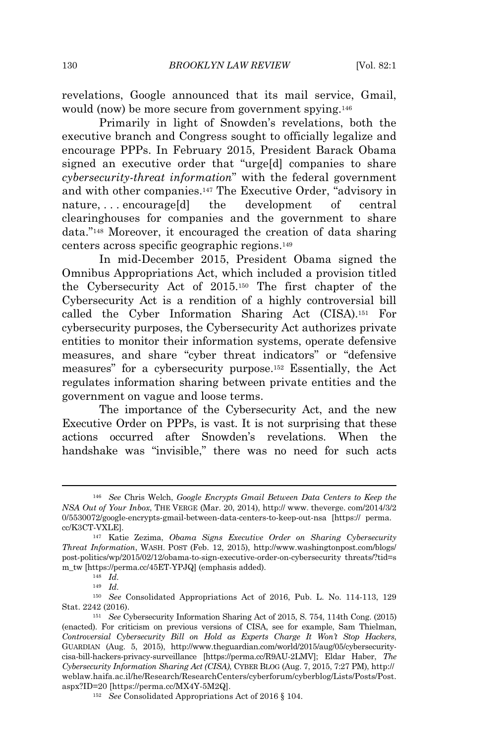revelations, Google announced that its mail service, Gmail, would (now) be more secure from government spying.[146]

Primarily in light of Snowden's revelations, both the executive branch and Congress sought to officially legalize and encourage PPPs. In February 2015, President Barack Obama signed an executive order that "urge[d] companies to share *cybersecurity-threat information*" with the federal government and with other companies.[147] The Executive Order, "advisory in nature, . . . encourage[d] the development of central clearinghouses for companies and the government to share data."[148] Moreover, it encouraged the creation of data sharing centers across specific geographic regions.[149]

In mid-December 2015, President Obama signed the Omnibus Appropriations Act, which included a provision titled the Cybersecurity Act of 2015.[150] The first chapter of the Cybersecurity Act is a rendition of a highly controversial bill called the Cyber Information Sharing Act (CISA).[151] For cybersecurity purposes, the Cybersecurity Act authorizes private entities to monitor their information systems, operate defensive measures, and share "cyber threat indicators" or "defensive measures" for a cybersecurity purpose.[152] Essentially, the Act regulates information sharing between private entities and the government on vague and loose terms.

The importance of the Cybersecurity Act, and the new Executive Order on PPPs, is vast. It is not surprising that these actions occurred after Snowden's revelations. When the handshake was "invisible," there was no need for such acts

---

[146] *See* Chris Welch, *Google Encrypts Gmail Between Data Centers to Keep the NSA Out of Your Inbox*, THE VERGE (Mar. 20, 2014), http:// www. theverge. com/2014/3/20/5530072/google-encrypts-gmail-between-data-centers-to-keep-out-nsa [https:// perma.cc/K3CT-VXLE].

[147] Katie Zezima, *Obama Signs Executive Order on Sharing Cybersecurity Threat Information*, WASH. POST (Feb. 12, 2015), http://www.washingtonpost.com/blogs/post-politics/wp/2015/02/12/obama-to-sign-executive-order-on-cybersecurity threats/?tid=sm_tw [https://perma.cc/45ET-YPJQ] (emphasis added).

[148] *Id.*

[149] *Id.*

[150] *See* Consolidated Appropriations Act of 2016, Pub. L. No. 114-113, 129 Stat. 2242 (2016).

[151] *See* Cybersecurity Information Sharing Act of 2015, S. 754, 114th Cong. (2015) (enacted). For criticism on previous versions of CISA, see for example, Sam Thielman, *Controversial Cybersecurity Bill on Hold as Experts Charge It Won't Stop Hackers*, GUARDIAN (Aug. 5, 2015), http://www.theguardian.com/world/2015/aug/05/cybersecurity-cisa-bill-hackers-privacy-surveillance [https://perma.cc/R9AU-2LMV]; Eldar Haber, *The Cybersecurity Information Sharing Act (CISA)*, CYBER BLOG (Aug. 7, 2015, 7:27 PM), http://weblaw.haifa.ac.il/he/Research/ResearchCenters/cyberforum/cyberblog/Lists/Posts/Post.aspx?ID=20 [https://perma.cc/MX4Y-5M2Q].

[152] *See* Consolidated Appropriations Act of 2016 § 104.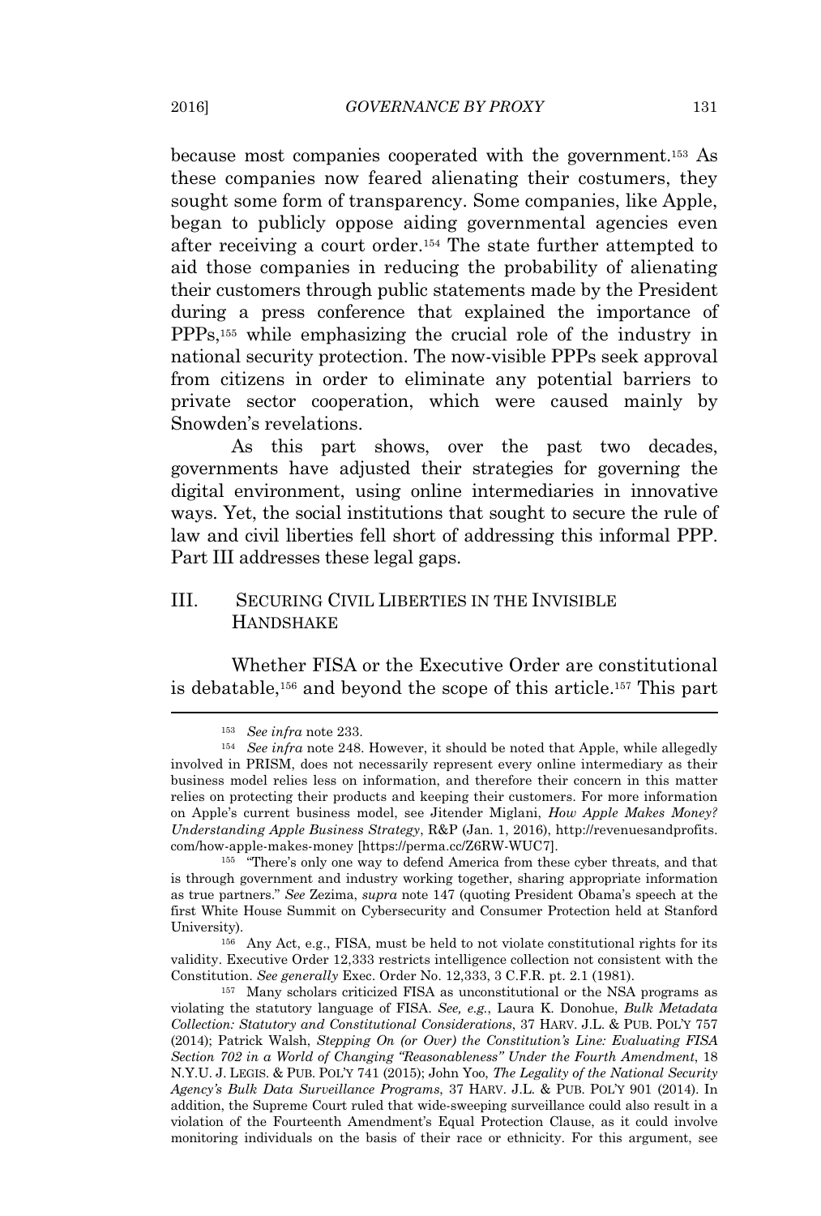because most companies cooperated with the government.[153] As these companies now feared alienating their costumers, they sought some form of transparency. Some companies, like Apple, began to publicly oppose aiding governmental agencies even after receiving a court order.[154] The state further attempted to aid those companies in reducing the probability of alienating their customers through public statements made by the President during a press conference that explained the importance of PPPs,[155] while emphasizing the crucial role of the industry in national security protection. The now-visible PPPs seek approval from citizens in order to eliminate any potential barriers to private sector cooperation, which were caused mainly by Snowden's revelations.

As this part shows, over the past two decades, governments have adjusted their strategies for governing the digital environment, using online intermediaries in innovative ways. Yet, the social institutions that sought to secure the rule of law and civil liberties fell short of addressing this informal PPP. Part III addresses these legal gaps.

## III. SECURING CIVIL LIBERTIES IN THE INVISIBLE HANDSHAKE

Whether FISA or the Executive Order are constitutional is debatable,[156] and beyond the scope of this article.[157] This part

---

[153] *See infra* note 233.

[154] *See infra* note 248. However, it should be noted that Apple, while allegedly involved in PRISM, does not necessarily represent every online intermediary as their business model relies less on information, and therefore their concern in this matter relies on protecting their products and keeping their customers. For more information on Apple's current business model, see Jitender Miglani, *How Apple Makes Money? Understanding Apple Business Strategy*, R&P (Jan. 1, 2016), http://revenuesandprofits.com/how-apple-makes-money [https://perma.cc/Z6RW-WUC7].

[155] "There's only one way to defend America from these cyber threats, and that is through government and industry working together, sharing appropriate information as true partners." *See* Zezima, *supra* note 147 (quoting President Obama's speech at the first White House Summit on Cybersecurity and Consumer Protection held at Stanford University).

[156] Any Act, e.g., FISA, must be held to not violate constitutional rights for its validity. Executive Order 12,333 restricts intelligence collection not consistent with the Constitution. *See generally* Exec. Order No. 12,333, 3 C.F.R. pt. 2.1 (1981).

[157] Many scholars criticized FISA as unconstitutional or the NSA programs as violating the statutory language of FISA. *See, e.g.*, Laura K. Donohue, *Bulk Metadata Collection: Statutory and Constitutional Considerations*, 37 HARV. J.L. & PUB. POL'Y 757 (2014); Patrick Walsh, *Stepping On (or Over) the Constitution's Line: Evaluating FISA Section 702 in a World of Changing "Reasonableness" Under the Fourth Amendment*, 18 N.Y.U. J. LEGIS. & PUB. POL'Y 741 (2015); John Yoo, *The Legality of the National Security Agency's Bulk Data Surveillance Programs*, 37 HARV. J.L. & PUB. POL'Y 901 (2014). In addition, the Supreme Court ruled that wide-sweeping surveillance could also result in a violation of the Fourteenth Amendment's Equal Protection Clause, as it could involve monitoring individuals on the basis of their race or ethnicity. For this argument, see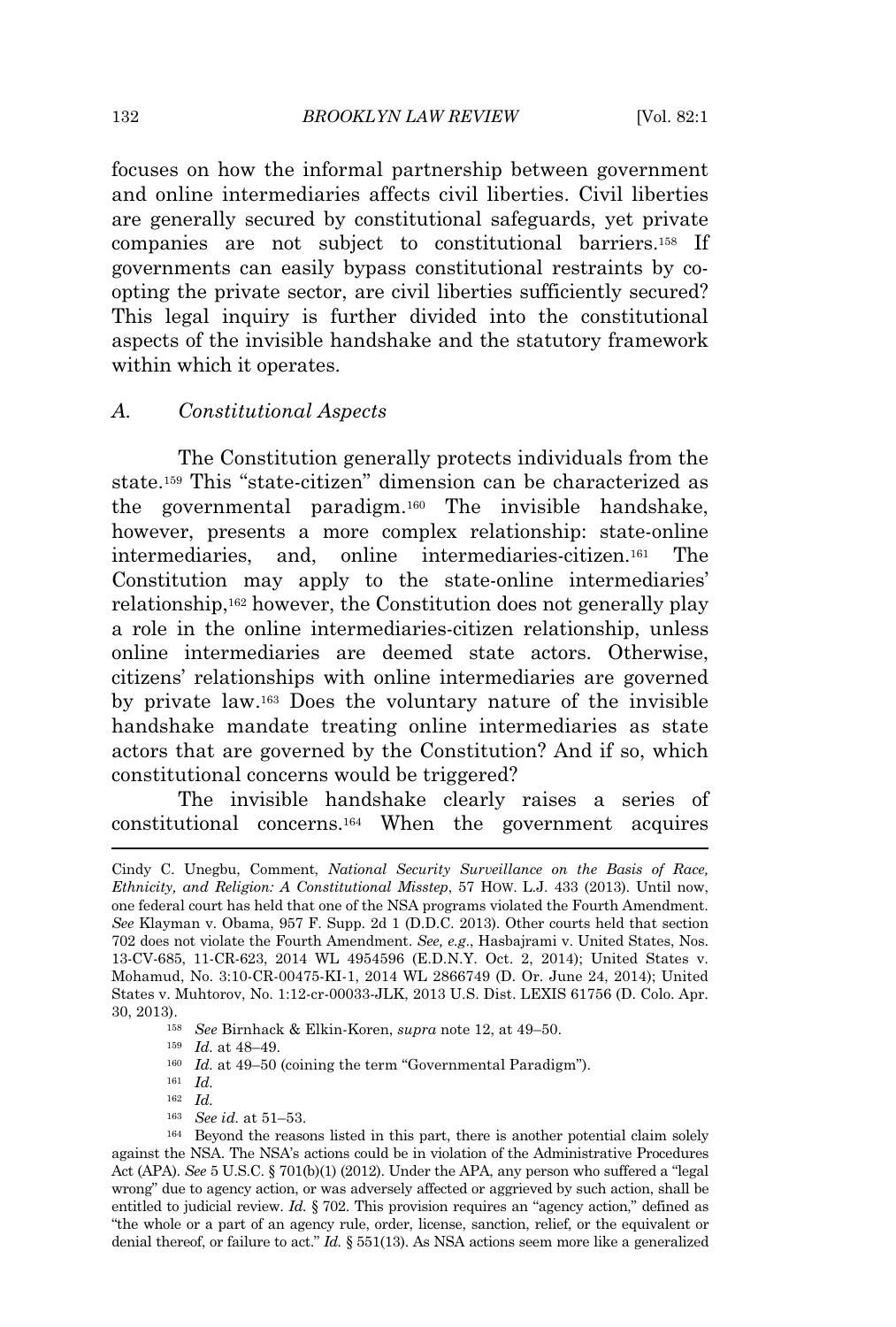focuses on how the informal partnership between government and online intermediaries affects civil liberties. Civil liberties are generally secured by constitutional safeguards, yet private companies are not subject to constitutional barriers.[158] If governments can easily bypass constitutional restraints by co-opting the private sector, are civil liberties sufficiently secured? This legal inquiry is further divided into the constitutional aspects of the invisible handshake and the statutory framework within which it operates.

### A. Constitutional Aspects

The Constitution generally protects individuals from the state.[159] This "state-citizen" dimension can be characterized as the governmental paradigm.[160] The invisible handshake, however, presents a more complex relationship: state-online intermediaries, and, online intermediaries-citizen.[161] The Constitution may apply to the state-online intermediaries' relationship,[162] however, the Constitution does not generally play a role in the online intermediaries-citizen relationship, unless online intermediaries are deemed state actors. Otherwise, citizens' relationships with online intermediaries are governed by private law.[163] Does the voluntary nature of the invisible handshake mandate treating online intermediaries as state actors that are governed by the Constitution? And if so, which constitutional concerns would be triggered?

The invisible handshake clearly raises a series of constitutional concerns.[164] When the government acquires

---

Cindy C. Unegbu, Comment, *National Security Surveillance on the Basis of Race, Ethnicity, and Religion: A Constitutional Misstep*, 57 HOW. L.J. 433 (2013). Until now, one federal court has held that one of the NSA programs violated the Fourth Amendment. *See* Klayman v. Obama, 957 F. Supp. 2d 1 (D.D.C. 2013). Other courts held that section 702 does not violate the Fourth Amendment. *See, e.g.*, Hasbajrami v. United States, Nos. 13-CV-685, 11-CR-623, 2014 WL 4954596 (E.D.N.Y. Oct. 2, 2014); United States v. Mohamud, No. 3:10-CR-00475-KI-1, 2014 WL 2866749 (D. Or. June 24, 2014); United States v. Muhtorov, No. 1:12-cr-00033-JLK, 2013 U.S. Dist. LEXIS 61756 (D. Colo. Apr. 30, 2013).

[158] *See* Birnhack & Elkin-Koren, *supra* note 12, at 49–50.

[159] *Id.* at 48–49.

[160] *Id.* at 49–50 (coining the term "Governmental Paradigm").

[161] *Id.*

[162] *Id.*

[163] *See id.* at 51–53.

[164] Beyond the reasons listed in this part, there is another potential claim solely against the NSA. The NSA's actions could be in violation of the Administrative Procedures Act (APA). *See* 5 U.S.C. § 701(b)(1) (2012). Under the APA, any person who suffered a "legal wrong" due to agency action, or was adversely affected or aggrieved by such action, shall be entitled to judicial review. *Id.* § 702. This provision requires an "agency action," defined as "the whole or a part of an agency rule, order, license, sanction, relief, or the equivalent or denial thereof, or failure to act." *Id.* § 551(13). As NSA actions seem more like a generalized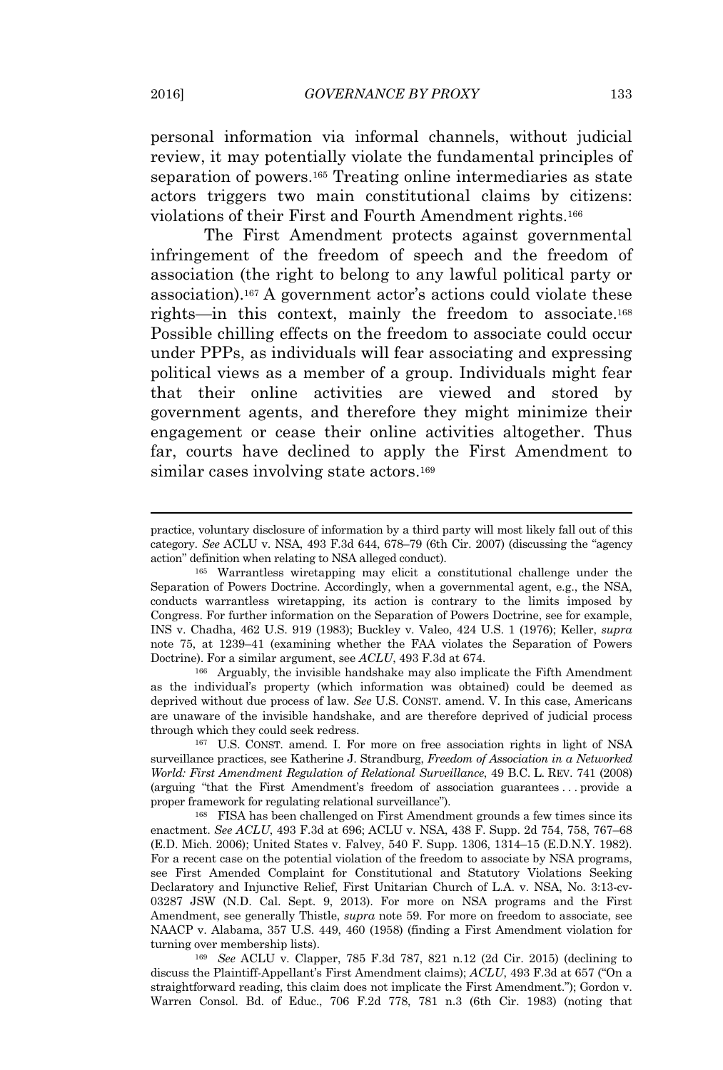personal information via informal channels, without judicial review, it may potentially violate the fundamental principles of separation of powers.[165] Treating online intermediaries as state actors triggers two main constitutional claims by citizens: violations of their First and Fourth Amendment rights.[166]

The First Amendment protects against governmental infringement of the freedom of speech and the freedom of association (the right to belong to any lawful political party or association).[167] A government actor's actions could violate these rights—in this context, mainly the freedom to associate.[168] Possible chilling effects on the freedom to associate could occur under PPPs, as individuals will fear associating and expressing political views as a member of a group. Individuals might fear that their online activities are viewed and stored by government agents, and therefore they might minimize their engagement or cease their online activities altogether. Thus far, courts have declined to apply the First Amendment to similar cases involving state actors.[169]

---

practice, voluntary disclosure of information by a third party will most likely fall out of this category. *See* ACLU v. NSA, 493 F.3d 644, 678–79 (6th Cir. 2007) (discussing the "agency action" definition when relating to NSA alleged conduct).

[165] Warrantless wiretapping may elicit a constitutional challenge under the Separation of Powers Doctrine. Accordingly, when a governmental agent, e.g., the NSA, conducts warrantless wiretapping, its action is contrary to the limits imposed by Congress. For further information on the Separation of Powers Doctrine, see for example, INS v. Chadha, 462 U.S. 919 (1983); Buckley v. Valeo, 424 U.S. 1 (1976); Keller, *supra* note 75, at 1239–41 (examining whether the FAA violates the Separation of Powers Doctrine). For a similar argument, see *ACLU*, 493 F.3d at 674.

[166] Arguably, the invisible handshake may also implicate the Fifth Amendment as the individual's property (which information was obtained) could be deemed as deprived without due process of law. *See* U.S. CONST. amend. V. In this case, Americans are unaware of the invisible handshake, and are therefore deprived of judicial process through which they could seek redress.

[167] U.S. CONST. amend. I. For more on free association rights in light of NSA surveillance practices, see Katherine J. Strandburg, *Freedom of Association in a Networked World: First Amendment Regulation of Relational Surveillance*, 49 B.C. L. REV. 741 (2008) (arguing "that the First Amendment's freedom of association guarantees . . . provide a proper framework for regulating relational surveillance").

[168] FISA has been challenged on First Amendment grounds a few times since its enactment. *See ACLU*, 493 F.3d at 696; ACLU v. NSA, 438 F. Supp. 2d 754, 758, 767–68 (E.D. Mich. 2006); United States v. Falvey, 540 F. Supp. 1306, 1314–15 (E.D.N.Y. 1982). For a recent case on the potential violation of the freedom to associate by NSA programs, see First Amended Complaint for Constitutional and Statutory Violations Seeking Declaratory and Injunctive Relief, First Unitarian Church of L.A. v. NSA, No. 3:13-cv-03287 JSW (N.D. Cal. Sept. 9, 2013). For more on NSA programs and the First Amendment, see generally Thistle, *supra* note 59. For more on freedom to associate, see NAACP v. Alabama, 357 U.S. 449, 460 (1958) (finding a First Amendment violation for turning over membership lists).

[169] *See* ACLU v. Clapper, 785 F.3d 787, 821 n.12 (2d Cir. 2015) (declining to discuss the Plaintiff-Appellant's First Amendment claims); *ACLU*, 493 F.3d at 657 ("On a straightforward reading, this claim does not implicate the First Amendment."); Gordon v. Warren Consol. Bd. of Educ., 706 F.2d 778, 781 n.3 (6th Cir. 1983) (noting that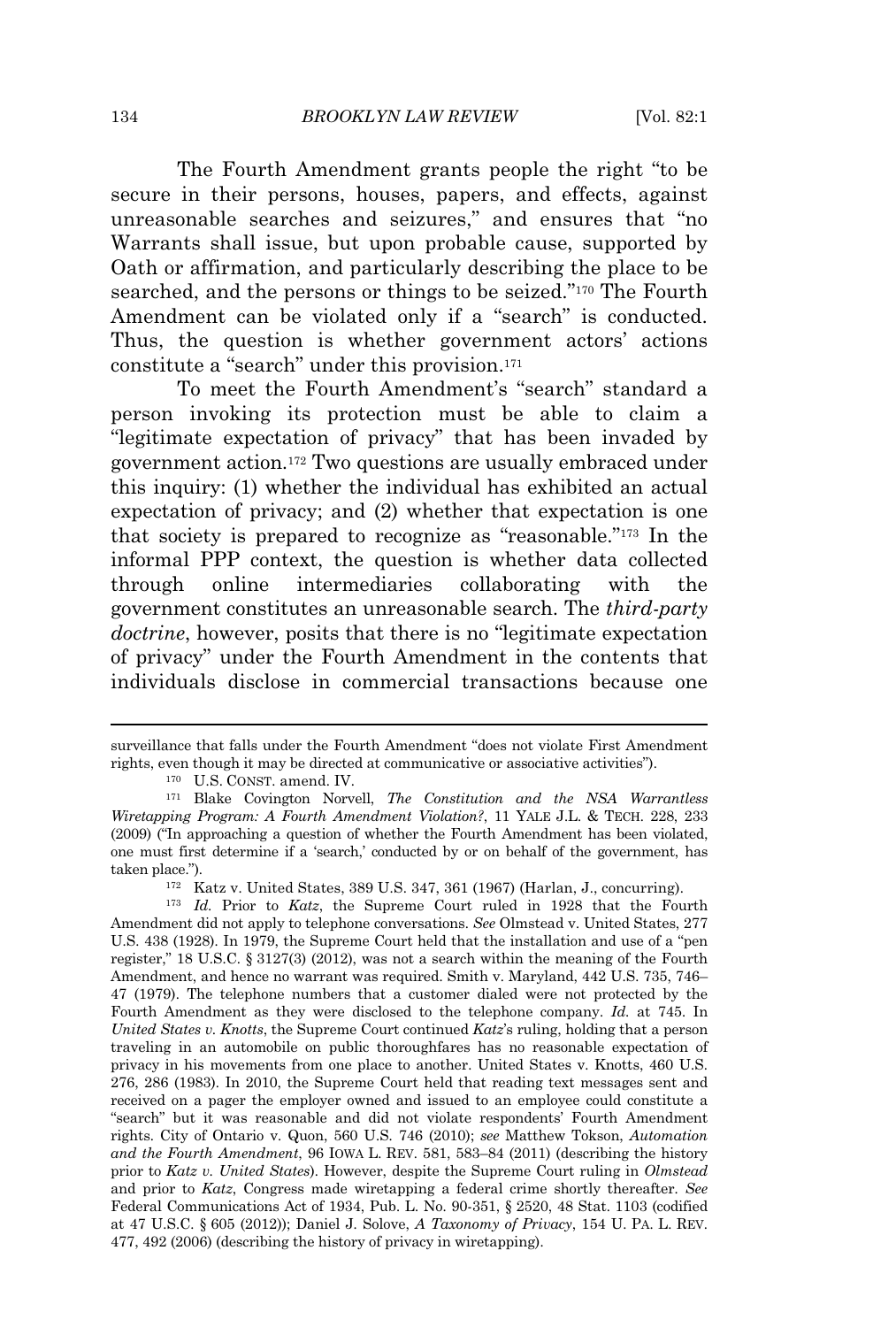The Fourth Amendment grants people the right "to be secure in their persons, houses, papers, and effects, against unreasonable searches and seizures," and ensures that "no Warrants shall issue, but upon probable cause, supported by Oath or affirmation, and particularly describing the place to be searched, and the persons or things to be seized."[170] The Fourth Amendment can be violated only if a "search" is conducted. Thus, the question is whether government actors' actions constitute a "search" under this provision.[171]

To meet the Fourth Amendment's "search" standard a person invoking its protection must be able to claim a "legitimate expectation of privacy" that has been invaded by government action.[172] Two questions are usually embraced under this inquiry: (1) whether the individual has exhibited an actual expectation of privacy; and (2) whether that expectation is one that society is prepared to recognize as "reasonable."[173] In the informal PPP context, the question is whether data collected through online intermediaries collaborating with the government constitutes an unreasonable search. The *third-party doctrine*, however, posits that there is no "legitimate expectation of privacy" under the Fourth Amendment in the contents that individuals disclose in commercial transactions because one

---

surveillance that falls under the Fourth Amendment "does not violate First Amendment rights, even though it may be directed at communicative or associative activities").

[170] U.S. CONST. amend. IV.

[171] Blake Covington Norvell, *The Constitution and the NSA Warrantless Wiretapping Program: A Fourth Amendment Violation?*, 11 YALE J.L. & TECH. 228, 233 (2009) ("In approaching a question of whether the Fourth Amendment has been violated, one must first determine if a 'search,' conducted by or on behalf of the government, has taken place.").

[172] Katz v. United States, 389 U.S. 347, 361 (1967) (Harlan, J., concurring).

[173] *Id.* Prior to *Katz*, the Supreme Court ruled in 1928 that the Fourth Amendment did not apply to telephone conversations. *See* Olmstead v. United States, 277 U.S. 438 (1928). In 1979, the Supreme Court held that the installation and use of a "pen register," 18 U.S.C. § 3127(3) (2012), was not a search within the meaning of the Fourth Amendment, and hence no warrant was required. Smith v. Maryland, 442 U.S. 735, 746–47 (1979). The telephone numbers that a customer dialed were not protected by the Fourth Amendment as they were disclosed to the telephone company. *Id.* at 745. In *United States v. Knotts*, the Supreme Court continued *Katz*'s ruling, holding that a person traveling in an automobile on public thoroughfares has no reasonable expectation of privacy in his movements from one place to another. United States v. Knotts, 460 U.S. 276, 286 (1983). In 2010, the Supreme Court held that reading text messages sent and received on a pager the employer owned and issued to an employee could constitute a "search" but it was reasonable and did not violate respondents' Fourth Amendment rights. City of Ontario v. Quon, 560 U.S. 746 (2010); *see* Matthew Tokson, *Automation and the Fourth Amendment*, 96 IOWA L. REV. 581, 583–84 (2011) (describing the history prior to *Katz v. United States*). However, despite the Supreme Court ruling in *Olmstead* and prior to *Katz*, Congress made wiretapping a federal crime shortly thereafter. *See* Federal Communications Act of 1934, Pub. L. No. 90-351, § 2520, 48 Stat. 1103 (codified at 47 U.S.C. § 605 (2012)); Daniel J. Solove, *A Taxonomy of Privacy*, 154 U. PA. L. REV. 477, 492 (2006) (describing the history of privacy in wiretapping).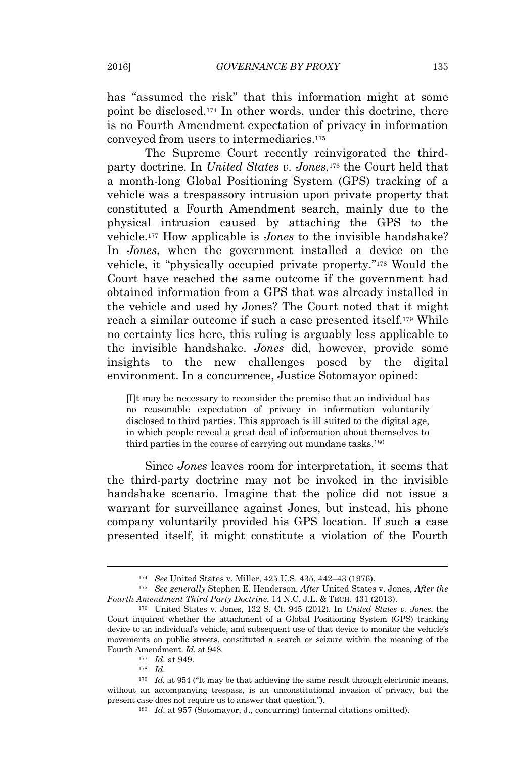has "assumed the risk" that this information might at some point be disclosed.[174] In other words, under this doctrine, there is no Fourth Amendment expectation of privacy in information conveyed from users to intermediaries.[175]

The Supreme Court recently reinvigorated the third-party doctrine. In *United States v. Jones*,[176] the Court held that a month-long Global Positioning System (GPS) tracking of a vehicle was a trespassory intrusion upon private property that constituted a Fourth Amendment search, mainly due to the physical intrusion caused by attaching the GPS to the vehicle.[177] How applicable is *Jones* to the invisible handshake? In *Jones*, when the government installed a device on the vehicle, it "physically occupied private property."[178] Would the Court have reached the same outcome if the government had obtained information from a GPS that was already installed in the vehicle and used by Jones? The Court noted that it might reach a similar outcome if such a case presented itself.[179] While no certainty lies here, this ruling is arguably less applicable to the invisible handshake. *Jones* did, however, provide some insights to the new challenges posed by the digital environment. In a concurrence, Justice Sotomayor opined:

> [I]t may be necessary to reconsider the premise that an individual has no reasonable expectation of privacy in information voluntarily disclosed to third parties. This approach is ill suited to the digital age, in which people reveal a great deal of information about themselves to third parties in the course of carrying out mundane tasks.[180]

Since *Jones* leaves room for interpretation, it seems that the third-party doctrine may not be invoked in the invisible handshake scenario. Imagine that the police did not issue a warrant for surveillance against Jones, but instead, his phone company voluntarily provided his GPS location. If such a case presented itself, it might constitute a violation of the Fourth

---

[174] *See* United States v. Miller, 425 U.S. 435, 442–43 (1976).

[175] *See generally* Stephen E. Henderson, *After* United States v. Jones*, After the Fourth Amendment Third Party Doctrine*, 14 N.C. J.L. & TECH. 431 (2013).

[176] United States v. Jones, 132 S. Ct. 945 (2012). In *United States v. Jones*, the Court inquired whether the attachment of a Global Positioning System (GPS) tracking device to an individual's vehicle, and subsequent use of that device to monitor the vehicle's movements on public streets, constituted a search or seizure within the meaning of the Fourth Amendment. *Id.* at 948.

[177] *Id.* at 949.

[178] *Id.*

[179] *Id.* at 954 ("It may be that achieving the same result through electronic means, without an accompanying trespass, is an unconstitutional invasion of privacy, but the present case does not require us to answer that question.").

[180] *Id.* at 957 (Sotomayor, J., concurring) (internal citations omitted).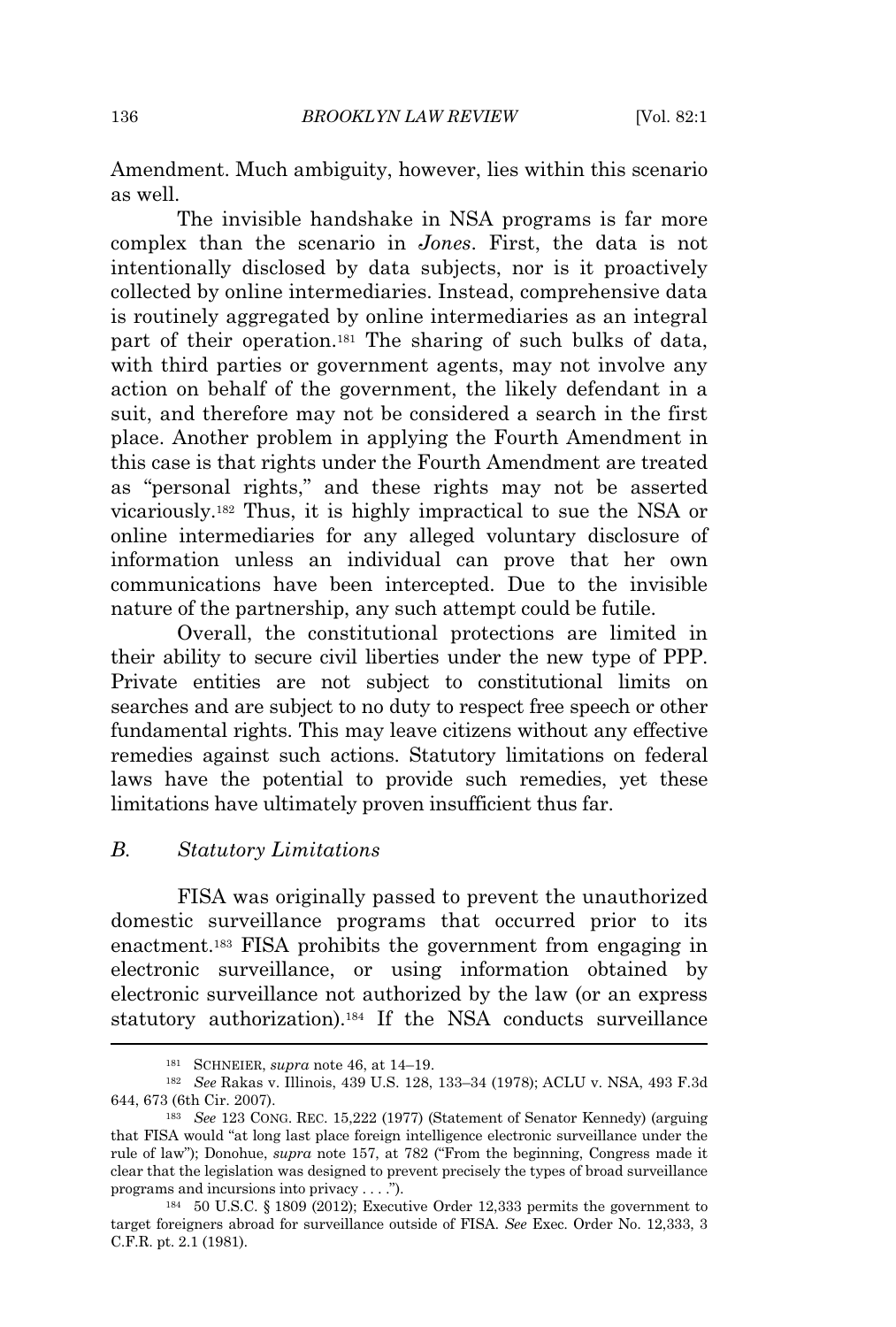Amendment. Much ambiguity, however, lies within this scenario as well.

The invisible handshake in NSA programs is far more complex than the scenario in *Jones*. First, the data is not intentionally disclosed by data subjects, nor is it proactively collected by online intermediaries. Instead, comprehensive data is routinely aggregated by online intermediaries as an integral part of their operation.[181] The sharing of such bulks of data, with third parties or government agents, may not involve any action on behalf of the government, the likely defendant in a suit, and therefore may not be considered a search in the first place. Another problem in applying the Fourth Amendment in this case is that rights under the Fourth Amendment are treated as "personal rights," and these rights may not be asserted vicariously.[182] Thus, it is highly impractical to sue the NSA or online intermediaries for any alleged voluntary disclosure of information unless an individual can prove that her own communications have been intercepted. Due to the invisible nature of the partnership, any such attempt could be futile.

Overall, the constitutional protections are limited in their ability to secure civil liberties under the new type of PPP. Private entities are not subject to constitutional limits on searches and are subject to no duty to respect free speech or other fundamental rights. This may leave citizens without any effective remedies against such actions. Statutory limitations on federal laws have the potential to provide such remedies, yet these limitations have ultimately proven insufficient thus far.

### B. *Statutory Limitations*

FISA was originally passed to prevent the unauthorized domestic surveillance programs that occurred prior to its enactment.[183] FISA prohibits the government from engaging in electronic surveillance, or using information obtained by electronic surveillance not authorized by the law (or an express statutory authorization).[184] If the NSA conducts surveillance

---

[181] SCHNEIER, *supra* note 46, at 14–19.

[182] *See* Rakas v. Illinois, 439 U.S. 128, 133–34 (1978); ACLU v. NSA, 493 F.3d 644, 673 (6th Cir. 2007).

[183] *See* 123 CONG. REC. 15,222 (1977) (Statement of Senator Kennedy) (arguing that FISA would "at long last place foreign intelligence electronic surveillance under the rule of law"); Donohue, *supra* note 157, at 782 ("From the beginning, Congress made it clear that the legislation was designed to prevent precisely the types of broad surveillance programs and incursions into privacy . . . .").

[184] 50 U.S.C. § 1809 (2012); Executive Order 12,333 permits the government to target foreigners abroad for surveillance outside of FISA. *See* Exec. Order No. 12,333, 3 C.F.R. pt. 2.1 (1981).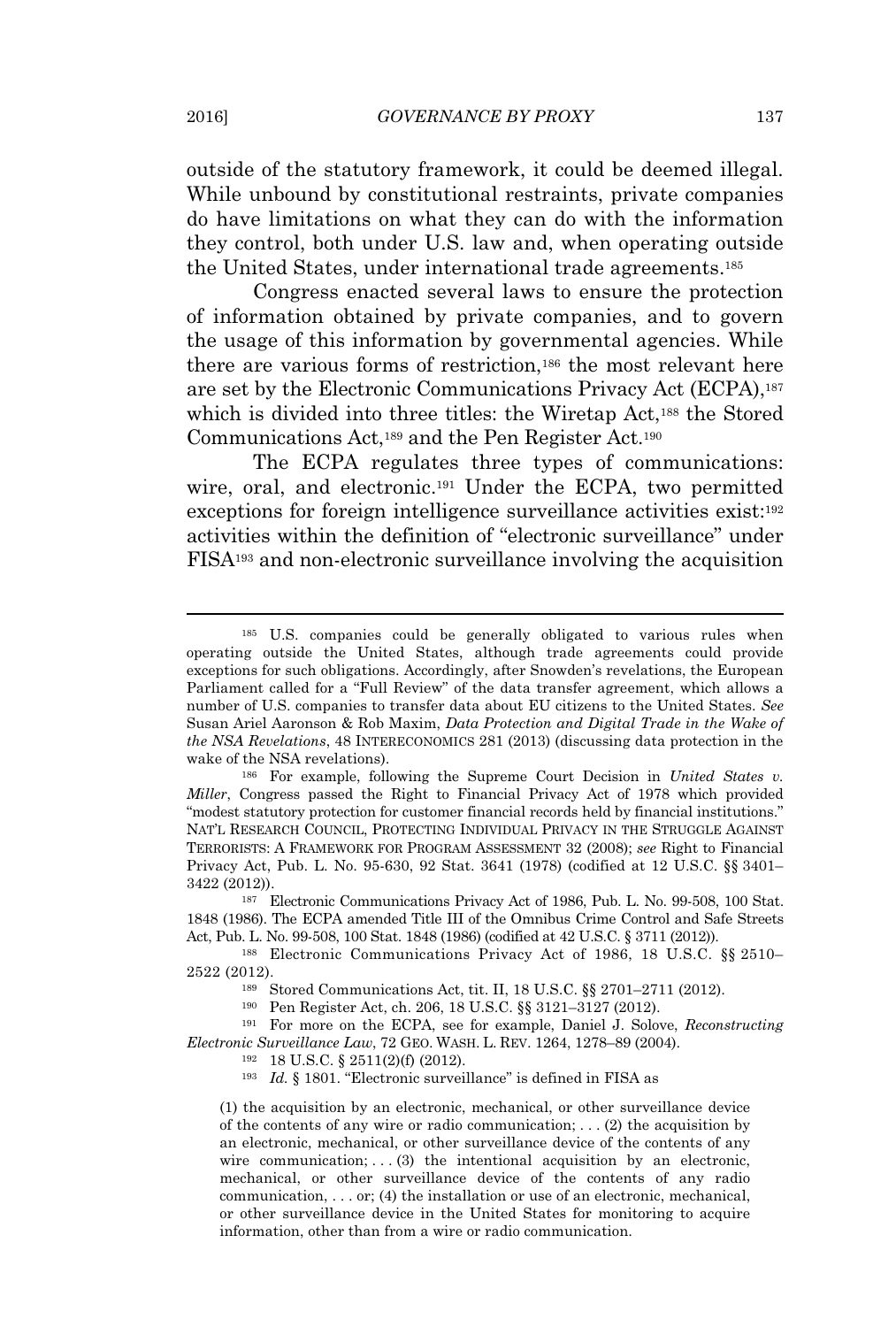outside of the statutory framework, it could be deemed illegal. While unbound by constitutional restraints, private companies do have limitations on what they can do with the information they control, both under U.S. law and, when operating outside the United States, under international trade agreements.[185]

Congress enacted several laws to ensure the protection of information obtained by private companies, and to govern the usage of this information by governmental agencies. While there are various forms of restriction,[186] the most relevant here are set by the Electronic Communications Privacy Act (ECPA),[187] which is divided into three titles: the Wiretap Act,[188] the Stored Communications Act,[189] and the Pen Register Act.[190]

The ECPA regulates three types of communications: wire, oral, and electronic.[191] Under the ECPA, two permitted exceptions for foreign intelligence surveillance activities exist:[192] activities within the definition of "electronic surveillance" under FISA[193] and non-electronic surveillance involving the acquisition

---

[185] U.S. companies could be generally obligated to various rules when operating outside the United States, although trade agreements could provide exceptions for such obligations. Accordingly, after Snowden's revelations, the European Parliament called for a "Full Review" of the data transfer agreement, which allows a number of U.S. companies to transfer data about EU citizens to the United States. *See* Susan Ariel Aaronson & Rob Maxim, *Data Protection and Digital Trade in the Wake of the NSA Revelations*, 48 INTERECONOMICS 281 (2013) (discussing data protection in the wake of the NSA revelations).

[186] For example, following the Supreme Court Decision in *United States v. Miller*, Congress passed the Right to Financial Privacy Act of 1978 which provided "modest statutory protection for customer financial records held by financial institutions." NAT'L RESEARCH COUNCIL, PROTECTING INDIVIDUAL PRIVACY IN THE STRUGGLE AGAINST TERRORISTS: A FRAMEWORK FOR PROGRAM ASSESSMENT 32 (2008); *see* Right to Financial Privacy Act, Pub. L. No. 95-630, 92 Stat. 3641 (1978) (codified at 12 U.S.C. §§ 3401–3422 (2012)).

[187] Electronic Communications Privacy Act of 1986, Pub. L. No. 99-508, 100 Stat. 1848 (1986). The ECPA amended Title III of the Omnibus Crime Control and Safe Streets Act, Pub. L. No. 99-508, 100 Stat. 1848 (1986) (codified at 42 U.S.C. § 3711 (2012)).

[188] Electronic Communications Privacy Act of 1986, 18 U.S.C. §§ 2510–2522 (2012).

[189] Stored Communications Act, tit. II, 18 U.S.C. §§ 2701–2711 (2012).

[190] Pen Register Act, ch. 206, 18 U.S.C. §§ 3121–3127 (2012).

[191] For more on the ECPA, see for example, Daniel J. Solove, *Reconstructing Electronic Surveillance Law*, 72 GEO. WASH. L. REV. 1264, 1278–89 (2004).

[192] 18 U.S.C. § 2511(2)(f) (2012).

[193] *Id.* § 1801. "Electronic surveillance" is defined in FISA as

> (1) the acquisition by an electronic, mechanical, or other surveillance device of the contents of any wire or radio communication; . . . (2) the acquisition by an electronic, mechanical, or other surveillance device of the contents of any wire communication; . . . (3) the intentional acquisition by an electronic, mechanical, or other surveillance device of the contents of any radio communication, . . . or; (4) the installation or use of an electronic, mechanical, or other surveillance device in the United States for monitoring to acquire information, other than from a wire or radio communication.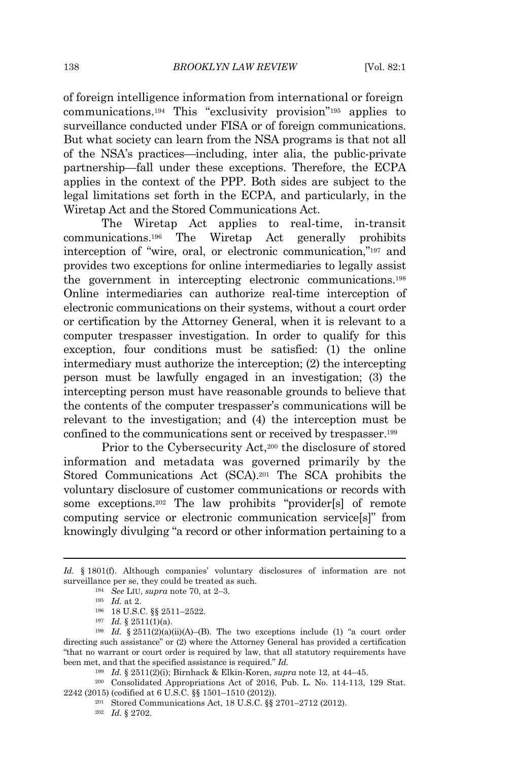of foreign intelligence information from international or foreign communications.[194] This "exclusivity provision"[195] applies to surveillance conducted under FISA or of foreign communications. But what society can learn from the NSA programs is that not all of the NSA's practices—including, inter alia, the public-private partnership—fall under these exceptions. Therefore, the ECPA applies in the context of the PPP. Both sides are subject to the legal limitations set forth in the ECPA, and particularly, in the Wiretap Act and the Stored Communications Act.

The Wiretap Act applies to real-time, in-transit communications.[196] The Wiretap Act generally prohibits interception of "wire, oral, or electronic communication,"[197] and provides two exceptions for online intermediaries to legally assist the government in intercepting electronic communications.[198] Online intermediaries can authorize real-time interception of electronic communications on their systems, without a court order or certification by the Attorney General, when it is relevant to a computer trespasser investigation. In order to qualify for this exception, four conditions must be satisfied: (1) the online intermediary must authorize the interception; (2) the intercepting person must be lawfully engaged in an investigation; (3) the intercepting person must have reasonable grounds to believe that the contents of the computer trespasser's communications will be relevant to the investigation; and (4) the interception must be confined to the communications sent or received by trespasser.[199]

Prior to the Cybersecurity Act,[200] the disclosure of stored information and metadata was governed primarily by the Stored Communications Act (SCA).[201] The SCA prohibits the voluntary disclosure of customer communications or records with some exceptions.[202] The law prohibits "provider[s] of remote computing service or electronic communication service[s]" from knowingly divulging "a record or other information pertaining to a

---

*Id.* § 1801(f). Although companies' voluntary disclosures of information are not surveillance per se, they could be treated as such.

[194] *See* LIU, *supra* note 70, at 2–3.

[195] *Id.* at 2.

[196] 18 U.S.C. §§ 2511–2522.

[197] *Id.* § 2511(1)(a).

[198] *Id.* § 2511(2)(a)(ii)(A)–(B). The two exceptions include (1) "a court order directing such assistance" or (2) where the Attorney General has provided a certification "that no warrant or court order is required by law, that all statutory requirements have been met, and that the specified assistance is required." *Id.*

[199] *Id.* § 2511(2)(i); Birnhack & Elkin-Koren, *supra* note 12, at 44–45.

[200] Consolidated Appropriations Act of 2016, Pub. L. No. 114-113, 129 Stat. 2242 (2015) (codified at 6 U.S.C. §§ 1501–1510 (2012)).

[201] Stored Communications Act, 18 U.S.C. §§ 2701–2712 (2012).

[202] *Id.* § 2702.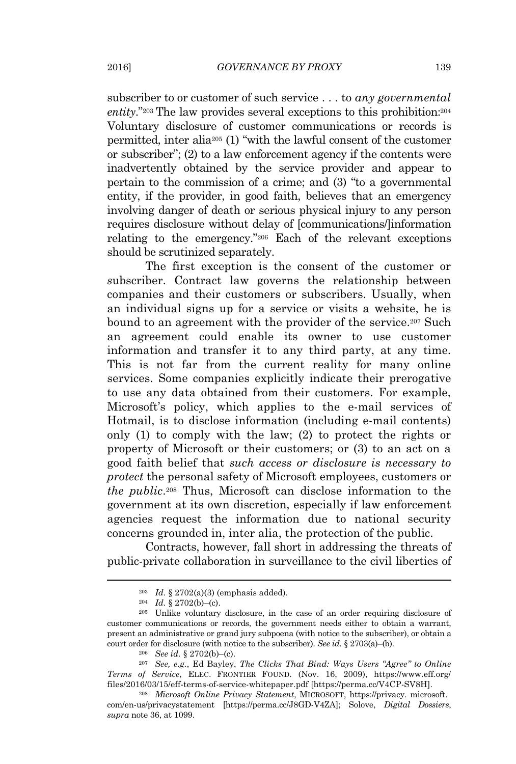subscriber to or customer of such service . . . to *any governmental entity*."[203] The law provides several exceptions to this prohibition:[204] Voluntary disclosure of customer communications or records is permitted, inter alia[205] (1) "with the lawful consent of the customer or subscriber"; (2) to a law enforcement agency if the contents were inadvertently obtained by the service provider and appear to pertain to the commission of a crime; and (3) "to a governmental entity, if the provider, in good faith, believes that an emergency involving danger of death or serious physical injury to any person requires disclosure without delay of [communications/]information relating to the emergency."[206] Each of the relevant exceptions should be scrutinized separately.

The first exception is the consent of the *c*ustomer or *s*ubscriber. Contract law governs the relationship between companies and their customers or subscribers. Usually, when an individual signs up for a service or visits a website, he is bound to an agreement with the provider of the service.[207] Such an agreement could enable its owner to use customer information and transfer it to any third party, at any time. This is not far from the current reality for many online services. Some companies explicitly indicate their prerogative to use any data obtained from their customers. For example, Microsoft's policy, which applies to the e-mail services of Hotmail, is to disclose information (including e-mail contents) only (1) to comply with the law; (2) to protect the rights or property of Microsoft or their customers; or (3) to an act on a good faith belief that *such access or disclosure is necessary to protect* the personal safety of Microsoft employees, customers or *the public*.[208] Thus, Microsoft can disclose information to the government at its own discretion, especially if law enforcement agencies request the information due to national security concerns grounded in, inter alia, the protection of the public.

Contracts, however, fall short in addressing the threats of public-private collaboration in surveillance to the civil liberties of

---

[203] *Id.* § 2702(a)(3) (emphasis added).

[204] *Id.* § 2702(b)–(c).

[205] Unlike voluntary disclosure, in the case of an order requiring disclosure of customer communications or records, the government needs either to obtain a warrant, present an administrative or grand jury subpoena (with notice to the subscriber), or obtain a court order for disclosure (with notice to the subscriber). *See id.* § 2703(a)–(b).

[206] *See id.* § 2702(b)–(c).

[207] *See, e.g.*, Ed Bayley, *The Clicks That Bind: Ways Users "Agree" to Online Terms of Service*, ELEC. FRONTIER FOUND. (Nov. 16, 2009), https://www.eff.org/files/2016/03/15/eff-terms-of-service-whitepaper.pdf [https://perma.cc/V4CP-SV8H].

[208] *Microsoft Online Privacy Statement*, MICROSOFT, https://privacy.microsoft.com/en-us/privacystatement [https://perma.cc/J8GD-V4ZA]; Solove, *Digital Dossiers*, *supra* note 36, at 1099.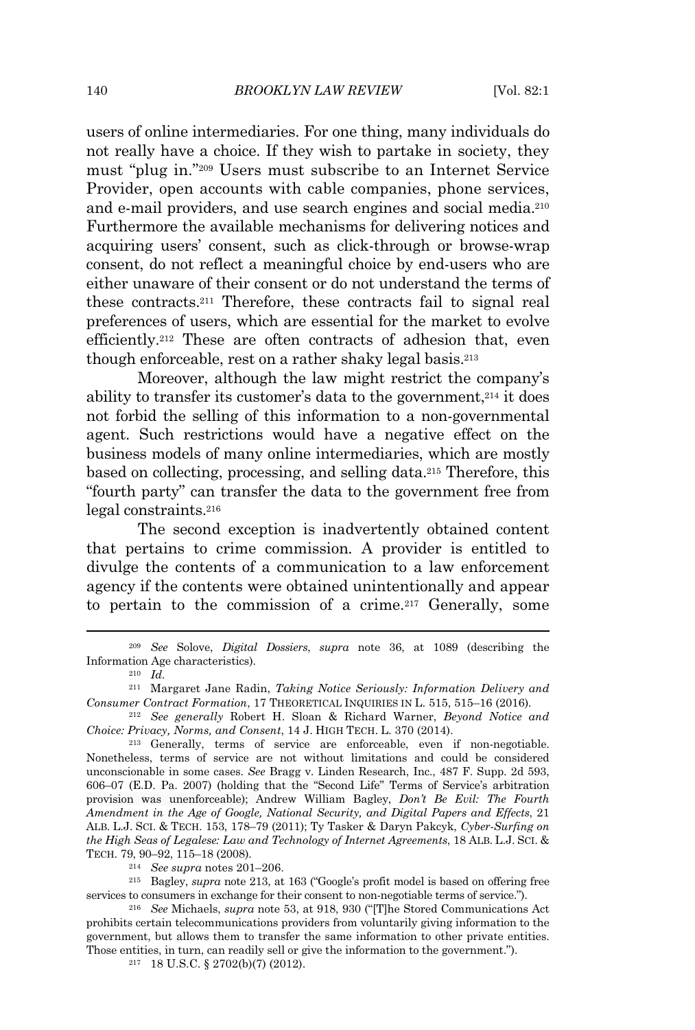users of online intermediaries. For one thing, many individuals do not really have a choice. If they wish to partake in society, they must "plug in."[209] Users must subscribe to an Internet Service Provider, open accounts with cable companies, phone services, and e-mail providers, and use search engines and social media.[210] Furthermore the available mechanisms for delivering notices and acquiring users' consent, such as click-through or browse-wrap consent, do not reflect a meaningful choice by end-users who are either unaware of their consent or do not understand the terms of these contracts.[211] Therefore, these contracts fail to signal real preferences of users, which are essential for the market to evolve efficiently.[212] These are often contracts of adhesion that, even though enforceable, rest on a rather shaky legal basis.[213]

Moreover, although the law might restrict the company's ability to transfer its customer's data to the government,[214] it does not forbid the selling of this information to a non-governmental agent. Such restrictions would have a negative effect on the business models of many online intermediaries, which are mostly based on collecting, processing, and selling data.[215] Therefore, this "fourth party" can transfer the data to the government free from legal constraints.[216]

The second exception is inadvertently obtained content that pertains to crime commission. A provider is entitled to divulge the contents of a communication to a law enforcement agency if the contents were obtained unintentionally and appear to pertain to the commission of a crime.[217] Generally, some

---

[209] *See* Solove, *Digital Dossiers*, *supra* note 36, at 1089 (describing the Information Age characteristics).

[210] *Id.*

[211] Margaret Jane Radin, *Taking Notice Seriously: Information Delivery and Consumer Contract Formation*, 17 THEORETICAL INQUIRIES IN L. 515, 515–16 (2016).

[212] *See generally* Robert H. Sloan & Richard Warner, *Beyond Notice and Choice: Privacy, Norms, and Consent*, 14 J. HIGH TECH. L. 370 (2014).

[213] Generally, terms of service are enforceable, even if non-negotiable. Nonetheless, terms of service are not without limitations and could be considered unconscionable in some cases. *See* Bragg v. Linden Research, Inc., 487 F. Supp. 2d 593, 606–07 (E.D. Pa. 2007) (holding that the "Second Life" Terms of Service's arbitration provision was unenforceable); Andrew William Bagley, *Don't Be Evil: The Fourth Amendment in the Age of Google, National Security, and Digital Papers and Effects*, 21 ALB. L.J. SCI. & TECH. 153, 178–79 (2011); Ty Tasker & Daryn Pakcyk, *Cyber-Surfing on the High Seas of Legalese: Law and Technology of Internet Agreements*, 18 ALB. L.J. SCI. & TECH. 79, 90–92, 115–18 (2008).

[214] *See supra* notes 201–206.

[215] Bagley, *supra* note 213, at 163 ("Google's profit model is based on offering free services to consumers in exchange for their consent to non-negotiable terms of service.").

[216] *See* Michaels, *supra* note 53, at 918, 930 ("[T]he Stored Communications Act prohibits certain telecommunications providers from voluntarily giving information to the government, but allows them to transfer the same information to other private entities. Those entities, in turn, can readily sell or give the information to the government.").

[217] 18 U.S.C. § 2702(b)(7) (2012).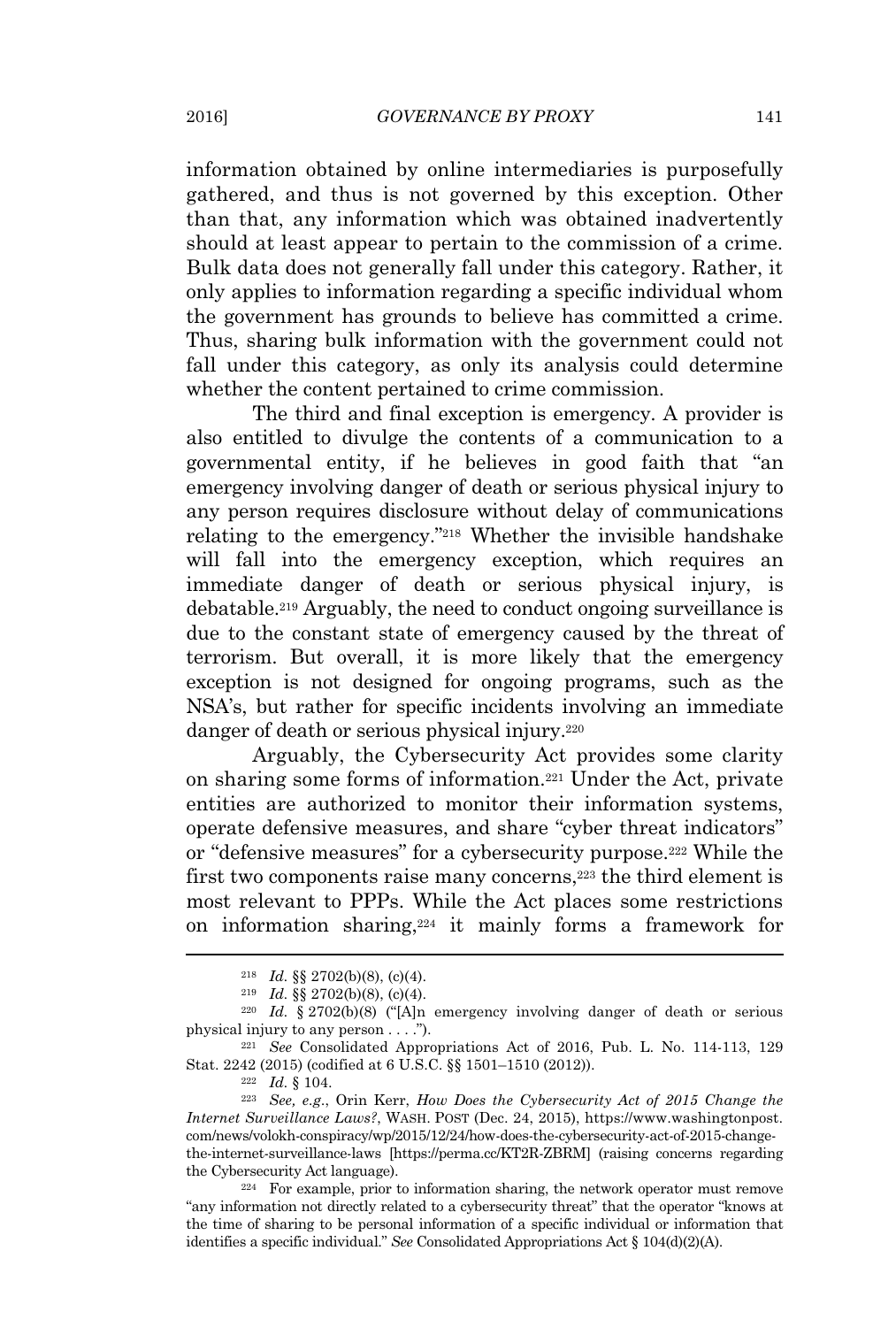information obtained by online intermediaries is purposefully gathered, and thus is not governed by this exception. Other than that, any information which was obtained inadvertently should at least appear to pertain to the commission of a crime. Bulk data does not generally fall under this category. Rather, it only applies to information regarding a specific individual whom the government has grounds to believe has committed a crime. Thus, sharing bulk information with the government could not fall under this category, as only its analysis could determine whether the content pertained to crime commission.

The third and final exception is emergency. A provider is also entitled to divulge the contents of a communication to a governmental entity, if he believes in good faith that "an emergency involving danger of death or serious physical injury to any person requires disclosure without delay of communications relating to the emergency."[218] Whether the invisible handshake will fall into the emergency exception, which requires an immediate danger of death or serious physical injury, is debatable.[219] Arguably, the need to conduct ongoing surveillance is due to the constant state of emergency caused by the threat of terrorism. But overall, it is more likely that the emergency exception is not designed for ongoing programs, such as the NSA's, but rather for specific incidents involving an immediate danger of death or serious physical injury.[220]

Arguably, the Cybersecurity Act provides some clarity on sharing some forms of information.[221] Under the Act, private entities are authorized to monitor their information systems, operate defensive measures, and share "cyber threat indicators" or "defensive measures" for a cybersecurity purpose.[222] While the first two components raise many concerns,[223] the third element is most relevant to PPPs. While the Act places some restrictions on information sharing,[224] it mainly forms a framework for

---

[218] *Id.* §§ 2702(b)(8), (c)(4).

[219] *Id.* §§ 2702(b)(8), (c)(4).

[220] *Id.* § 2702(b)(8) ("[A]n emergency involving danger of death or serious physical injury to any person . . . .").

[221] *See* Consolidated Appropriations Act of 2016, Pub. L. No. 114-113, 129 Stat. 2242 (2015) (codified at 6 U.S.C. §§ 1501–1510 (2012)).

[222] *Id.* § 104.

[223] *See, e.g.*, Orin Kerr, *How Does the Cybersecurity Act of 2015 Change the Internet Surveillance Laws?*, WASH. POST (Dec. 24, 2015), https://www.washingtonpost.com/news/volokh-conspiracy/wp/2015/12/24/how-does-the-cybersecurity-act-of-2015-change-the-internet-surveillance-laws [https://perma.cc/KT2R-ZBRM] (raising concerns regarding the Cybersecurity Act language).

[224] For example, prior to information sharing, the network operator must remove "any information not directly related to a cybersecurity threat" that the operator "knows at the time of sharing to be personal information of a specific individual or information that identifies a specific individual." *See* Consolidated Appropriations Act § 104(d)(2)(A).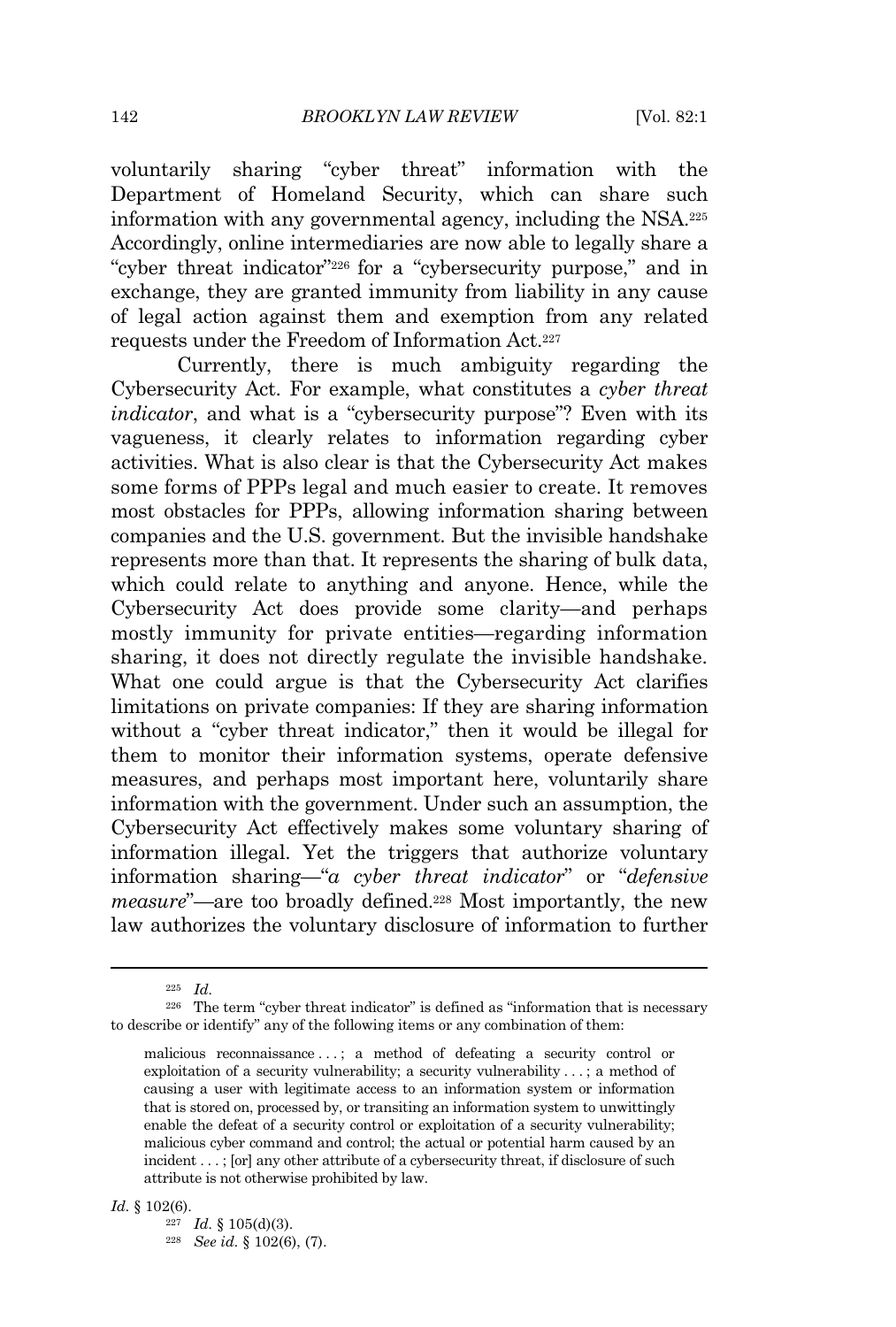voluntarily sharing "cyber threat" information with the Department of Homeland Security, which can share such information with any governmental agency, including the NSA.[225] Accordingly, online intermediaries are now able to legally share a "cyber threat indicator"[226] for a "cybersecurity purpose," and in exchange, they are granted immunity from liability in any cause of legal action against them and exemption from any related requests under the Freedom of Information Act.[227]

Currently, there is much ambiguity regarding the Cybersecurity Act. For example, what constitutes a *cyber threat indicator*, and what is a "cybersecurity purpose"? Even with its vagueness, it clearly relates to information regarding cyber activities. What is also clear is that the Cybersecurity Act makes some forms of PPPs legal and much easier to create. It removes most obstacles for PPPs, allowing information sharing between companies and the U.S. government. But the invisible handshake represents more than that. It represents the sharing of bulk data, which could relate to anything and anyone. Hence, while the Cybersecurity Act does provide some clarity—and perhaps mostly immunity for private entities—regarding information sharing, it does not directly regulate the invisible handshake. What one could argue is that the Cybersecurity Act clarifies limitations on private companies: If they are sharing information without a "cyber threat indicator," then it would be illegal for them to monitor their information systems, operate defensive measures, and perhaps most important here, voluntarily share information with the government. Under such an assumption, the Cybersecurity Act effectively makes some voluntary sharing of information illegal. Yet the triggers that authorize voluntary information sharing—"*a cyber threat indicator*" or "*defensive measure*"—are too broadly defined.[228] Most importantly, the new law authorizes the voluntary disclosure of information to further

---

[225] *Id.*

[226] The term "cyber threat indicator" is defined as "information that is necessary to describe or identify" any of the following items or any combination of them:

> malicious reconnaissance . . . ; a method of defeating a security control or exploitation of a security vulnerability; a security vulnerability . . . ; a method of causing a user with legitimate access to an information system or information that is stored on, processed by, or transiting an information system to unwittingly enable the defeat of a security control or exploitation of a security vulnerability; malicious cyber command and control; the actual or potential harm caused by an incident . . . ; [or] any other attribute of a cybersecurity threat, if disclosure of such attribute is not otherwise prohibited by law.

*Id.* § 102(6).

[227] *Id.* § 105(d)(3).

[228] *See id.* § 102(6), (7).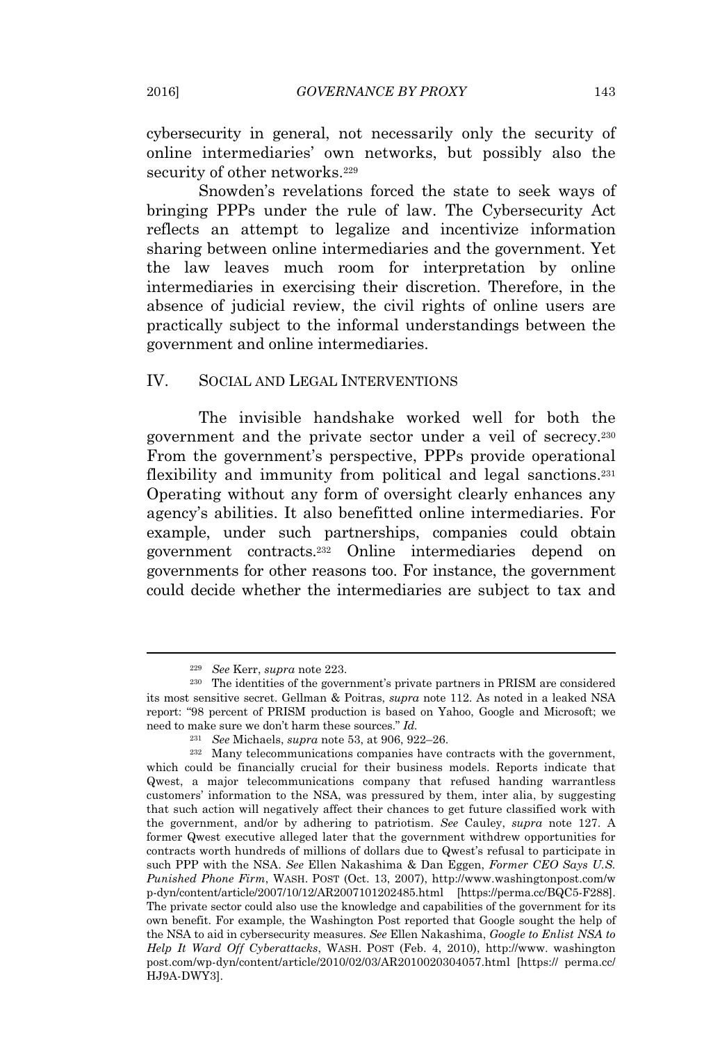cybersecurity in general, not necessarily only the security of online intermediaries' own networks, but possibly also the security of other networks.[229]

Snowden's revelations forced the state to seek ways of bringing PPPs under the rule of law. The Cybersecurity Act reflects an attempt to legalize and incentivize information sharing between online intermediaries and the government. Yet the law leaves much room for interpretation by online intermediaries in exercising their discretion. Therefore, in the absence of judicial review, the civil rights of online users are practically subject to the informal understandings between the government and online intermediaries.

## IV. SOCIAL AND LEGAL INTERVENTIONS

The invisible handshake worked well for both the government and the private sector under a veil of secrecy.[230] From the government's perspective, PPPs provide operational flexibility and immunity from political and legal sanctions.[231] Operating without any form of oversight clearly enhances any agency's abilities. It also benefitted online intermediaries. For example, under such partnerships, companies could obtain government contracts.[232] Online intermediaries depend on governments for other reasons too. For instance, the government could decide whether the intermediaries are subject to tax and

---

[229] *See* Kerr, *supra* note 223.

[230] The identities of the government's private partners in PRISM are considered its most sensitive secret. Gellman & Poitras, *supra* note 112. As noted in a leaked NSA report: "98 percent of PRISM production is based on Yahoo, Google and Microsoft; we need to make sure we don't harm these sources." *Id.*

[231] *See* Michaels, *supra* note 53, at 906, 922–26.

[232] Many telecommunications companies have contracts with the government, which could be financially crucial for their business models. Reports indicate that Qwest, a major telecommunications company that refused handing warrantless customers' information to the NSA, was pressured by them, inter alia, by suggesting that such action will negatively affect their chances to get future classified work with the government, and/or by adhering to patriotism. *See* Cauley, *supra* note 127. A former Qwest executive alleged later that the government withdrew opportunities for contracts worth hundreds of millions of dollars due to Qwest's refusal to participate in such PPP with the NSA. *See* Ellen Nakashima & Dan Eggen, *Former CEO Says U.S. Punished Phone Firm*, WASH. POST (Oct. 13, 2007), http://www.washingtonpost.com/wp-dyn/content/article/2007/10/12/AR2007101202485.html [https://perma.cc/BQC5-F288]. The private sector could also use the knowledge and capabilities of the government for its own benefit. For example, the Washington Post reported that Google sought the help of the NSA to aid in cybersecurity measures. *See* Ellen Nakashima, *Google to Enlist NSA to Help It Ward Off Cyberattacks*, WASH. POST (Feb. 4, 2010), http://www.washingtonpost.com/wp-dyn/content/article/2010/02/03/AR2010020304057.html [https://perma.cc/HJ9A-DWY3].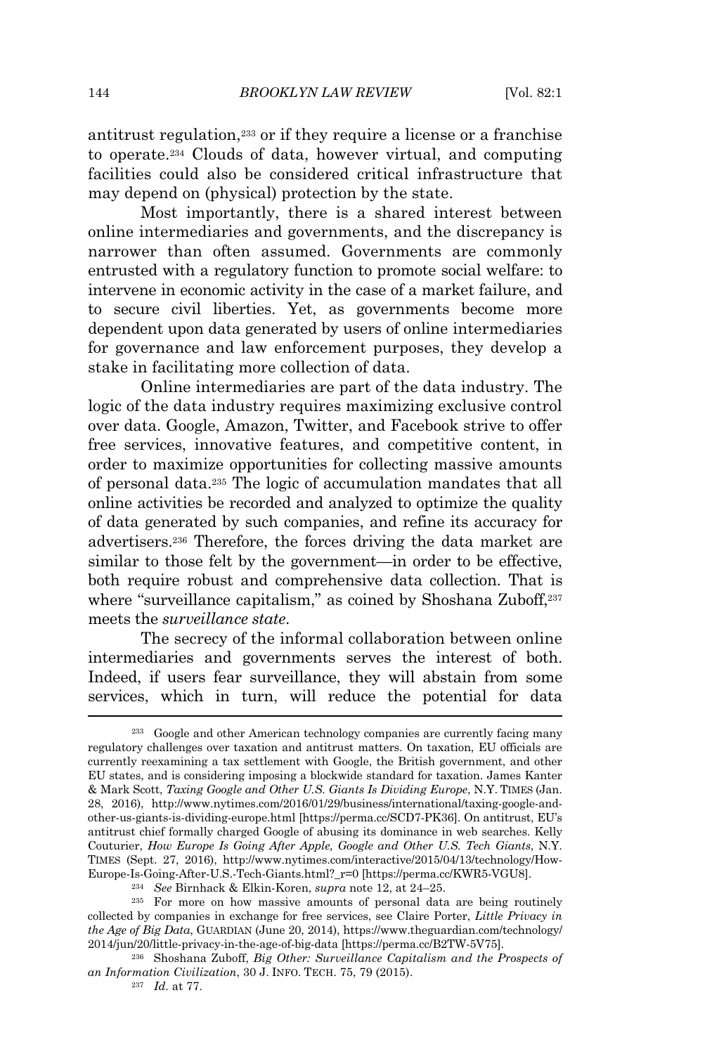antitrust regulation,[233] or if they require a license or a franchise to operate.[234] Clouds of data, however virtual, and computing facilities could also be considered critical infrastructure that may depend on (physical) protection by the state.

Most importantly, there is a shared interest between online intermediaries and governments, and the discrepancy is narrower than often assumed. Governments are commonly entrusted with a regulatory function to promote social welfare: to intervene in economic activity in the case of a market failure, and to secure civil liberties. Yet, as governments become more dependent upon data generated by users of online intermediaries for governance and law enforcement purposes, they develop a stake in facilitating more collection of data.

Online intermediaries are part of the data industry. The logic of the data industry requires maximizing exclusive control over data. Google, Amazon, Twitter, and Facebook strive to offer free services, innovative features, and competitive content, in order to maximize opportunities for collecting massive amounts of personal data.[235] The logic of accumulation mandates that all online activities be recorded and analyzed to optimize the quality of data generated by such companies, and refine its accuracy for advertisers.[236] Therefore, the forces driving the data market are similar to those felt by the government—in order to be effective, both require robust and comprehensive data collection. That is where "surveillance capitalism," as coined by Shoshana Zuboff,[237] meets the *surveillance state*.

The secrecy of the informal collaboration between online intermediaries and governments serves the interest of both. Indeed, if users fear surveillance, they will abstain from some services, which in turn, will reduce the potential for data

---

[233] Google and other American technology companies are currently facing many regulatory challenges over taxation and antitrust matters. On taxation, EU officials are currently reexamining a tax settlement with Google, the British government, and other EU states, and is considering imposing a blockwide standard for taxation. James Kanter & Mark Scott, *Taxing Google and Other U.S. Giants Is Dividing Europe*, N.Y. TIMES (Jan. 28, 2016), http://www.nytimes.com/2016/01/29/business/international/taxing-google-and-other-us-giants-is-dividing-europe.html [https://perma.cc/SCD7-PK36]. On antitrust, EU's antitrust chief formally charged Google of abusing its dominance in web searches. Kelly Couturier, *How Europe Is Going After Apple, Google and Other U.S. Tech Giants*, N.Y. TIMES (Sept. 27, 2016), http://www.nytimes.com/interactive/2015/04/13/technology/How-Europe-Is-Going-After-U.S.-Tech-Giants.html?_r=0 [https://perma.cc/KWR5-VGU8].

[234] *See* Birnhack & Elkin-Koren, *supra* note 12, at 24–25.

[235] For more on how massive amounts of personal data are being routinely collected by companies in exchange for free services, see Claire Porter, *Little Privacy in the Age of Big Data*, GUARDIAN (June 20, 2014), https://www.theguardian.com/technology/2014/jun/20/little-privacy-in-the-age-of-big-data [https://perma.cc/B2TW-5V75].

[236] Shoshana Zuboff, *Big Other: Surveillance Capitalism and the Prospects of an Information Civilization*, 30 J. INFO. TECH. 75, 79 (2015).

[237] *Id.* at 77.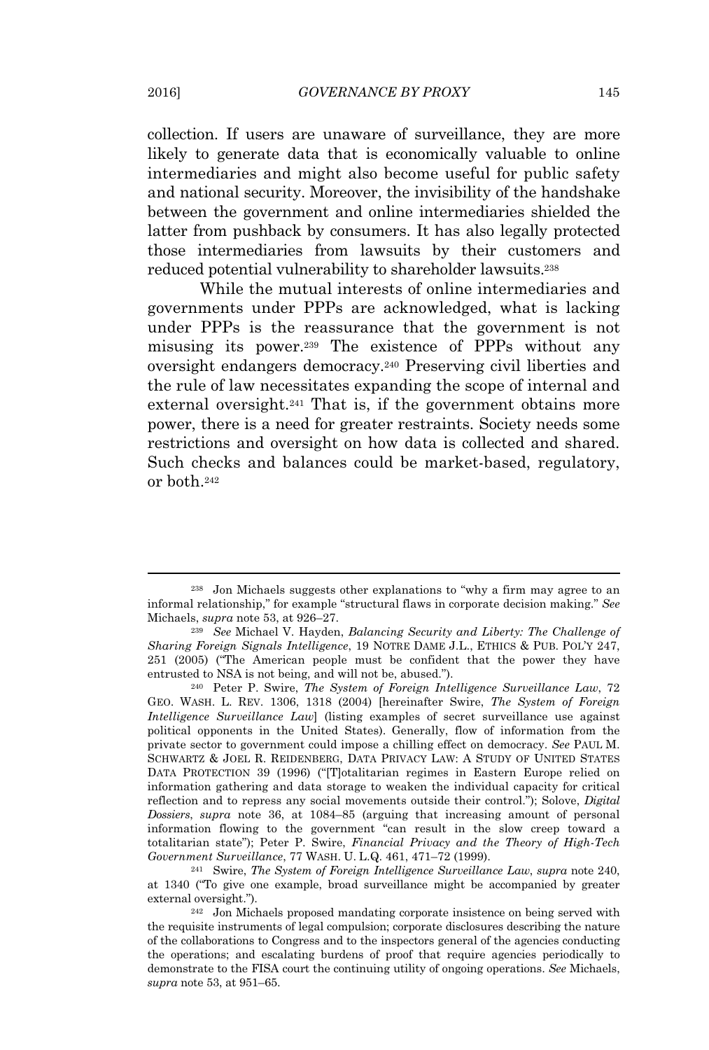collection. If users are unaware of surveillance, they are more likely to generate data that is economically valuable to online intermediaries and might also become useful for public safety and national security. Moreover, the invisibility of the handshake between the government and online intermediaries shielded the latter from pushback by consumers. It has also legally protected those intermediaries from lawsuits by their customers and reduced potential vulnerability to shareholder lawsuits.[238]

While the mutual interests of online intermediaries and governments under PPPs are acknowledged, what is lacking under PPPs is the reassurance that the government is not misusing its power.[239] The existence of PPPs without any oversight endangers democracy.[240] Preserving civil liberties and the rule of law necessitates expanding the scope of internal and external oversight.[241] That is, if the government obtains more power, there is a need for greater restraints. Society needs some restrictions and oversight on how data is collected and shared. Such checks and balances could be market-based, regulatory, or both.[242]

---

[238] Jon Michaels suggests other explanations to "why a firm may agree to an informal relationship," for example "structural flaws in corporate decision making." *See* Michaels, *supra* note 53, at 926–27.

[239] *See* Michael V. Hayden, *Balancing Security and Liberty: The Challenge of Sharing Foreign Signals Intelligence*, 19 NOTRE DAME J.L., ETHICS & PUB. POL'Y 247, 251 (2005) ("The American people must be confident that the power they have entrusted to NSA is not being, and will not be, abused.").

[240] Peter P. Swire, *The System of Foreign Intelligence Surveillance Law*, 72 GEO. WASH. L. REV. 1306, 1318 (2004) [hereinafter Swire, *The System of Foreign Intelligence Surveillance Law*] (listing examples of secret surveillance use against political opponents in the United States). Generally, flow of information from the private sector to government could impose a chilling effect on democracy. *See* PAUL M. SCHWARTZ & JOEL R. REIDENBERG, DATA PRIVACY LAW: A STUDY OF UNITED STATES DATA PROTECTION 39 (1996) ("[T]otalitarian regimes in Eastern Europe relied on information gathering and data storage to weaken the individual capacity for critical reflection and to repress any social movements outside their control."); Solove, *Digital Dossiers*, *supra* note 36, at 1084–85 (arguing that increasing amount of personal information flowing to the government "can result in the slow creep toward a totalitarian state"); Peter P. Swire, *Financial Privacy and the Theory of High-Tech Government Surveillance*, 77 WASH. U. L.Q. 461, 471–72 (1999).

[241] Swire, *The System of Foreign Intelligence Surveillance Law*, *supra* note 240, at 1340 ("To give one example, broad surveillance might be accompanied by greater external oversight.").

[242] Jon Michaels proposed mandating corporate insistence on being served with the requisite instruments of legal compulsion; corporate disclosures describing the nature of the collaborations to Congress and to the inspectors general of the agencies conducting the operations; and escalating burdens of proof that require agencies periodically to demonstrate to the FISA court the continuing utility of ongoing operations. *See* Michaels, *supra* note 53, at 951–65.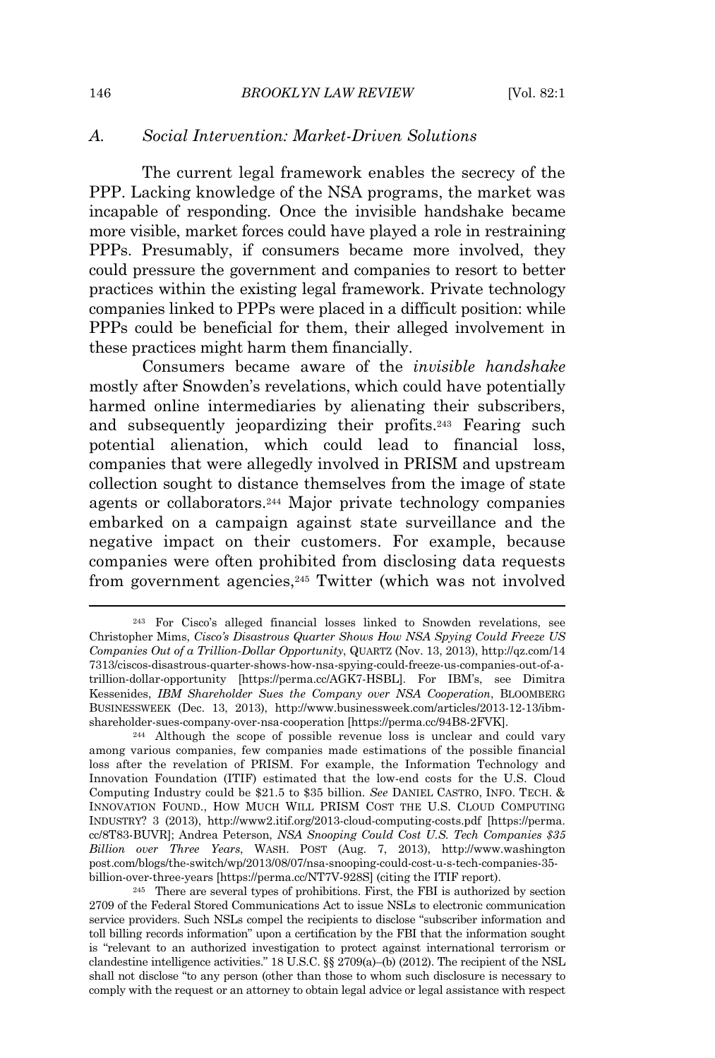### *A. Social Intervention: Market-Driven Solutions*

The current legal framework enables the secrecy of the PPP. Lacking knowledge of the NSA programs, the market was incapable of responding. Once the invisible handshake became more visible, market forces could have played a role in restraining PPPs. Presumably, if consumers became more involved, they could pressure the government and companies to resort to better practices within the existing legal framework. Private technology companies linked to PPPs were placed in a difficult position: while PPPs could be beneficial for them, their alleged involvement in these practices might harm them financially.

Consumers became aware of the *invisible handshake* mostly after Snowden's revelations, which could have potentially harmed online intermediaries by alienating their subscribers, and subsequently jeopardizing their profits.[243] Fearing such potential alienation, which could lead to financial loss, companies that were allegedly involved in PRISM and upstream collection sought to distance themselves from the image of state agents or collaborators.[244] Major private technology companies embarked on a campaign against state surveillance and the negative impact on their customers. For example, because companies were often prohibited from disclosing data requests from government agencies,[245] Twitter (which was not involved

---

[243] For Cisco's alleged financial losses linked to Snowden revelations, see Christopher Mims, *Cisco's Disastrous Quarter Shows How NSA Spying Could Freeze US Companies Out of a Trillion-Dollar Opportunity*, QUARTZ (Nov. 13, 2013), http://qz.com/147313/ciscos-disastrous-quarter-shows-how-nsa-spying-could-freeze-us-companies-out-of-a-trillion-dollar-opportunity [https://perma.cc/AGK7-HSBL]. For IBM's, see Dimitra Kessenides, *IBM Shareholder Sues the Company over NSA Cooperation*, BLOOMBERG BUSINESSWEEK (Dec. 13, 2013), http://www.businessweek.com/articles/2013-12-13/ibm-shareholder-sues-company-over-nsa-cooperation [https://perma.cc/94B8-2FVK].

[244] Although the scope of possible revenue loss is unclear and could vary among various companies, few companies made estimations of the possible financial loss after the revelation of PRISM. For example, the Information Technology and Innovation Foundation (ITIF) estimated that the low-end costs for the U.S. Cloud Computing Industry could be $21.5 to $35 billion. *See* DANIEL CASTRO, INFO. TECH. & INNOVATION FOUND., HOW MUCH WILL PRISM COST THE U.S. CLOUD COMPUTING INDUSTRY? 3 (2013), http://www2.itif.org/2013-cloud-computing-costs.pdf [https://perma.cc/8T83-BUVR]; Andrea Peterson, *NSA Snooping Could Cost U.S. Tech Companies $35 Billion over Three Years*, WASH. POST (Aug. 7, 2013), http://www.washingtonpost.com/blogs/the-switch/wp/2013/08/07/nsa-snooping-could-cost-u-s-tech-companies-35-billion-over-three-years [https://perma.cc/NT7V-928S] (citing the ITIF report).

[245] There are several types of prohibitions. First, the FBI is authorized by section 2709 of the Federal Stored Communications Act to issue NSLs to electronic communication service providers. Such NSLs compel the recipients to disclose "subscriber information and toll billing records information" upon a certification by the FBI that the information sought is "relevant to an authorized investigation to protect against international terrorism or clandestine intelligence activities." 18 U.S.C. §§ 2709(a)–(b) (2012). The recipient of the NSL shall not disclose "to any person (other than those to whom such disclosure is necessary to comply with the request or an attorney to obtain legal advice or legal assistance with respect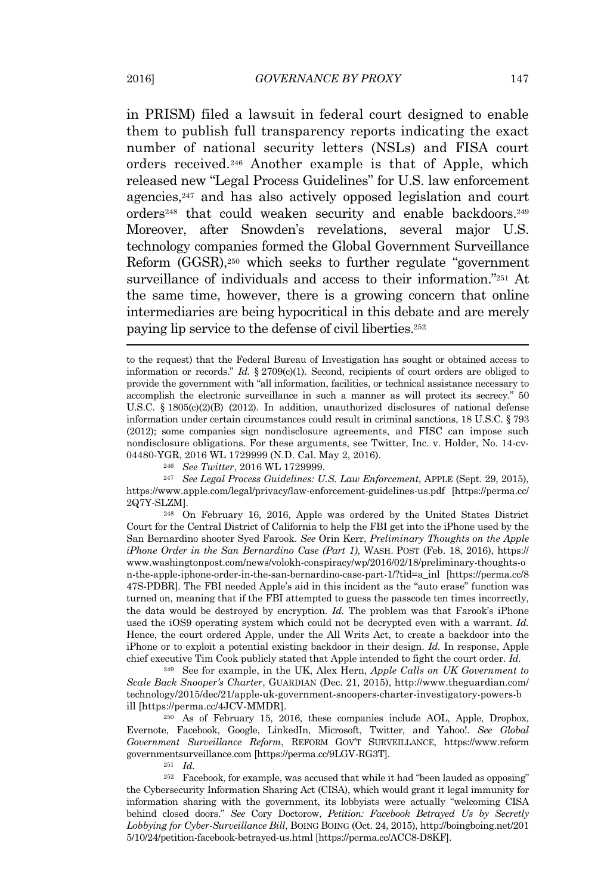in PRISM) filed a lawsuit in federal court designed to enable them to publish full transparency reports indicating the exact number of national security letters (NSLs) and FISA court orders received.[246] Another example is that of Apple, which released new "Legal Process Guidelines" for U.S. law enforcement agencies,[247] and has also actively opposed legislation and court orders[248] that could weaken security and enable backdoors.[249] Moreover, after Snowden's revelations, several major U.S. technology companies formed the Global Government Surveillance Reform (GGSR),[250] which seeks to further regulate "government surveillance of individuals and access to their information."[251] At the same time, however, there is a growing concern that online intermediaries are being hypocritical in this debate and are merely paying lip service to the defense of civil liberties.[252]

---

to the request) that the Federal Bureau of Investigation has sought or obtained access to information or records." *Id.* § 2709(c)(1). Second, recipients of court orders are obliged to provide the government with "all information, facilities, or technical assistance necessary to accomplish the electronic surveillance in such a manner as will protect its secrecy." 50 U.S.C. § 1805(c)(2)(B) (2012). In addition, unauthorized disclosures of national defense information under certain circumstances could result in criminal sanctions, 18 U.S.C. § 793 (2012); some companies sign nondisclosure agreements, and FISC can impose such nondisclosure obligations. For these arguments, see Twitter, Inc. v. Holder, No. 14-cv-04480-YGR, 2016 WL 1729999 (N.D. Cal. May 2, 2016).

[246] *See Twitter*, 2016 WL 1729999.

[247] *See Legal Process Guidelines: U.S. Law Enforcement*, APPLE (Sept. 29, 2015), https://www.apple.com/legal/privacy/law-enforcement-guidelines-us.pdf [https://perma.cc/2Q7Y-SLZM].

[248] On February 16, 2016, Apple was ordered by the United States District Court for the Central District of California to help the FBI get into the iPhone used by the San Bernardino shooter Syed Farook. *See* Orin Kerr, *Preliminary Thoughts on the Apple iPhone Order in the San Bernardino Case (Part 1)*, WASH. POST (Feb. 18, 2016), https://www.washingtonpost.com/news/volokh-conspiracy/wp/2016/02/18/preliminary-thoughts-on-the-apple-iphone-order-in-the-san-bernardino-case-part-1/?tid=a_inl [https://perma.cc/847S-PDBR]. The FBI needed Apple's aid in this incident as the "auto erase" function was turned on, meaning that if the FBI attempted to guess the passcode ten times incorrectly, the data would be destroyed by encryption. *Id.* The problem was that Farook's iPhone used the iOS9 operating system which could not be decrypted even with a warrant. *Id.* Hence, the court ordered Apple, under the All Writs Act, to create a backdoor into the iPhone or to exploit a potential existing backdoor in their design. *Id.* In response, Apple chief executive Tim Cook publicly stated that Apple intended to fight the court order. *Id.*

[249] See for example, in the UK, Alex Hern, *Apple Calls on UK Government to Scale Back Snooper's Charter*, GUARDIAN (Dec. 21, 2015), http://www.theguardian.com/technology/2015/dec/21/apple-uk-government-snoopers-charter-investigatory-powers-bill [https://perma.cc/4JCV-MMDR].

[250] As of February 15, 2016, these companies include AOL, Apple, Dropbox, Evernote, Facebook, Google, LinkedIn, Microsoft, Twitter, and Yahoo!. *See Global Government Surveillance Reform*, REFORM GOV'T SURVEILLANCE, https://www.reformgovernmentsurveillance.com [https://perma.cc/9LGV-RG3T].

[251] *Id.*

[252] Facebook, for example, was accused that while it had "been lauded as opposing" the Cybersecurity Information Sharing Act (CISA), which would grant it legal immunity for information sharing with the government, its lobbyists were actually "welcoming CISA behind closed doors." *See* Cory Doctorow, *Petition: Facebook Betrayed Us by Secretly Lobbying for Cyber-Surveillance Bill*, BOING BOING (Oct. 24, 2015), http://boingboing.net/2015/10/24/petition-facebook-betrayed-us.html [https://perma.cc/ACC8-D8KF].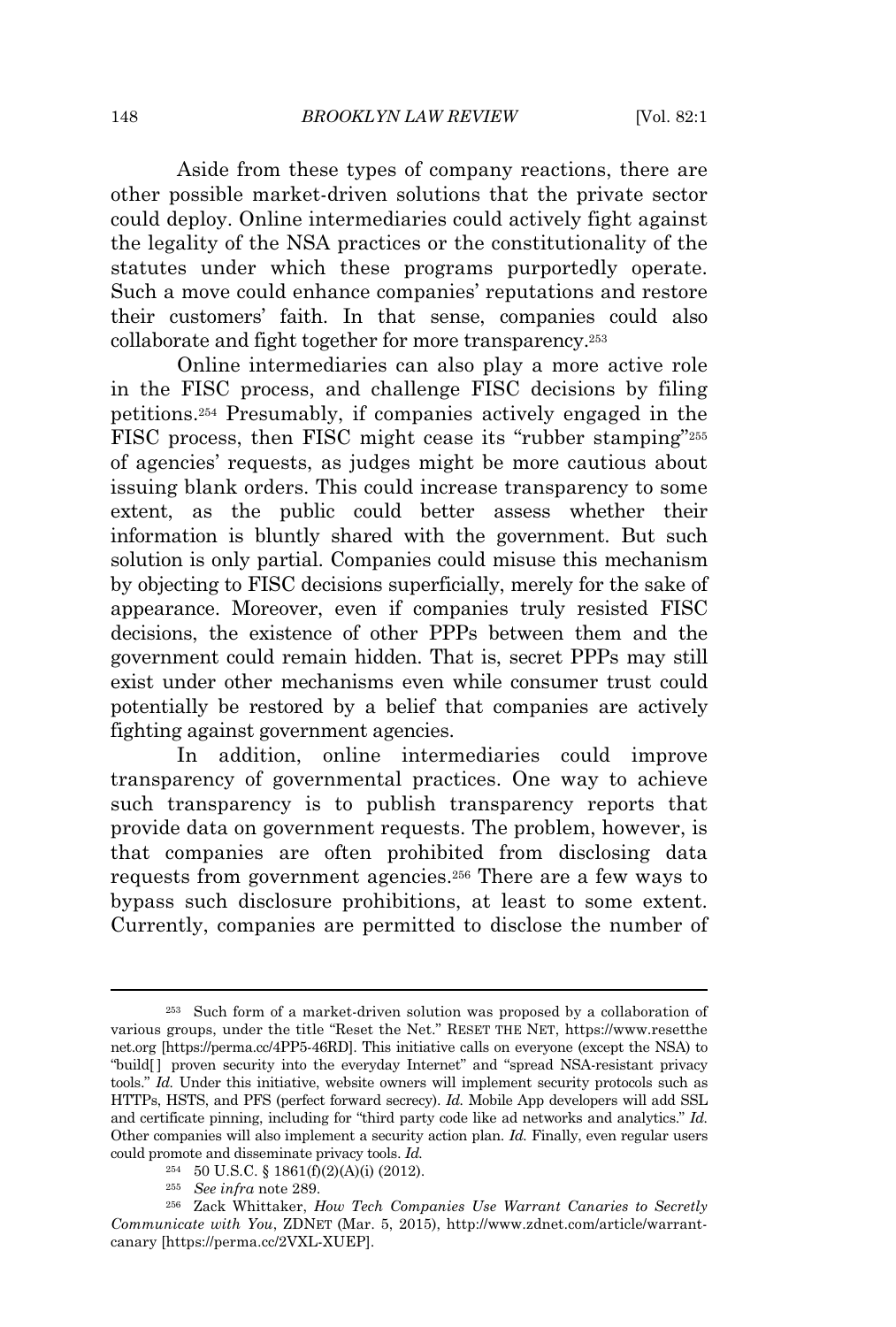Aside from these types of company reactions, there are other possible market-driven solutions that the private sector could deploy. Online intermediaries could actively fight against the legality of the NSA practices or the constitutionality of the statutes under which these programs purportedly operate. Such a move could enhance companies' reputations and restore their customers' faith. In that sense, companies could also collaborate and fight together for more transparency.[253]

Online intermediaries can also play a more active role in the FISC process, and challenge FISC decisions by filing petitions.[254] Presumably, if companies actively engaged in the FISC process, then FISC might cease its "rubber stamping"[255] of agencies' requests, as judges might be more cautious about issuing blank orders. This could increase transparency to some extent, as the public could better assess whether their information is bluntly shared with the government. But such solution is only partial. Companies could misuse this mechanism by objecting to FISC decisions superficially, merely for the sake of appearance. Moreover, even if companies truly resisted FISC decisions, the existence of other PPPs between them and the government could remain hidden. That is, secret PPPs may still exist under other mechanisms even while consumer trust could potentially be restored by a belief that companies are actively fighting against government agencies.

In addition, online intermediaries could improve transparency of governmental practices. One way to achieve such transparency is to publish transparency reports that provide data on government requests. The problem, however, is that companies are often prohibited from disclosing data requests from government agencies.[256] There are a few ways to bypass such disclosure prohibitions, at least to some extent. Currently, companies are permitted to disclose the number of

---

[253] Such form of a market-driven solution was proposed by a collaboration of various groups, under the title "Reset the Net." RESET THE NET, https://www.resetthe net.org [https://perma.cc/4PP5-46RD]. This initiative calls on everyone (except the NSA) to "build[ ] proven security into the everyday Internet" and "spread NSA-resistant privacy tools." *Id.* Under this initiative, website owners will implement security protocols such as HTTPs, HSTS, and PFS (perfect forward secrecy). *Id.* Mobile App developers will add SSL and certificate pinning, including for "third party code like ad networks and analytics." *Id.* Other companies will also implement a security action plan. *Id.* Finally, even regular users could promote and disseminate privacy tools. *Id.*

[254] 50 U.S.C. § 1861(f)(2)(A)(i) (2012).

[255] *See infra* note 289.

[256] Zack Whittaker, *How Tech Companies Use Warrant Canaries to Secretly Communicate with You*, ZDNET (Mar. 5, 2015), http://www.zdnet.com/article/warrant-canary [https://perma.cc/2VXL-XUEP].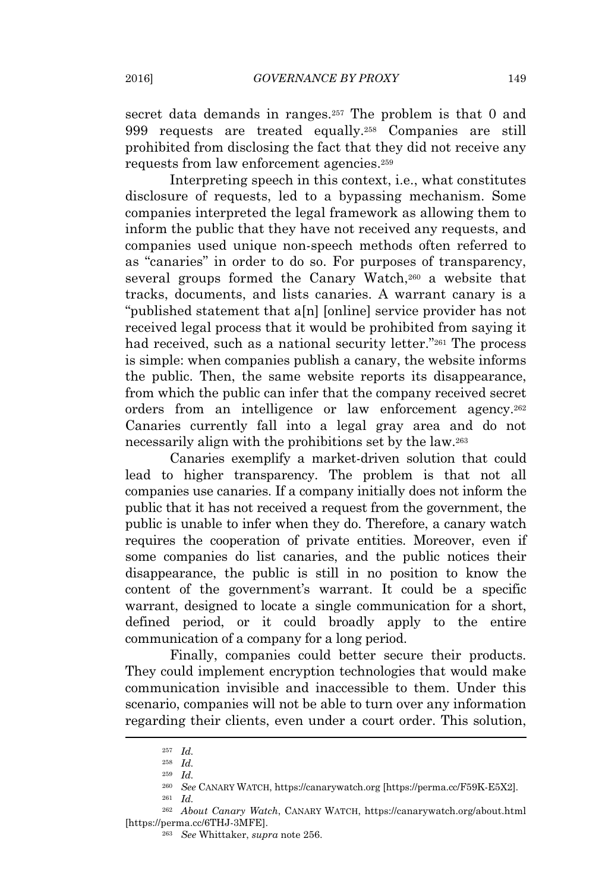secret data demands in ranges.[257] The problem is that 0 and 999 requests are treated equally.[258] Companies are still prohibited from disclosing the fact that they did not receive any requests from law enforcement agencies.[259]

Interpreting speech in this context, i.e., what constitutes disclosure of requests, led to a bypassing mechanism. Some companies interpreted the legal framework as allowing them to inform the public that they have not received any requests, and companies used unique non-speech methods often referred to as "canaries" in order to do so. For purposes of transparency, several groups formed the Canary Watch,[260] a website that tracks, documents, and lists canaries. A warrant canary is a "published statement that a[n] [online] service provider has not received legal process that it would be prohibited from saying it had received, such as a national security letter."[261] The process is simple: when companies publish a canary, the website informs the public. Then, the same website reports its disappearance, from which the public can infer that the company received secret orders from an intelligence or law enforcement agency.[262] Canaries currently fall into a legal gray area and do not necessarily align with the prohibitions set by the law.[263]

Canaries exemplify a market-driven solution that could lead to higher transparency. The problem is that not all companies use canaries. If a company initially does not inform the public that it has not received a request from the government, the public is unable to infer when they do. Therefore, a canary watch requires the cooperation of private entities. Moreover, even if some companies do list canaries, and the public notices their disappearance, the public is still in no position to know the content of the government's warrant. It could be a specific warrant, designed to locate a single communication for a short, defined period, or it could broadly apply to the entire communication of a company for a long period.

Finally, companies could better secure their products. They could implement encryption technologies that would make communication invisible and inaccessible to them. Under this scenario, companies will not be able to turn over any information regarding their clients, even under a court order. This solution,

---

[257] *Id.*

[258] *Id.*

[259] *Id.*

[260] *See* CANARY WATCH, https://canarywatch.org [https://perma.cc/F59K-E5X2].

[261] *Id.*

[262] *About Canary Watch*, CANARY WATCH, https://canarywatch.org/about.html [https://perma.cc/6THJ-3MFE].

[263] *See* Whittaker, *supra* note 256.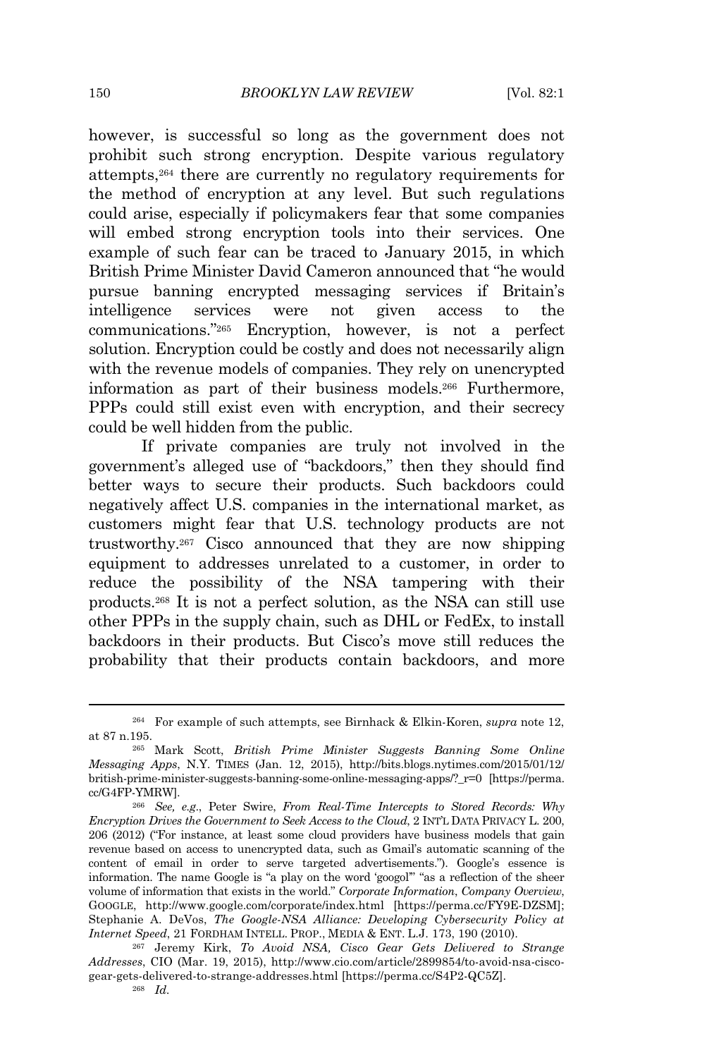however, is successful so long as the government does not prohibit such strong encryption. Despite various regulatory attempts,[264] there are currently no regulatory requirements for the method of encryption at any level. But such regulations could arise, especially if policymakers fear that some companies will embed strong encryption tools into their services. One example of such fear can be traced to January 2015, in which British Prime Minister David Cameron announced that "he would pursue banning encrypted messaging services if Britain's intelligence services were not given access to the communications."[265] Encryption, however, is not a perfect solution. Encryption could be costly and does not necessarily align with the revenue models of companies. They rely on unencrypted information as part of their business models.[266] Furthermore, PPPs could still exist even with encryption, and their secrecy could be well hidden from the public.

If private companies are truly not involved in the government's alleged use of "backdoors," then they should find better ways to secure their products. Such backdoors could negatively affect U.S. companies in the international market, as customers might fear that U.S. technology products are not trustworthy.[267] Cisco announced that they are now shipping equipment to addresses unrelated to a customer, in order to reduce the possibility of the NSA tampering with their products.[268] It is not a perfect solution, as the NSA can still use other PPPs in the supply chain, such as DHL or FedEx, to install backdoors in their products. But Cisco's move still reduces the probability that their products contain backdoors, and more

---

[264] For example of such attempts, see Birnhack & Elkin-Koren, *supra* note 12, at 87 n.195.

[265] Mark Scott, *British Prime Minister Suggests Banning Some Online Messaging Apps*, N.Y. TIMES (Jan. 12, 2015), http://bits.blogs.nytimes.com/2015/01/12/british-prime-minister-suggests-banning-some-online-messaging-apps/?_r=0 [https://perma.cc/G4FP-YMRW].

[266] *See, e.g.*, Peter Swire, *From Real-Time Intercepts to Stored Records: Why Encryption Drives the Government to Seek Access to the Cloud*, 2 INT'L DATA PRIVACY L. 200, 206 (2012) ("For instance, at least some cloud providers have business models that gain revenue based on access to unencrypted data, such as Gmail's automatic scanning of the content of email in order to serve targeted advertisements."). Google's essence is information. The name Google is "a play on the word 'googol'" "as a reflection of the sheer volume of information that exists in the world." *Corporate Information*, *Company Overview*, GOOGLE, http://www.google.com/corporate/index.html [https://perma.cc/FY9E-DZSM]; Stephanie A. DeVos, *The Google-NSA Alliance: Developing Cybersecurity Policy at Internet Speed*, 21 FORDHAM INTELL. PROP., MEDIA & ENT. L.J. 173, 190 (2010).

[267] Jeremy Kirk, *To Avoid NSA, Cisco Gear Gets Delivered to Strange Addresses*, CIO (Mar. 19, 2015), http://www.cio.com/article/2899854/to-avoid-nsa-cisco-gear-gets-delivered-to-strange-addresses.html [https://perma.cc/S4P2-QC5Z].

[268] *Id.*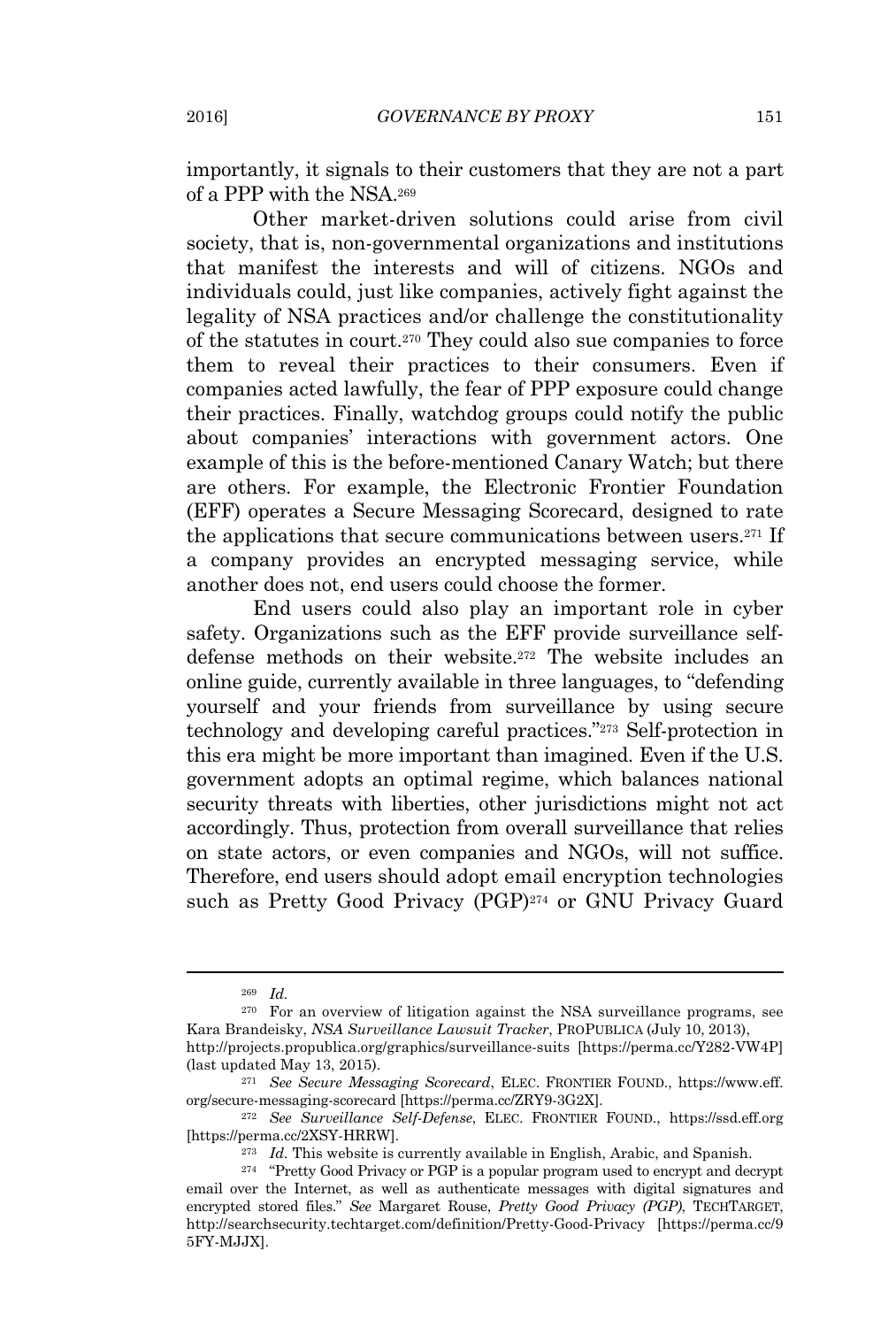importantly, it signals to their customers that they are not a part of a PPP with the NSA.[269]

Other market-driven solutions could arise from civil society, that is, non-governmental organizations and institutions that manifest the interests and will of citizens. NGOs and individuals could, just like companies, actively fight against the legality of NSA practices and/or challenge the constitutionality of the statutes in court.[270] They could also sue companies to force them to reveal their practices to their consumers. Even if companies acted lawfully, the fear of PPP exposure could change their practices. Finally, watchdog groups could notify the public about companies' interactions with government actors. One example of this is the before-mentioned Canary Watch; but there are others. For example, the Electronic Frontier Foundation (EFF) operates a Secure Messaging Scorecard, designed to rate the applications that secure communications between users.[271] If a company provides an encrypted messaging service, while another does not, end users could choose the former.

End users could also play an important role in cyber safety. Organizations such as the EFF provide surveillance self-defense methods on their website.[272] The website includes an online guide, currently available in three languages, to "defending yourself and your friends from surveillance by using secure technology and developing careful practices."[273] Self-protection in this era might be more important than imagined. Even if the U.S. government adopts an optimal regime, which balances national security threats with liberties, other jurisdictions might not act accordingly. Thus, protection from overall surveillance that relies on state actors, or even companies and NGOs, will not suffice. Therefore, end users should adopt email encryption technologies such as Pretty Good Privacy (PGP)[274] or GNU Privacy Guard

---

[269] *Id.*

[270] For an overview of litigation against the NSA surveillance programs, see Kara Brandeisky, *NSA Surveillance Lawsuit Tracker*, PROPUBLICA (July 10, 2013), http://projects.propublica.org/graphics/surveillance-suits [https://perma.cc/Y282-VW4P] (last updated May 13, 2015).

[271] *See Secure Messaging Scorecard*, ELEC. FRONTIER FOUND., https://www.eff.org/secure-messaging-scorecard [https://perma.cc/ZRY9-3G2X].

[272] *See Surveillance Self-Defense*, ELEC. FRONTIER FOUND., https://ssd.eff.org [https://perma.cc/2XSY-HRRW].

[273] *Id.* This website is currently available in English, Arabic, and Spanish.

[274] "Pretty Good Privacy or PGP is a popular program used to encrypt and decrypt email over the Internet, as well as authenticate messages with digital signatures and encrypted stored files." *See* Margaret Rouse, *Pretty Good Privacy (PGP)*, TECHTARGET, http://searchsecurity.techtarget.com/definition/Pretty-Good-Privacy [https://perma.cc/95FY-MJJX].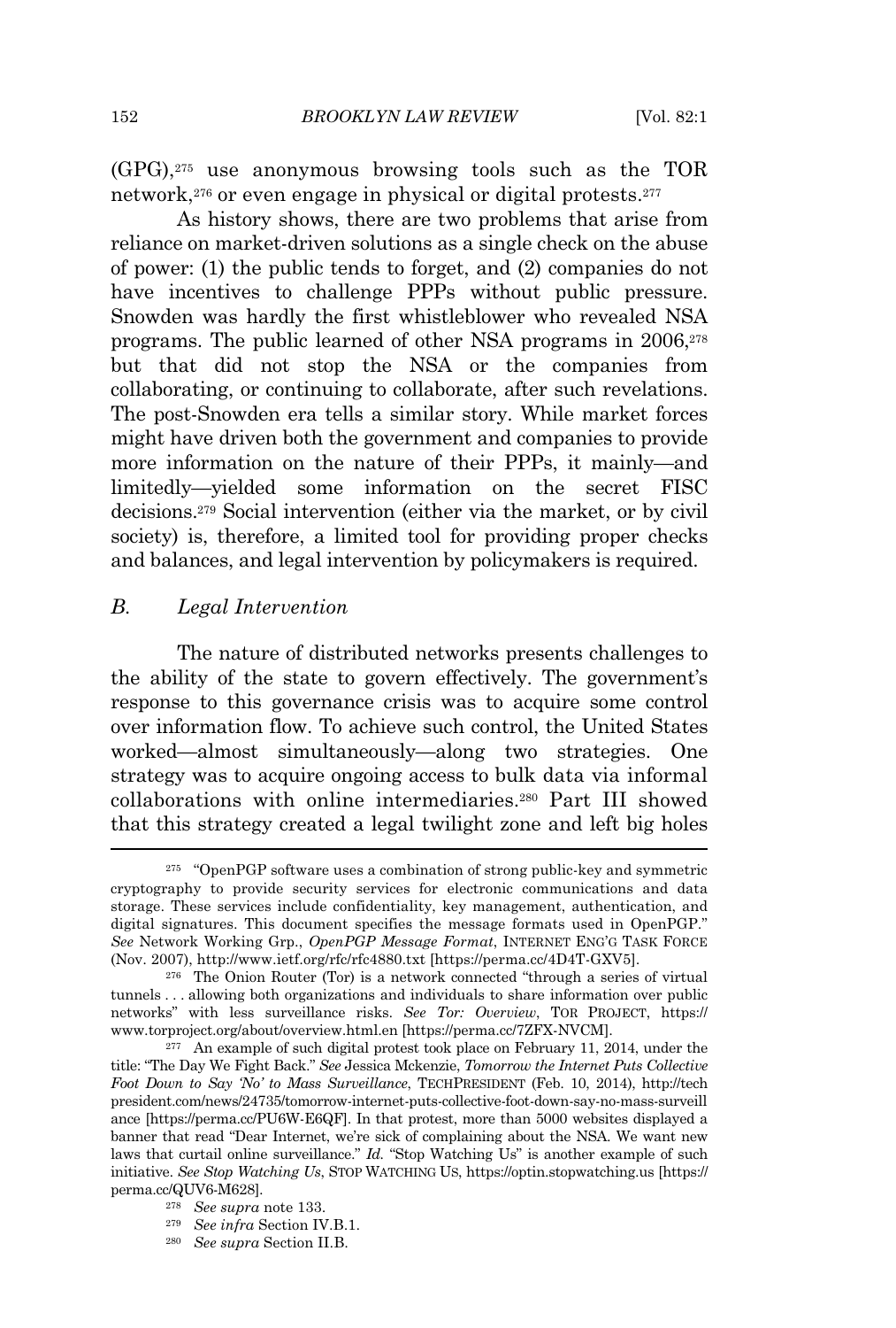(GPG),[275] use anonymous browsing tools such as the TOR network,[276] or even engage in physical or digital protests.[277]

As history shows, there are two problems that arise from reliance on market-driven solutions as a single check on the abuse of power: (1) the public tends to forget, and (2) companies do not have incentives to challenge PPPs without public pressure. Snowden was hardly the first whistleblower who revealed NSA programs. The public learned of other NSA programs in 2006,[278] but that did not stop the NSA or the companies from collaborating, or continuing to collaborate, after such revelations. The post-Snowden era tells a similar story. While market forces might have driven both the government and companies to provide more information on the nature of their PPPs, it mainly—and limitedly—yielded some information on the secret FISC decisions.[279] Social intervention (either via the market, or by civil society) is, therefore, a limited tool for providing proper checks and balances, and legal intervention by policymakers is required.

### *B. Legal Intervention*

The nature of distributed networks presents challenges to the ability of the state to govern effectively. The government's response to this governance crisis was to acquire some control over information flow. To achieve such control, the United States worked—almost simultaneously—along two strategies. One strategy was to acquire ongoing access to bulk data via informal collaborations with online intermediaries.[280] Part III showed that this strategy created a legal twilight zone and left big holes

---

[275] "OpenPGP software uses a combination of strong public-key and symmetric cryptography to provide security services for electronic communications and data storage. These services include confidentiality, key management, authentication, and digital signatures. This document specifies the message formats used in OpenPGP." *See* Network Working Grp., *OpenPGP Message Format*, INTERNET ENG'G TASK FORCE (Nov. 2007), http://www.ietf.org/rfc/rfc4880.txt [https://perma.cc/4D4T-GXV5].

[276] The Onion Router (Tor) is a network connected "through a series of virtual tunnels . . . allowing both organizations and individuals to share information over public networks" with less surveillance risks. *See Tor: Overview*, TOR PROJECT, https://www.torproject.org/about/overview.html.en [https://perma.cc/7ZFX-NVCM].

[277] An example of such digital protest took place on February 11, 2014, under the title: "The Day We Fight Back." *See* Jessica Mckenzie, *Tomorrow the Internet Puts Collective Foot Down to Say 'No' to Mass Surveillance*, TECHPRESIDENT (Feb. 10, 2014), http://techpresident.com/news/24735/tomorrow-internet-puts-collective-foot-down-say-no-mass-surveillance [https://perma.cc/PU6W-E6QF]. In that protest, more than 5000 websites displayed a banner that read "Dear Internet, we're sick of complaining about the NSA. We want new laws that curtail online surveillance." *Id.* "Stop Watching Us" is another example of such initiative. *See Stop Watching Us*, STOP WATCHING US, https://optin.stopwatching.us [https://perma.cc/QUV6-M628].

[278] *See supra* note 133.

[279] *See infra* Section IV.B.1.

[280] *See supra* Section II.B.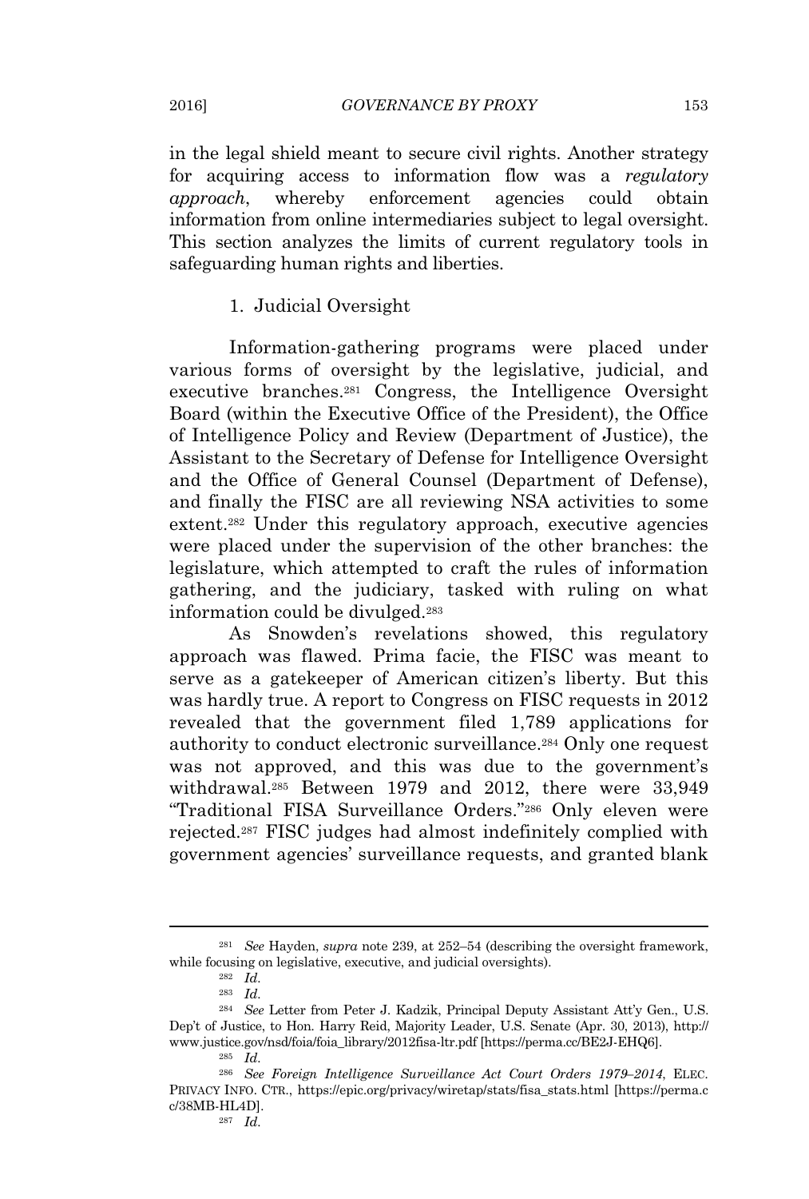in the legal shield meant to secure civil rights. Another strategy for acquiring access to information flow was a *regulatory approach*, whereby enforcement agencies could obtain information from online intermediaries subject to legal oversight. This section analyzes the limits of current regulatory tools in safeguarding human rights and liberties.

### 1. Judicial Oversight

Information-gathering programs were placed under various forms of oversight by the legislative, judicial, and executive branches.[281] Congress, the Intelligence Oversight Board (within the Executive Office of the President), the Office of Intelligence Policy and Review (Department of Justice), the Assistant to the Secretary of Defense for Intelligence Oversight and the Office of General Counsel (Department of Defense), and finally the FISC are all reviewing NSA activities to some extent.[282] Under this regulatory approach, executive agencies were placed under the supervision of the other branches: the legislature, which attempted to craft the rules of information gathering, and the judiciary, tasked with ruling on what information could be divulged.[283]

As Snowden's revelations showed, this regulatory approach was flawed. Prima facie, the FISC was meant to serve as a gatekeeper of American citizen's liberty. But this was hardly true. A report to Congress on FISC requests in 2012 revealed that the government filed 1,789 applications for authority to conduct electronic surveillance.[284] Only one request was not approved, and this was due to the government's withdrawal.[285] Between 1979 and 2012, there were 33,949 "Traditional FISA Surveillance Orders."[286] Only eleven were rejected.[287] FISC judges had almost indefinitely complied with government agencies' surveillance requests, and granted blank

---

[281] *See* Hayden, *supra* note 239, at 252–54 (describing the oversight framework, while focusing on legislative, executive, and judicial oversights).

[282] *Id.*

[283] *Id.*

[284] *See* Letter from Peter J. Kadzik, Principal Deputy Assistant Att'y Gen., U.S. Dep't of Justice, to Hon. Harry Reid, Majority Leader, U.S. Senate (Apr. 30, 2013), http://www.justice.gov/nsd/foia/foia_library/2012fisa-ltr.pdf [https://perma.cc/BE2J-EHQ6].

[285] *Id.*

[286] *See Foreign Intelligence Surveillance Act Court Orders 1979–2014*, ELEC. PRIVACY INFO. CTR., https://epic.org/privacy/wiretap/stats/fisa_stats.html [https://perma.cc/38MB-HL4D].

[287] *Id.*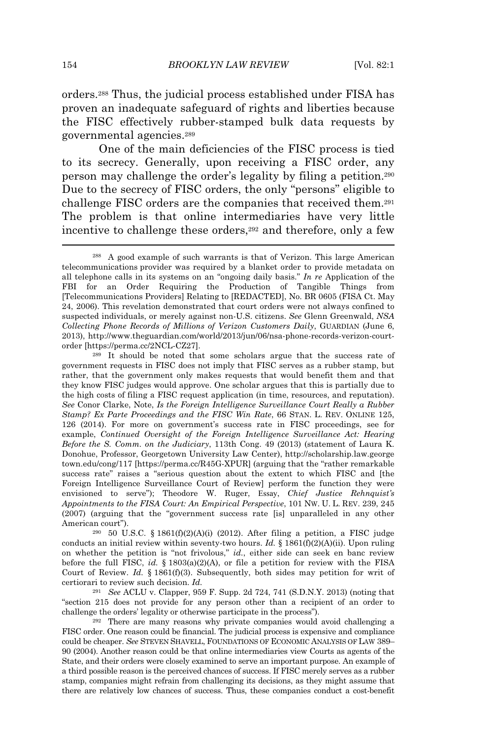orders.[288] Thus, the judicial process established under FISA has proven an inadequate safeguard of rights and liberties because the FISC effectively rubber-stamped bulk data requests by governmental agencies.[289]

One of the main deficiencies of the FISC process is tied to its secrecy. Generally, upon receiving a FISC order, any person may challenge the order's legality by filing a petition.[290] Due to the secrecy of FISC orders, the only "persons" eligible to challenge FISC orders are the companies that received them.[291] The problem is that online intermediaries have very little incentive to challenge these orders,[292] and therefore, only a few

---

[288] A good example of such warrants is that of Verizon. This large American telecommunications provider was required by a blanket order to provide metadata on all telephone calls in its systems on an "ongoing daily basis." *In re* Application of the FBI for an Order Requiring the Production of Tangible Things from [Telecommunications Providers] Relating to [REDACTED], No. BR 0605 (FISA Ct. May 24, 2006). This revelation demonstrated that court orders were not always confined to suspected individuals, or merely against non-U.S. citizens. *See* Glenn Greenwald, *NSA Collecting Phone Records of Millions of Verizon Customers Daily*, GUARDIAN (June 6, 2013), http://www.theguardian.com/world/2013/jun/06/nsa-phone-records-verizon-court-order [https://perma.cc/2NCL-CZ27].

[289] It should be noted that some scholars argue that the success rate of government requests in FISC does not imply that FISC serves as a rubber stamp, but rather, that the government only makes requests that would benefit them and that they know FISC judges would approve. One scholar argues that this is partially due to the high costs of filing a FISC request application (in time, resources, and reputation). *See* Conor Clarke, Note, *Is the Foreign Intelligence Surveillance Court Really a Rubber Stamp? Ex Parte Proceedings and the FISC Win Rate*, 66 STAN. L. REV. ONLINE 125, 126 (2014). For more on government's success rate in FISC proceedings, see for example, *Continued Oversight of the Foreign Intelligence Surveillance Act: Hearing Before the S. Comm. on the Judiciary*, 113th Cong. 49 (2013) (statement of Laura K. Donohue, Professor, Georgetown University Law Center), http://scholarship.law.georgetown.edu/cong/117 [https://perma.cc/R45G-XPUR] (arguing that the "rather remarkable success rate" raises a "serious question about the extent to which FISC and [the Foreign Intelligence Surveillance Court of Review] perform the function they were envisioned to serve"); Theodore W. Ruger, Essay, *Chief Justice Rehnquist's Appointments to the FISA Court: An Empirical Perspective*, 101 NW. U. L. REV. 239, 245 (2007) (arguing that the "government success rate [is] unparalleled in any other American court").

[290] 50 U.S.C. § 1861(f)(2)(A)(i) (2012). After filing a petition, a FISC judge conducts an initial review within seventy-two hours. *Id.* § 1861(f)(2)(A)(ii). Upon ruling on whether the petition is "not frivolous," *id.*, either side can seek en banc review before the full FISC, *id.* § 1803(a)(2)(A), or file a petition for review with the FISA Court of Review. *Id.* § 1861(f)(3). Subsequently, both sides may petition for writ of certiorari to review such decision. *Id.*

[291] *See* ACLU v. Clapper, 959 F. Supp. 2d 724, 741 (S.D.N.Y. 2013) (noting that "section 215 does not provide for any person other than a recipient of an order to challenge the orders' legality or otherwise participate in the process").

[292] There are many reasons why private companies would avoid challenging a FISC order. One reason could be financial. The judicial process is expensive and compliance could be cheaper. *See* STEVEN SHAVELL, FOUNDATIONS OF ECONOMIC ANALYSIS OF LAW 389–90 (2004). Another reason could be that online intermediaries view Courts as agents of the State, and their orders were closely examined to serve an important purpose. An example of a third possible reason is the perceived chances of success. If FISC merely serves as a rubber stamp, companies might refrain from challenging its decisions, as they might assume that there are relatively low chances of success. Thus, these companies conduct a cost-benefit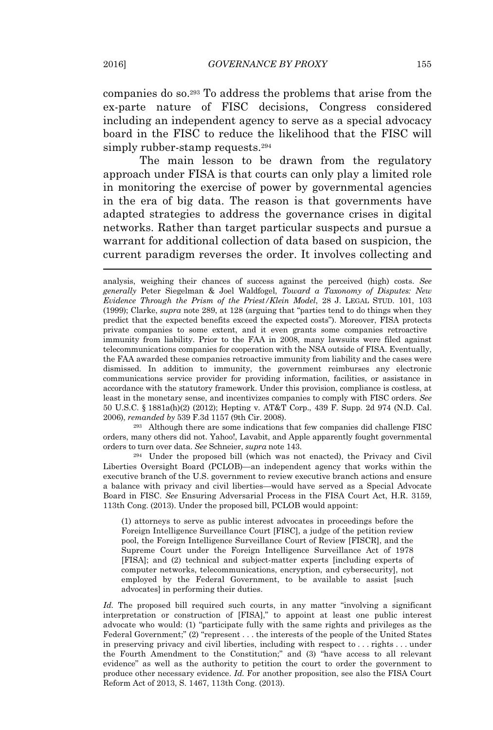companies do so.[293] To address the problems that arise from the ex-parte nature of FISC decisions, Congress considered including an independent agency to serve as a special advocacy board in the FISC to reduce the likelihood that the FISC will simply rubber-stamp requests.[294]

The main lesson to be drawn from the regulatory approach under FISA is that courts can only play a limited role in monitoring the exercise of power by governmental agencies in the era of big data. The reason is that governments have adapted strategies to address the governance crises in digital networks. Rather than target particular suspects and pursue a warrant for additional collection of data based on suspicion, the current paradigm reverses the order. It involves collecting and

---

analysis, weighing their chances of success against the perceived (high) costs. *See generally* Peter Siegelman & Joel Waldfogel, *Toward a Taxonomy of Disputes: New Evidence Through the Prism of the Priest/Klein Model*, 28 J. LEGAL STUD. 101, 103 (1999); Clarke, *supra* note 289, at 128 (arguing that "parties tend to do things when they predict that the expected benefits exceed the expected costs"). Moreover, FISA protects private companies to some extent, and it even grants some companies retroactive immunity from liability. Prior to the FAA in 2008, many lawsuits were filed against telecommunications companies for cooperation with the NSA outside of FISA. Eventually, the FAA awarded these companies retroactive immunity from liability and the cases were dismissed. In addition to immunity, the government reimburses any electronic communications service provider for providing information, facilities, or assistance in accordance with the statutory framework. Under this provision, compliance is costless, at least in the monetary sense, and incentivizes companies to comply with FISC orders. *See* 50 U.S.C. § 1881a(h)(2) (2012); Hepting v. AT&T Corp., 439 F. Supp. 2d 974 (N.D. Cal. 2006), *remanded by* 539 F.3d 1157 (9th Cir. 2008).

[293] Although there are some indications that few companies did challenge FISC orders, many others did not. Yahoo!, Lavabit, and Apple apparently fought governmental orders to turn over data. *See* Schneier, *supra* note 143.

[294] Under the proposed bill (which was not enacted), the Privacy and Civil Liberties Oversight Board (PCLOB)—an independent agency that works within the executive branch of the U.S. government to review executive branch actions and ensure a balance with privacy and civil liberties—would have served as a Special Advocate Board in FISC. *See* Ensuring Adversarial Process in the FISA Court Act, H.R. 3159, 113th Cong. (2013). Under the proposed bill, PCLOB would appoint:

> (1) attorneys to serve as public interest advocates in proceedings before the Foreign Intelligence Surveillance Court [FISC], a judge of the petition review pool, the Foreign Intelligence Surveillance Court of Review [FISCR], and the Supreme Court under the Foreign Intelligence Surveillance Act of 1978 [FISA]; and (2) technical and subject-matter experts [including experts of computer networks, telecommunications, encryption, and cybersecurity], not employed by the Federal Government, to be available to assist [such advocates] in performing their duties.

*Id.* The proposed bill required such courts, in any matter "involving a significant interpretation or construction of [FISA]," to appoint at least one public interest advocate who would: (1) "participate fully with the same rights and privileges as the Federal Government;" (2) "represent . . . the interests of the people of the United States in preserving privacy and civil liberties, including with respect to . . . rights . . . under the Fourth Amendment to the Constitution;" and (3) "have access to all relevant evidence" as well as the authority to petition the court to order the government to produce other necessary evidence. *Id.* For another proposition, see also the FISA Court Reform Act of 2013, S. 1467, 113th Cong. (2013).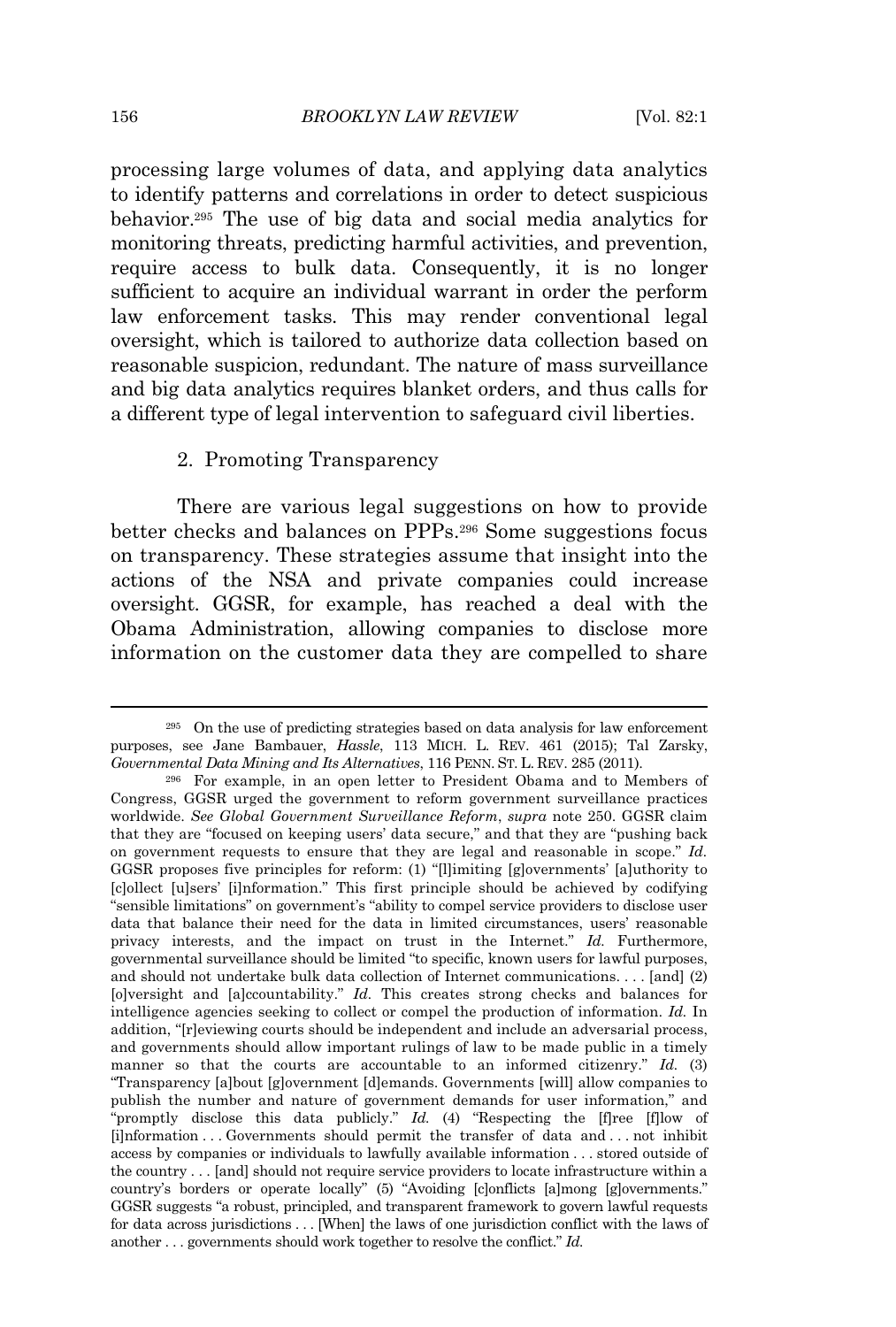processing large volumes of data, and applying data analytics to identify patterns and correlations in order to detect suspicious behavior.[295] The use of big data and social media analytics for monitoring threats, predicting harmful activities, and prevention, require access to bulk data. Consequently, it is no longer sufficient to acquire an individual warrant in order the perform law enforcement tasks. This may render conventional legal oversight, which is tailored to authorize data collection based on reasonable suspicion, redundant. The nature of mass surveillance and big data analytics requires blanket orders, and thus calls for a different type of legal intervention to safeguard civil liberties.

### 2. Promoting Transparency

There are various legal suggestions on how to provide better checks and balances on PPPs.[296] Some suggestions focus on transparency. These strategies assume that insight into the actions of the NSA and private companies could increase oversight. GGSR, for example, has reached a deal with the Obama Administration, allowing companies to disclose more information on the customer data they are compelled to share

---

[295] On the use of predicting strategies based on data analysis for law enforcement purposes, see Jane Bambauer, *Hassle*, 113 MICH. L. REV. 461 (2015); Tal Zarsky, *Governmental Data Mining and Its Alternatives*, 116 PENN. ST. L. REV. 285 (2011).

[296] For example, in an open letter to President Obama and to Members of Congress, GGSR urged the government to reform government surveillance practices worldwide. *See Global Government Surveillance Reform*, *supra* note 250. GGSR claim that they are "focused on keeping users' data secure," and that they are "pushing back on government requests to ensure that they are legal and reasonable in scope." *Id.* GGSR proposes five principles for reform: (1) "[l]imiting [g]overnments' [a]uthority to [c]ollect [u]sers' [i]nformation." This first principle should be achieved by codifying "sensible limitations" on government's "ability to compel service providers to disclose user data that balance their need for the data in limited circumstances, users' reasonable privacy interests, and the impact on trust in the Internet." *Id.* Furthermore, governmental surveillance should be limited "to specific, known users for lawful purposes, and should not undertake bulk data collection of Internet communications. . . . [and] (2) [o]versight and [a]ccountability." *Id.* This creates strong checks and balances for intelligence agencies seeking to collect or compel the production of information. *Id.* In addition, "[r]eviewing courts should be independent and include an adversarial process, and governments should allow important rulings of law to be made public in a timely manner so that the courts are accountable to an informed citizenry." *Id.* (3) "Transparency [a]bout [g]overnment [d]emands. Governments [will] allow companies to publish the number and nature of government demands for user information," and "promptly disclose this data publicly." *Id.* (4) "Respecting the [f]ree [f]low of [i]nformation . . . Governments should permit the transfer of data and . . . not inhibit access by companies or individuals to lawfully available information . . . stored outside of the country . . . [and] should not require service providers to locate infrastructure within a country's borders or operate locally" (5) "Avoiding [c]onflicts [a]mong [g]overnments." GGSR suggests "a robust, principled, and transparent framework to govern lawful requests for data across jurisdictions . . . [When] the laws of one jurisdiction conflict with the laws of another . . . governments should work together to resolve the conflict." *Id.*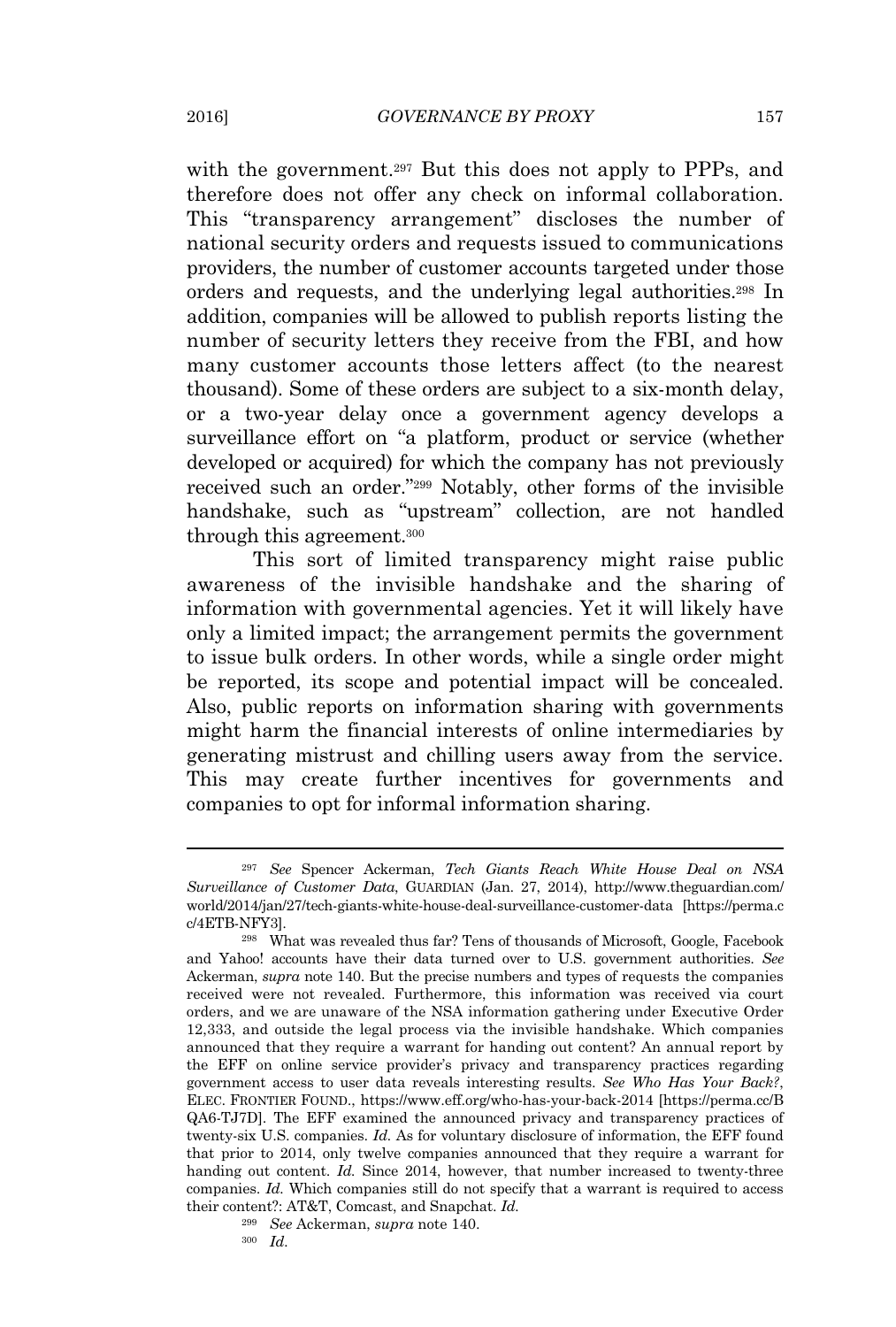with the government.[297] But this does not apply to PPPs, and therefore does not offer any check on informal collaboration. This "transparency arrangement" discloses the number of national security orders and requests issued to communications providers, the number of customer accounts targeted under those orders and requests, and the underlying legal authorities.[298] In addition, companies will be allowed to publish reports listing the number of security letters they receive from the FBI, and how many customer accounts those letters affect (to the nearest thousand). Some of these orders are subject to a six-month delay, or a two-year delay once a government agency develops a surveillance effort on "a platform, product or service (whether developed or acquired) for which the company has not previously received such an order."[299] Notably, other forms of the invisible handshake, such as "upstream" collection, are not handled through this agreement.[300]

This sort of limited transparency might raise public awareness of the invisible handshake and the sharing of information with governmental agencies. Yet it will likely have only a limited impact; the arrangement permits the government to issue bulk orders. In other words, while a single order might be reported, its scope and potential impact will be concealed. Also, public reports on information sharing with governments might harm the financial interests of online intermediaries by generating mistrust and chilling users away from the service. This may create further incentives for governments and companies to opt for informal information sharing.

---

[297] *See* Spencer Ackerman, *Tech Giants Reach White House Deal on NSA Surveillance of Customer Data*, GUARDIAN (Jan. 27, 2014), http://www.theguardian.com/world/2014/jan/27/tech-giants-white-house-deal-surveillance-customer-data [https://perma.cc/4ETB-NFY3].

[298] What was revealed thus far? Tens of thousands of Microsoft, Google, Facebook and Yahoo! accounts have their data turned over to U.S. government authorities. *See* Ackerman, *supra* note 140. But the precise numbers and types of requests the companies received were not revealed. Furthermore, this information was received via court orders, and we are unaware of the NSA information gathering under Executive Order 12,333, and outside the legal process via the invisible handshake. Which companies announced that they require a warrant for handing out content? An annual report by the EFF on online service provider's privacy and transparency practices regarding government access to user data reveals interesting results. *See Who Has Your Back?*, ELEC. FRONTIER FOUND., https://www.eff.org/who-has-your-back-2014 [https://perma.cc/BQA6-TJ7D]. The EFF examined the announced privacy and transparency practices of twenty-six U.S. companies. *Id.* As for voluntary disclosure of information, the EFF found that prior to 2014, only twelve companies announced that they require a warrant for handing out content. *Id.* Since 2014, however, that number increased to twenty-three companies. *Id.* Which companies still do not specify that a warrant is required to access their content?: AT&T, Comcast, and Snapchat. *Id.*

[299] *See* Ackerman, *supra* note 140.

[300] *Id.*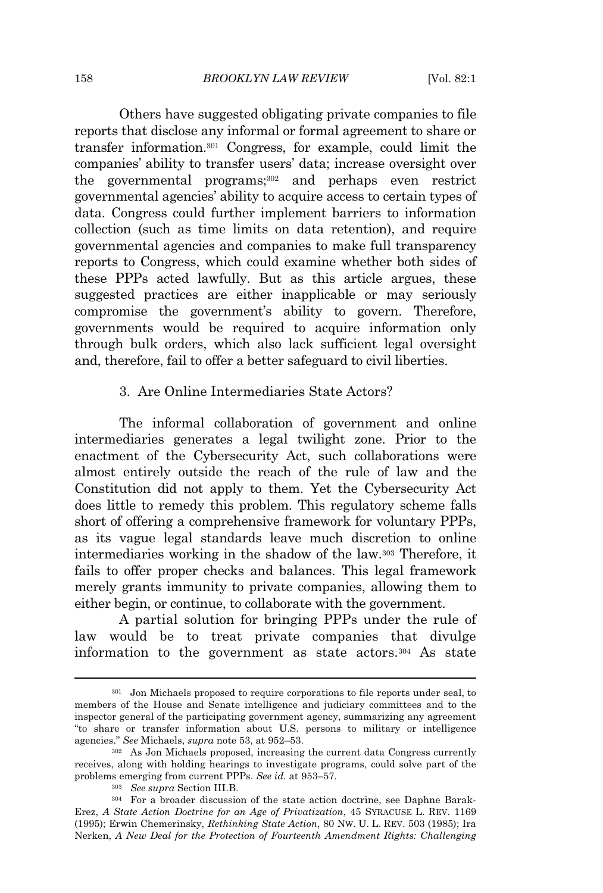Others have suggested obligating private companies to file reports that disclose any informal or formal agreement to share or transfer information.[301] Congress, for example, could limit the companies' ability to transfer users' data; increase oversight over the governmental programs;[302] and perhaps even restrict governmental agencies' ability to acquire access to certain types of data. Congress could further implement barriers to information collection (such as time limits on data retention), and require governmental agencies and companies to make full transparency reports to Congress, which could examine whether both sides of these PPPs acted lawfully. But as this article argues, these suggested practices are either inapplicable or may seriously compromise the government's ability to govern. Therefore, governments would be required to acquire information only through bulk orders, which also lack sufficient legal oversight and, therefore, fail to offer a better safeguard to civil liberties.

### 3. Are Online Intermediaries State Actors?

The informal collaboration of government and online intermediaries generates a legal twilight zone. Prior to the enactment of the Cybersecurity Act, such collaborations were almost entirely outside the reach of the rule of law and the Constitution did not apply to them. Yet the Cybersecurity Act does little to remedy this problem. This regulatory scheme falls short of offering a comprehensive framework for voluntary PPPs, as its vague legal standards leave much discretion to online intermediaries working in the shadow of the law.[303] Therefore, it fails to offer proper checks and balances. This legal framework merely grants immunity to private companies, allowing them to either begin, or continue, to collaborate with the government.

A partial solution for bringing PPPs under the rule of law would be to treat private companies that divulge information to the government as state actors.[304] As state

---

[301] Jon Michaels proposed to require corporations to file reports under seal, to members of the House and Senate intelligence and judiciary committees and to the inspector general of the participating government agency, summarizing any agreement "to share or transfer information about U.S. persons to military or intelligence agencies." *See* Michaels, *supra* note 53, at 952–53.

[302] As Jon Michaels proposed, increasing the current data Congress currently receives, along with holding hearings to investigate programs, could solve part of the problems emerging from current PPPs. *See id.* at 953–57.

[303] *See supra* Section III.B.

[304] For a broader discussion of the state action doctrine, see Daphne Barak-Erez, *A State Action Doctrine for an Age of Privatization*, 45 SYRACUSE L. REV. 1169 (1995); Erwin Chemerinsky, *Rethinking State Action*, 80 NW. U. L. REV. 503 (1985); Ira Nerken, *A New Deal for the Protection of Fourteenth Amendment Rights: Challenging*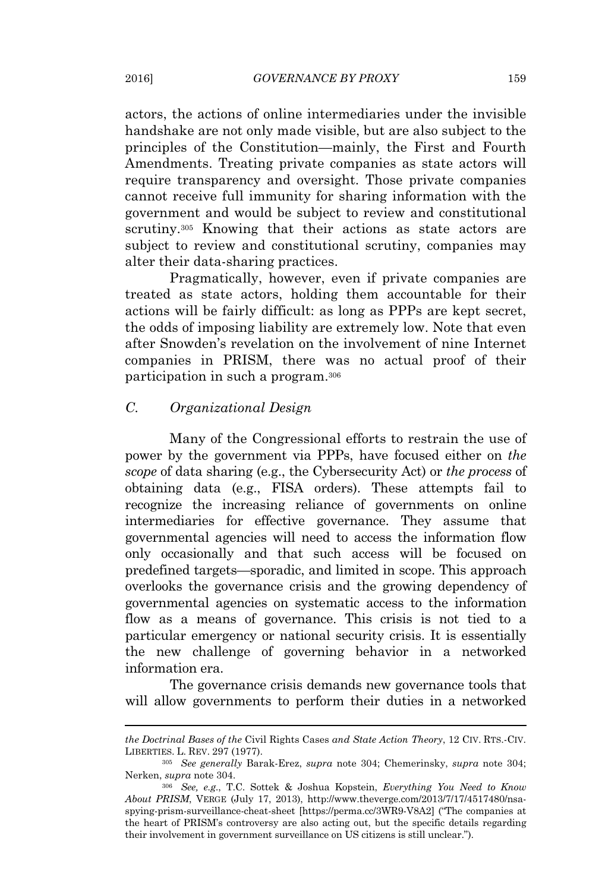actors, the actions of online intermediaries under the invisible handshake are not only made visible, but are also subject to the principles of the Constitution—mainly, the First and Fourth Amendments. Treating private companies as state actors will require transparency and oversight. Those private companies cannot receive full immunity for sharing information with the government and would be subject to review and constitutional scrutiny.[305] Knowing that their actions as state actors are subject to review and constitutional scrutiny, companies may alter their data-sharing practices.

Pragmatically, however, even if private companies are treated as state actors, holding them accountable for their actions will be fairly difficult: as long as PPPs are kept secret, the odds of imposing liability are extremely low. Note that even after Snowden's revelation on the involvement of nine Internet companies in PRISM, there was no actual proof of their participation in such a program.[306]

### C. Organizational Design

Many of the Congressional efforts to restrain the use of power by the government via PPPs, have focused either on *the scope* of data sharing (e.g., the Cybersecurity Act) or *the process* of obtaining data (e.g., FISA orders). These attempts fail to recognize the increasing reliance of governments on online intermediaries for effective governance. They assume that governmental agencies will need to access the information flow only occasionally and that such access will be focused on predefined targets—sporadic, and limited in scope. This approach overlooks the governance crisis and the growing dependency of governmental agencies on systematic access to the information flow as a means of governance. This crisis is not tied to a particular emergency or national security crisis. It is essentially the new challenge of governing behavior in a networked information era.

The governance crisis demands new governance tools that will allow governments to perform their duties in a networked

---

*the Doctrinal Bases of the* Civil Rights Cases *and State Action Theory*, 12 CIV. RTS.-CIV. LIBERTIES. L. REV. 297 (1977).

[305] *See generally* Barak-Erez, *supra* note 304; Chemerinsky, *supra* note 304; Nerken, *supra* note 304.

[306] *See, e.g.*, T.C. Sottek & Joshua Kopstein, *Everything You Need to Know About PRISM*, VERGE (July 17, 2013), http://www.theverge.com/2013/7/17/4517480/nsa-spying-prism-surveillance-cheat-sheet [https://perma.cc/3WR9-V8A2] ("The companies at the heart of PRISM's controversy are also acting out, but the specific details regarding their involvement in government surveillance on US citizens is still unclear.").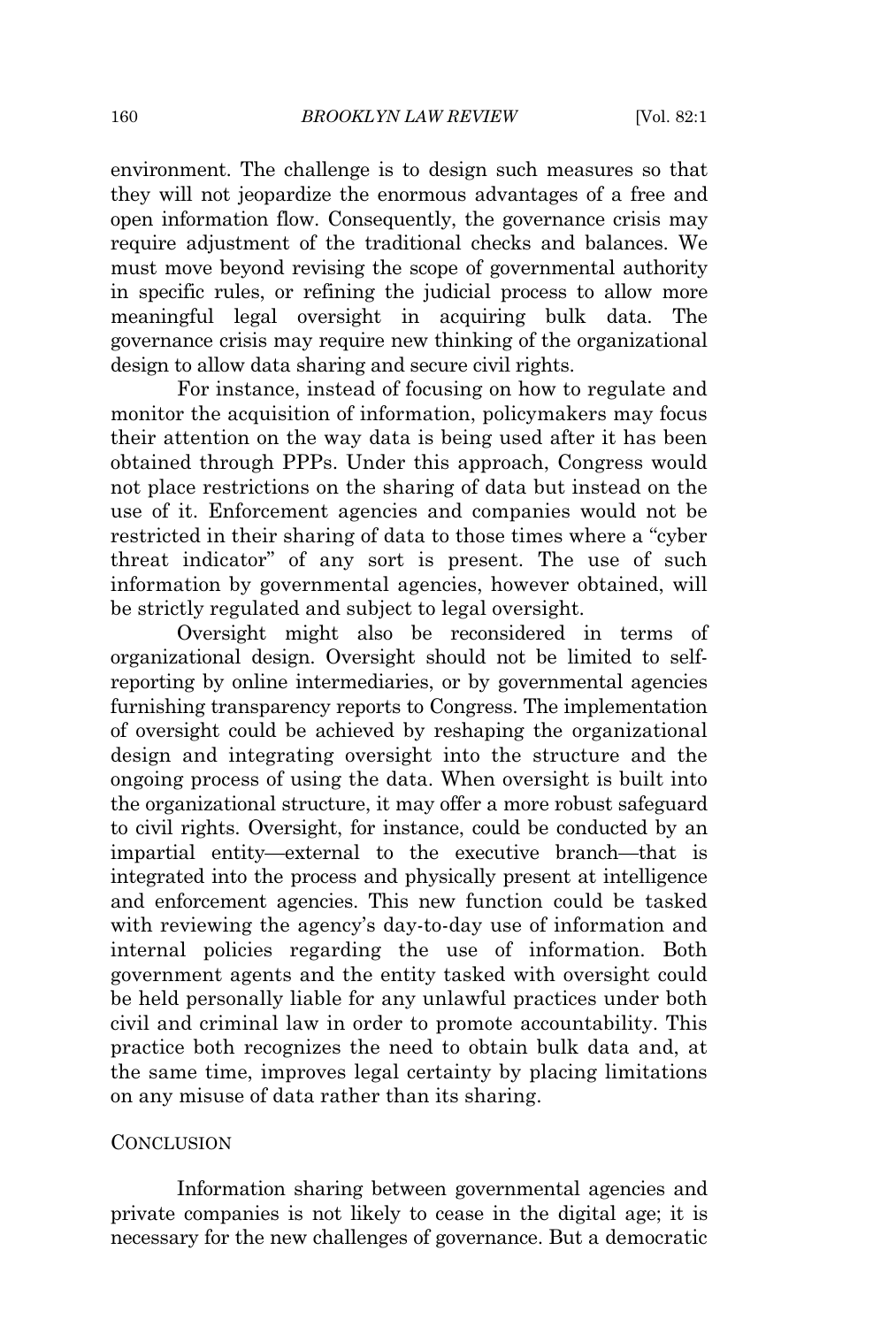environment. The challenge is to design such measures so that they will not jeopardize the enormous advantages of a free and open information flow. Consequently, the governance crisis may require adjustment of the traditional checks and balances. We must move beyond revising the scope of governmental authority in specific rules, or refining the judicial process to allow more meaningful legal oversight in acquiring bulk data. The governance crisis may require new thinking of the organizational design to allow data sharing and secure civil rights.

For instance, instead of focusing on how to regulate and monitor the acquisition of information, policymakers may focus their attention on the way data is being used after it has been obtained through PPPs. Under this approach, Congress would not place restrictions on the sharing of data but instead on the use of it. Enforcement agencies and companies would not be restricted in their sharing of data to those times where a "cyber threat indicator" of any sort is present. The use of such information by governmental agencies, however obtained, will be strictly regulated and subject to legal oversight.

Oversight might also be reconsidered in terms of organizational design. Oversight should not be limited to self-reporting by online intermediaries, or by governmental agencies furnishing transparency reports to Congress. The implementation of oversight could be achieved by reshaping the organizational design and integrating oversight into the structure and the ongoing process of using the data. When oversight is built into the organizational structure, it may offer a more robust safeguard to civil rights. Oversight, for instance, could be conducted by an impartial entity—external to the executive branch—that is integrated into the process and physically present at intelligence and enforcement agencies. This new function could be tasked with reviewing the agency's day-to-day use of information and internal policies regarding the use of information. Both government agents and the entity tasked with oversight could be held personally liable for any unlawful practices under both civil and criminal law in order to promote accountability. This practice both recognizes the need to obtain bulk data and, at the same time, improves legal certainty by placing limitations on any misuse of data rather than its sharing.

## CONCLUSION

Information sharing between governmental agencies and private companies is not likely to cease in the digital age; it is necessary for the new challenges of governance. But a democratic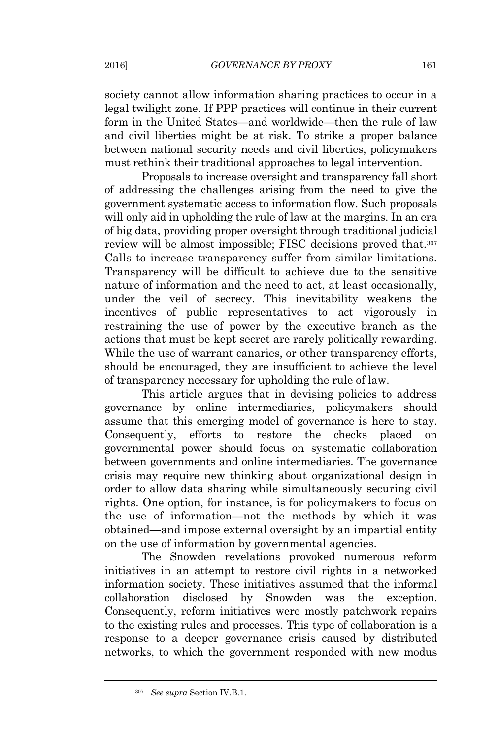society cannot allow information sharing practices to occur in a legal twilight zone. If PPP practices will continue in their current form in the United States—and worldwide—then the rule of law and civil liberties might be at risk. To strike a proper balance between national security needs and civil liberties, policymakers must rethink their traditional approaches to legal intervention.

Proposals to increase oversight and transparency fall short of addressing the challenges arising from the need to give the government systematic access to information flow. Such proposals will only aid in upholding the rule of law at the margins. In an era of big data, providing proper oversight through traditional judicial review will be almost impossible; FISC decisions proved that.[307] Calls to increase transparency suffer from similar limitations. Transparency will be difficult to achieve due to the sensitive nature of information and the need to act, at least occasionally, under the veil of secrecy. This inevitability weakens the incentives of public representatives to act vigorously in restraining the use of power by the executive branch as the actions that must be kept secret are rarely politically rewarding. While the use of warrant canaries, or other transparency efforts, should be encouraged, they are insufficient to achieve the level of transparency necessary for upholding the rule of law.

This article argues that in devising policies to address governance by online intermediaries, policymakers should assume that this emerging model of governance is here to stay. Consequently, efforts to restore the checks placed on governmental power should focus on systematic collaboration between governments and online intermediaries. The governance crisis may require new thinking about organizational design in order to allow data sharing while simultaneously securing civil rights. One option, for instance, is for policymakers to focus on the use of information—not the methods by which it was obtained—and impose external oversight by an impartial entity on the use of information by governmental agencies.

The Snowden revelations provoked numerous reform initiatives in an attempt to restore civil rights in a networked information society. These initiatives assumed that the informal collaboration disclosed by Snowden was the exception. Consequently, reform initiatives were mostly patchwork repairs to the existing rules and processes. This type of collaboration is a response to a deeper governance crisis caused by distributed networks, to which the government responded with new modus

[307] *See supra* Section IV.B.1.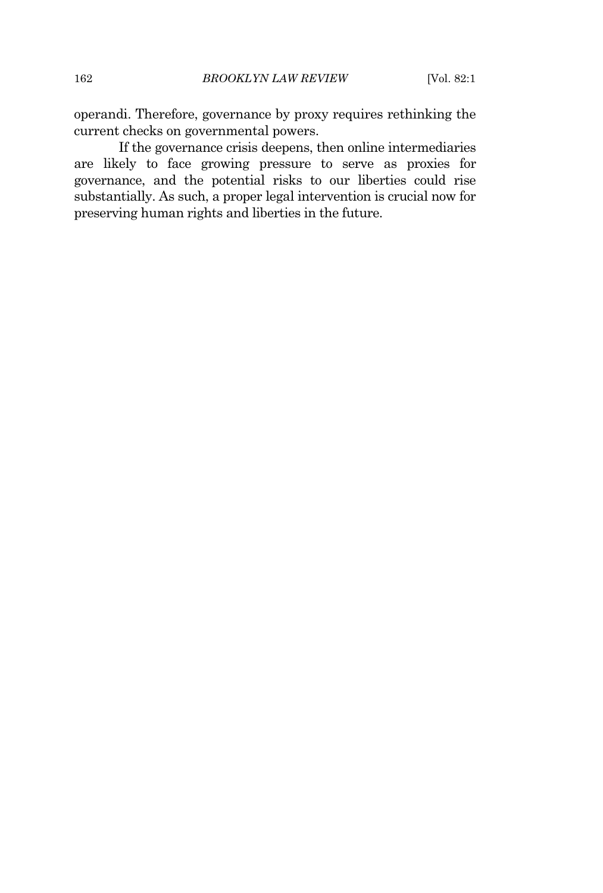operandi. Therefore, governance by proxy requires rethinking the current checks on governmental powers.

If the governance crisis deepens, then online intermediaries are likely to face growing pressure to serve as proxies for governance, and the potential risks to our liberties could rise substantially. As such, a proper legal intervention is crucial now for preserving human rights and liberties in the future.